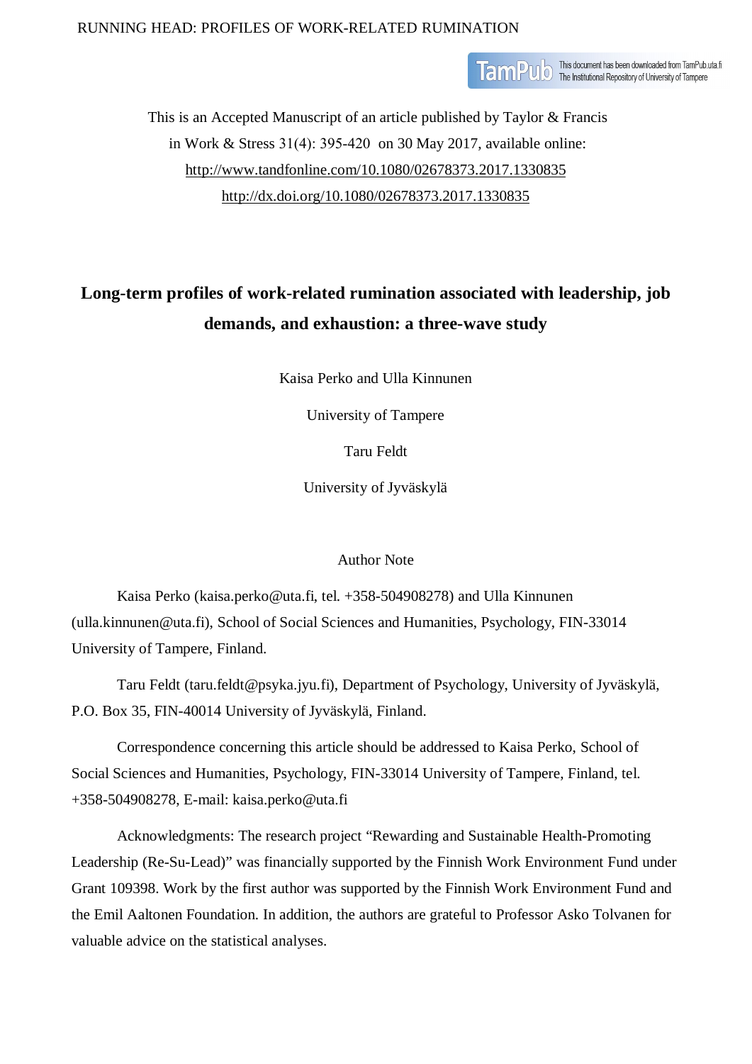This is an Accepted Manuscript of an article published by Taylor & Francis in Work & Stress 31(4): 395-420 on 30 May 2017, available online: http://www.tandfonline.com/10.1080/02678373.2017.1330835 http://dx.doi.org/10.1080/02678373.2017.1330835

# Long-term profiles of work-related rumination associated with leadership, job demands, and exhaustion: a three-wave study

Kaisa Perko and Ulla Kinnunen

University of Tampere

Taru Feldt

University of Jyväskylä

## Author Note

Kaisa Perko (kaisa.perko@uta.fi, tel. +358-504908278) and Ulla Kinnunen (ulla.kinnunen@uta.fi), School of Social Sciences and Humanities, Psychology, FIN-33014 University of Tampere, Finland.

Taru Feldt (taru.feldt@psyka.jyu.fi), Department of Psychology, University of Jyväskylä, P.O. Box 35, FIN-40014 University of Jyväskylä, Finland.

Correspondence concerning this article should be addressed to Kaisa Perko, School of Social Sciences and Humanities, Psychology, FIN-33014 University of Tampere, Finland, tel. +358-504908278, E-mail: kaisa.perko@uta.fi

Acknowledgments: The research project "Rewarding and Sustainable Health-Promoting Leadership (Re-Su-Lead)" was financially supported by the Finnish Work Environment Fund under Grant 109398. Work by the first author was supported by the Finnish Work Environment Fund and the Emil Aaltonen Foundation. In addition, the authors are grateful to Professor Asko Tolvanen for valuable advice on the statistical analyses.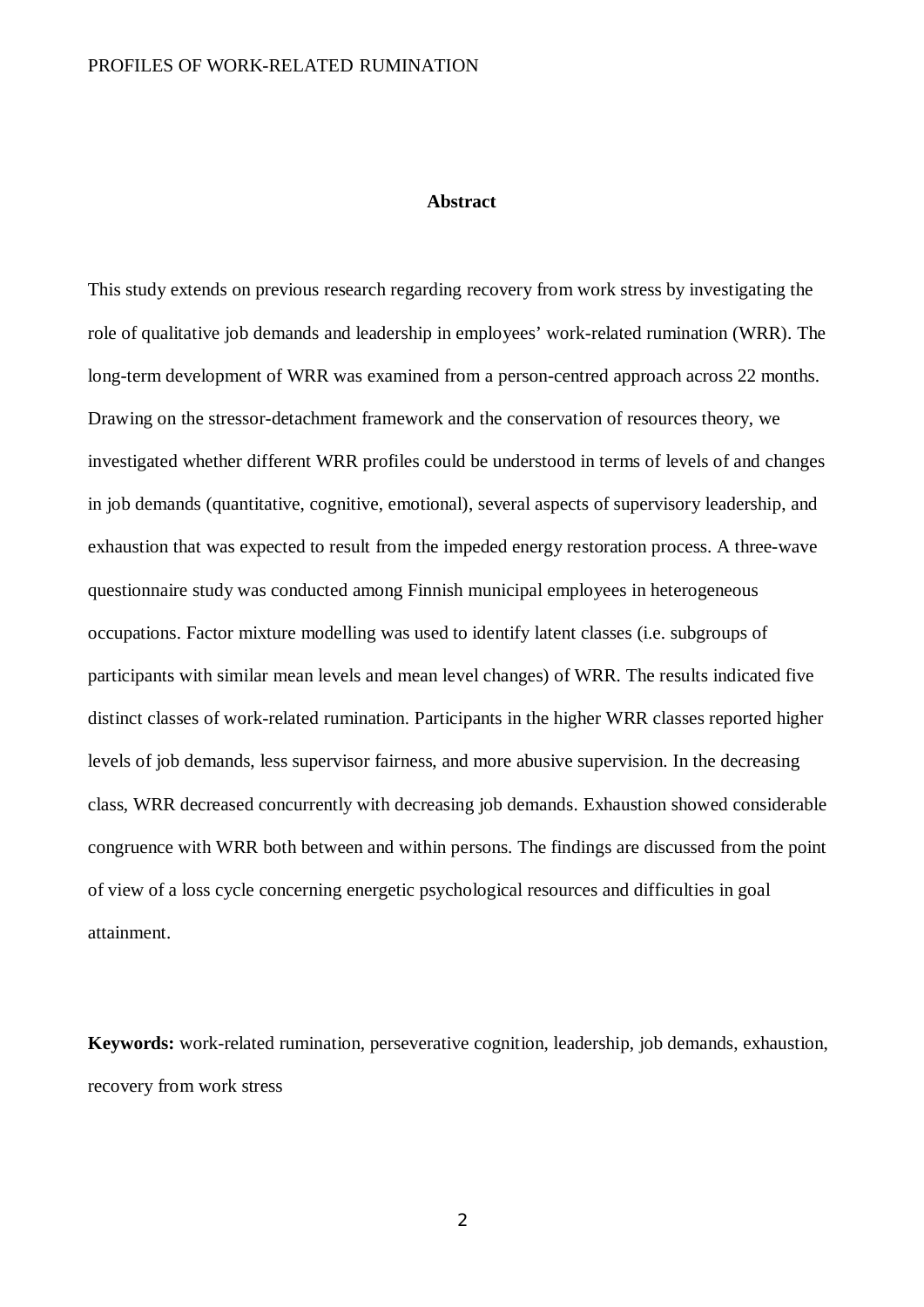## Abstract

This study extends on previous research regarding recovery from work stress by investigating the role of qualitative job demands and leadership in employees' work-related rumination (WRR). The long-term development of WRR was examined from a person-centred approach across 22 months. Drawing on the stressor-detachment framework and the conservation of resources theory, we investigated whether different WRR profiles could be understood in terms of levels of and changes in job demands (quantitative, cognitive, emotional), several aspects of supervisory leadership, and exhaustion that was expected to result from the impeded energy restoration process. A three-wave questionnaire study was conducted among Finnish municipal employees in heterogeneous occupations. Factor mixture modelling was used to identify latent classes (i.e. subgroups of participants with similar mean levels and mean level changes) of WRR. The results indicated five distinct classes of work-related rumination. Participants in the higher WRR classes reported higher levels of job demands, less supervisor fairness, and more abusive supervision. In the decreasing class, WRR decreased concurrently with decreasing job demands. Exhaustion showed considerable congruence with WRR both between and within persons. The findings are discussed from the point of view of a loss cycle concerning energetic psychological resources and difficulties in goal attainment.

**Keywords:** work-related rumination, perseverative cognition, leadership, job demands, exhaustion, recovery from work stress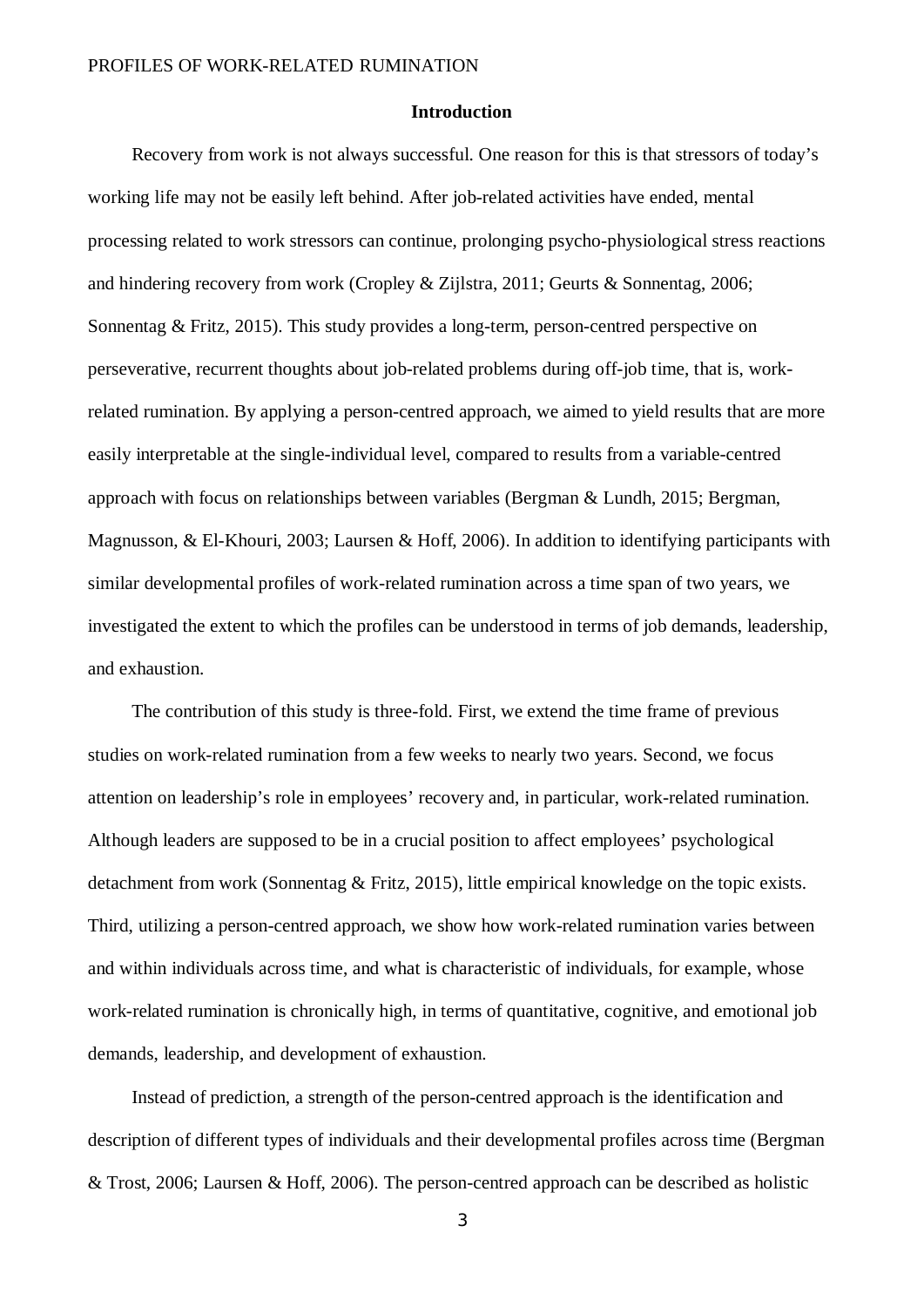## Introduction

Recovery from work is not always successful. One reason for this is that stressors of today's working life may not be easily left behind. After job-related activities have ended, mental processing related to work stressors can continue, prolonging psycho-physiological stress reactions and hindering recovery from work (Cropley & Zijlstra, 2011; Geurts & Sonnentag, 2006; Sonnentag & Fritz, 2015). This study provides a long-term, person-centred perspective on perseverative, recurrent thoughts about job-related problems during off-job time, that is, work-related rumination. By applying a person-centred approach, we aimed to yield results that are more easily interpretable at the single-individual level, compared to results from a variable-centred approach with focus on relationships between variables (Bergman & Lundh, 2015; Bergman, Magnusson, & El-Khouri, 2003; Laursen & Hoff, 2006). In addition to identifying participants with similar developmental profiles of work-related rumination across a time span of two years, we investigated the extent to which the profiles can be understood in terms of job demands, leadership, and exhaustion.

The contribution of this study is three-fold. First, we extend the time frame of previous studies on work-related rumination from a few weeks to nearly two years. Second, we focus attention on leadership's role in employees' recovery and, in particular, work-related rumination. Although leaders are supposed to be in a crucial position to affect employees' psychological detachment from work (Sonnentag & Fritz, 2015), little empirical knowledge on the topic exists. Third, utilizing a person-centred approach, we show how work-related rumination varies between and within individuals across time, and what is characteristic of individuals, for example, whose work-related rumination is chronically high, in terms of quantitative, cognitive, and emotional job demands, leadership, and development of exhaustion.

Instead of prediction, a strength of the person-centred approach is the identification and description of different types of individuals and their developmental profiles across time (Bergman & Trost, 2006; Laursen & Hoff, 2006). The person-centred approach can be described as holistic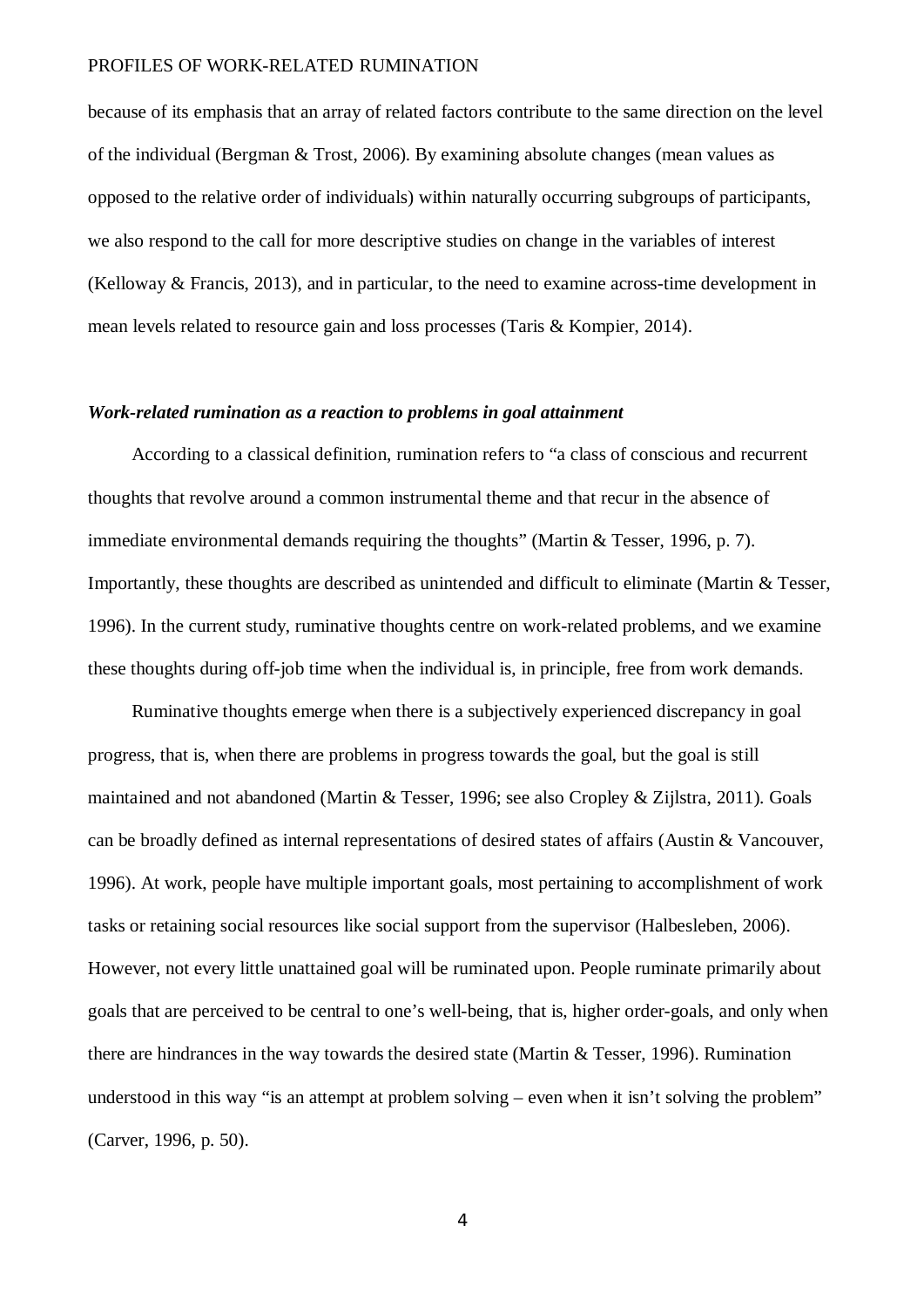because of its emphasis that an array of related factors contribute to the same direction on the level of the individual (Bergman & Trost, 2006). By examining absolute changes (mean values as opposed to the relative order of individuals) within naturally occurring subgroups of participants, we also respond to the call for more descriptive studies on change in the variables of interest (Kelloway & Francis, 2013), and in particular, to the need to examine across-time development in mean levels related to resource gain and loss processes (Taris & Kompier, 2014).

### *Work-related rumination as a reaction to problems in goal attainment*

According to a classical definition, rumination refers to "a class of conscious and recurrent thoughts that revolve around a common instrumental theme and that recur in the absence of immediate environmental demands requiring the thoughts" (Martin & Tesser, 1996, p. 7). Importantly, these thoughts are described as unintended and difficult to eliminate (Martin & Tesser, 1996). In the current study, ruminative thoughts centre on work-related problems, and we examine these thoughts during off-job time when the individual is, in principle, free from work demands.

Ruminative thoughts emerge when there is a subjectively experienced discrepancy in goal progress, that is, when there are problems in progress towards the goal, but the goal is still maintained and not abandoned (Martin & Tesser, 1996; see also Cropley & Zijlstra, 2011). Goals can be broadly defined as internal representations of desired states of affairs (Austin & Vancouver, 1996). At work, people have multiple important goals, most pertaining to accomplishment of work tasks or retaining social resources like social support from the supervisor (Halbesleben, 2006). However, not every little unattained goal will be ruminated upon. People ruminate primarily about goals that are perceived to be central to one's well-being, that is, higher order-goals, and only when there are hindrances in the way towards the desired state (Martin & Tesser, 1996). Rumination understood in this way "is an attempt at problem solving – even when it isn't solving the problem" (Carver, 1996, p. 50).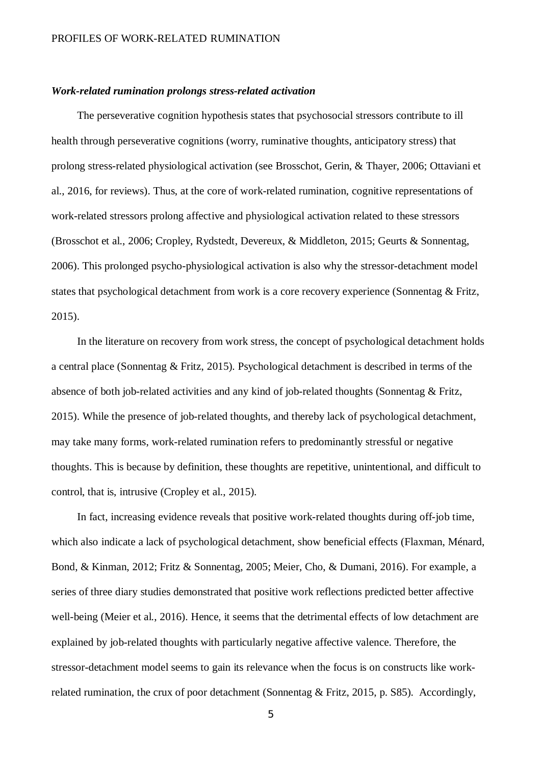### *Work-related rumination prolongs stress-related activation*

The perseverative cognition hypothesis states that psychosocial stressors contribute to ill health through perseverative cognitions (worry, ruminative thoughts, anticipatory stress) that prolong stress-related physiological activation (see Brosschot, Gerin, & Thayer, 2006; Ottaviani et al., 2016, for reviews). Thus, at the core of work-related rumination, cognitive representations of work-related stressors prolong affective and physiological activation related to these stressors (Brosschot et al., 2006; Cropley, Rydstedt, Devereux, & Middleton, 2015; Geurts & Sonnentag, 2006). This prolonged psycho-physiological activation is also why the stressor-detachment model states that psychological detachment from work is a core recovery experience (Sonnentag & Fritz, 2015).

In the literature on recovery from work stress, the concept of psychological detachment holds a central place (Sonnentag & Fritz, 2015). Psychological detachment is described in terms of the absence of both job-related activities and any kind of job-related thoughts (Sonnentag & Fritz, 2015). While the presence of job-related thoughts, and thereby lack of psychological detachment, may take many forms, work-related rumination refers to predominantly stressful or negative thoughts. This is because by definition, these thoughts are repetitive, unintentional, and difficult to control, that is, intrusive (Cropley et al., 2015).

In fact, increasing evidence reveals that positive work-related thoughts during off-job time, which also indicate a lack of psychological detachment, show beneficial effects (Flaxman, Ménard, Bond, & Kinman, 2012; Fritz & Sonnentag, 2005; Meier, Cho, & Dumani, 2016). For example, a series of three diary studies demonstrated that positive work reflections predicted better affective well-being (Meier et al., 2016). Hence, it seems that the detrimental effects of low detachment are explained by job-related thoughts with particularly negative affective valence. Therefore, the stressor-detachment model seems to gain its relevance when the focus is on constructs like work-related rumination, the crux of poor detachment (Sonnentag & Fritz, 2015, p. S85). Accordingly,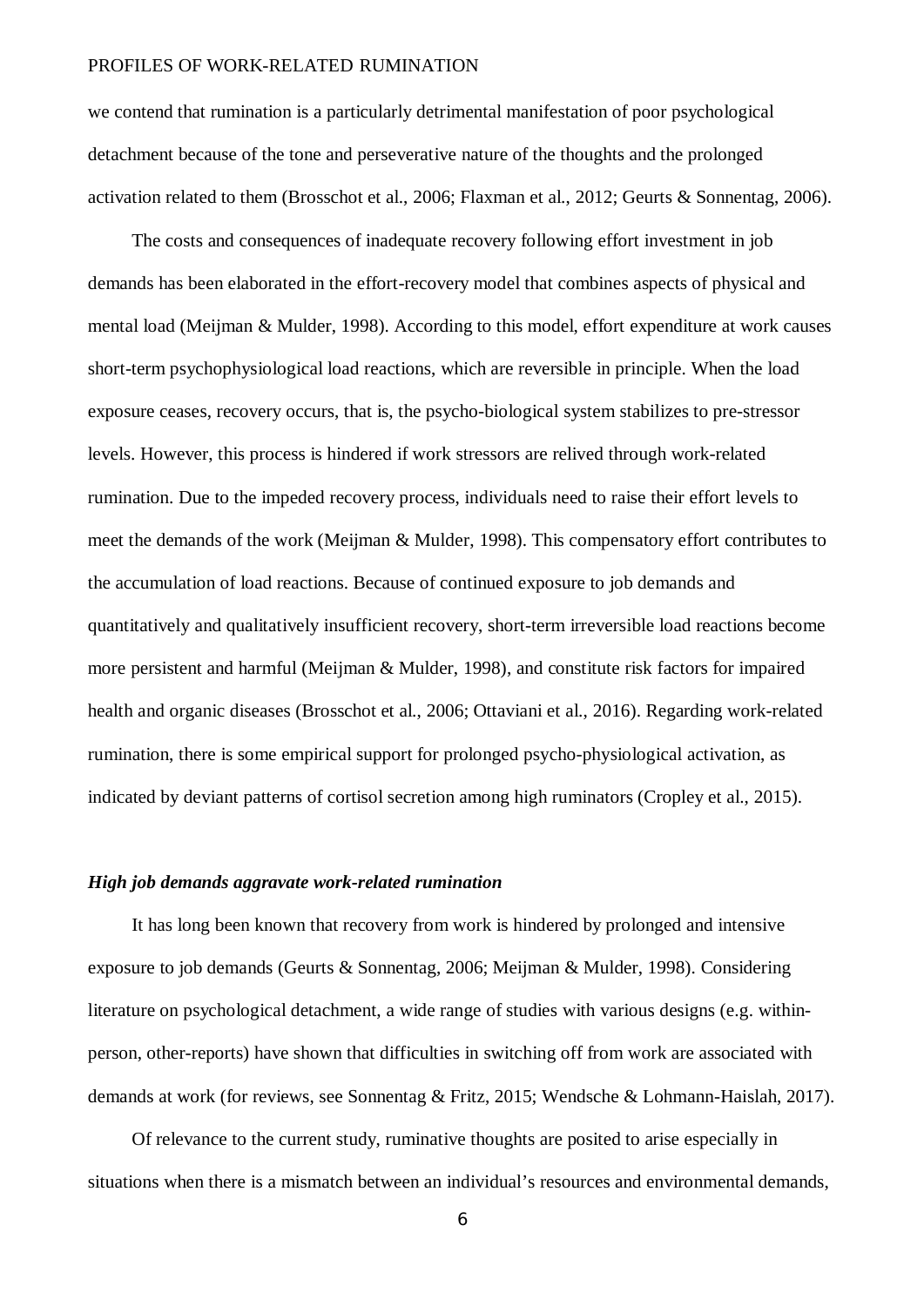we contend that rumination is a particularly detrimental manifestation of poor psychological detachment because of the tone and perseverative nature of the thoughts and the prolonged activation related to them (Brosschot et al., 2006; Flaxman et al., 2012; Geurts & Sonnentag, 2006).

The costs and consequences of inadequate recovery following effort investment in job demands has been elaborated in the effort-recovery model that combines aspects of physical and mental load (Meijman & Mulder, 1998). According to this model, effort expenditure at work causes short-term psychophysiological load reactions, which are reversible in principle. When the load exposure ceases, recovery occurs, that is, the psycho-biological system stabilizes to pre-stressor levels. However, this process is hindered if work stressors are relived through work-related rumination. Due to the impeded recovery process, individuals need to raise their effort levels to meet the demands of the work (Meijman & Mulder, 1998). This compensatory effort contributes to the accumulation of load reactions. Because of continued exposure to job demands and quantitatively and qualitatively insufficient recovery, short-term irreversible load reactions become more persistent and harmful (Meijman & Mulder, 1998), and constitute risk factors for impaired health and organic diseases (Brosschot et al., 2006; Ottaviani et al., 2016). Regarding work-related rumination, there is some empirical support for prolonged psycho-physiological activation, as indicated by deviant patterns of cortisol secretion among high ruminators (Cropley et al., 2015).

### *High job demands aggravate work-related rumination*

It has long been known that recovery from work is hindered by prolonged and intensive exposure to job demands (Geurts & Sonnentag, 2006; Meijman & Mulder, 1998). Considering literature on psychological detachment, a wide range of studies with various designs (e.g. within-person, other-reports) have shown that difficulties in switching off from work are associated with demands at work (for reviews, see Sonnentag & Fritz, 2015; Wendsche & Lohmann-Haislah, 2017).

Of relevance to the current study, ruminative thoughts are posited to arise especially in situations when there is a mismatch between an individual's resources and environmental demands,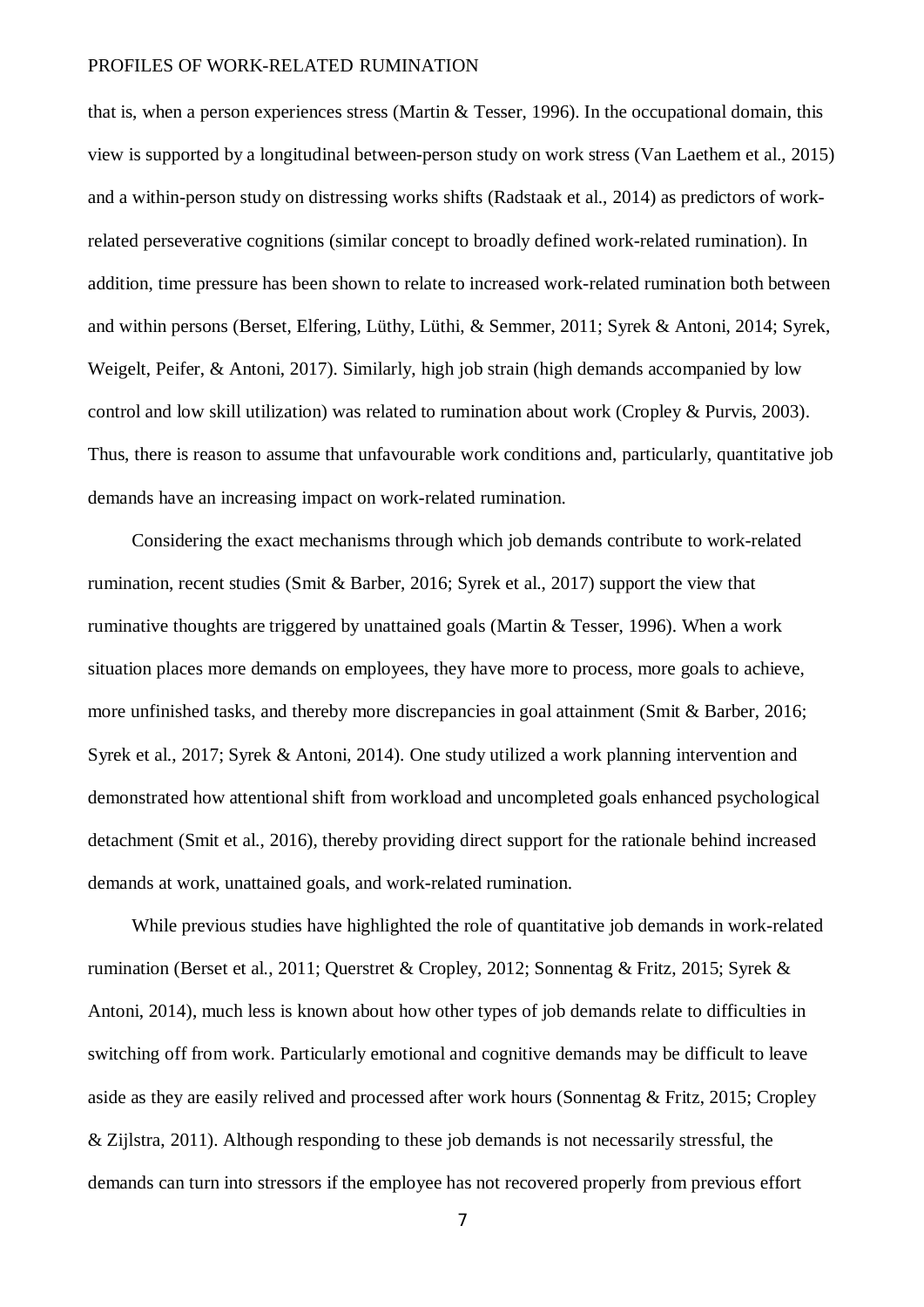that is, when a person experiences stress (Martin & Tesser, 1996). In the occupational domain, this view is supported by a longitudinal between-person study on work stress (Van Laethem et al., 2015) and a within-person study on distressing works shifts (Radstaak et al., 2014) as predictors of work-related perseverative cognitions (similar concept to broadly defined work-related rumination). In addition, time pressure has been shown to relate to increased work-related rumination both between and within persons (Berset, Elfering, Lüthy, Lüthi, & Semmer, 2011; Syrek & Antoni, 2014; Syrek, Weigelt, Peifer, & Antoni, 2017). Similarly, high job strain (high demands accompanied by low control and low skill utilization) was related to rumination about work (Cropley & Purvis, 2003). Thus, there is reason to assume that unfavourable work conditions and, particularly, quantitative job demands have an increasing impact on work-related rumination.

Considering the exact mechanisms through which job demands contribute to work-related rumination, recent studies (Smit & Barber, 2016; Syrek et al., 2017) support the view that ruminative thoughts are triggered by unattained goals (Martin & Tesser, 1996). When a work situation places more demands on employees, they have more to process, more goals to achieve, more unfinished tasks, and thereby more discrepancies in goal attainment (Smit & Barber, 2016; Syrek et al., 2017; Syrek & Antoni, 2014). One study utilized a work planning intervention and demonstrated how attentional shift from workload and uncompleted goals enhanced psychological detachment (Smit et al., 2016), thereby providing direct support for the rationale behind increased demands at work, unattained goals, and work-related rumination.

While previous studies have highlighted the role of quantitative job demands in work-related rumination (Berset et al., 2011; Querstret & Cropley, 2012; Sonnentag & Fritz, 2015; Syrek & Antoni, 2014), much less is known about how other types of job demands relate to difficulties in switching off from work. Particularly emotional and cognitive demands may be difficult to leave aside as they are easily relived and processed after work hours (Sonnentag & Fritz, 2015; Cropley & Zijlstra, 2011). Although responding to these job demands is not necessarily stressful, the demands can turn into stressors if the employee has not recovered properly from previous effort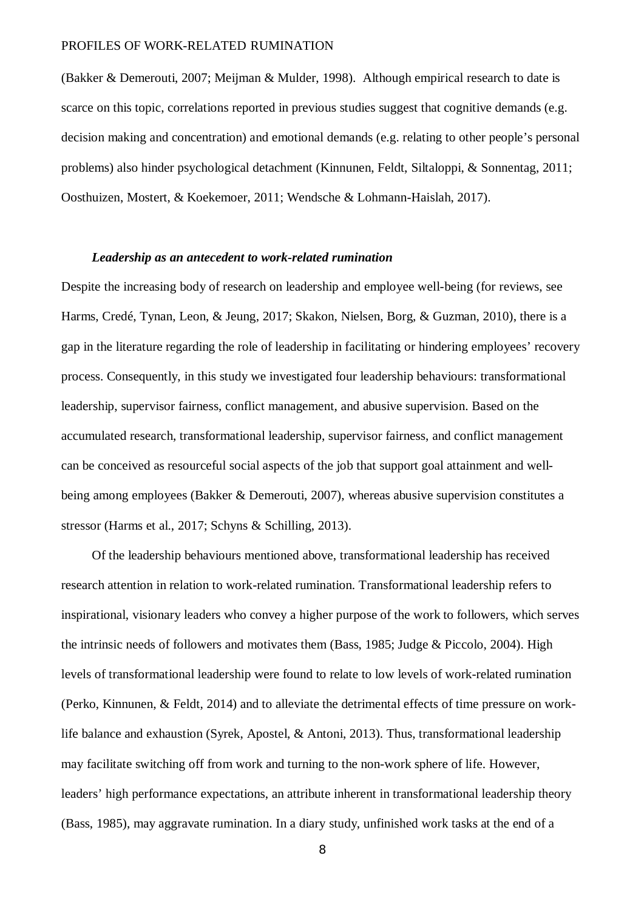(Bakker & Demerouti, 2007; Meijman & Mulder, 1998). Although empirical research to date is scarce on this topic, correlations reported in previous studies suggest that cognitive demands (e.g. decision making and concentration) and emotional demands (e.g. relating to other people's personal problems) also hinder psychological detachment (Kinnunen, Feldt, Siltaloppi, & Sonnentag, 2011; Oosthuizen, Mostert, & Koekemoer, 2011; Wendsche & Lohmann-Haislah, 2017).

### *Leadership as an antecedent to work-related rumination*

Despite the increasing body of research on leadership and employee well-being (for reviews, see Harms, Credé, Tynan, Leon, & Jeung, 2017; Skakon, Nielsen, Borg, & Guzman, 2010), there is a gap in the literature regarding the role of leadership in facilitating or hindering employees' recovery process. Consequently, in this study we investigated four leadership behaviours: transformational leadership, supervisor fairness, conflict management, and abusive supervision. Based on the accumulated research, transformational leadership, supervisor fairness, and conflict management can be conceived as resourceful social aspects of the job that support goal attainment and well-being among employees (Bakker & Demerouti, 2007), whereas abusive supervision constitutes a stressor (Harms et al., 2017; Schyns & Schilling, 2013).

Of the leadership behaviours mentioned above, transformational leadership has received research attention in relation to work-related rumination. Transformational leadership refers to inspirational, visionary leaders who convey a higher purpose of the work to followers, which serves the intrinsic needs of followers and motivates them (Bass, 1985; Judge & Piccolo, 2004). High levels of transformational leadership were found to relate to low levels of work-related rumination (Perko, Kinnunen, & Feldt, 2014) and to alleviate the detrimental effects of time pressure on work-life balance and exhaustion (Syrek, Apostel, & Antoni, 2013). Thus, transformational leadership may facilitate switching off from work and turning to the non-work sphere of life. However, leaders' high performance expectations, an attribute inherent in transformational leadership theory (Bass, 1985), may aggravate rumination. In a diary study, unfinished work tasks at the end of a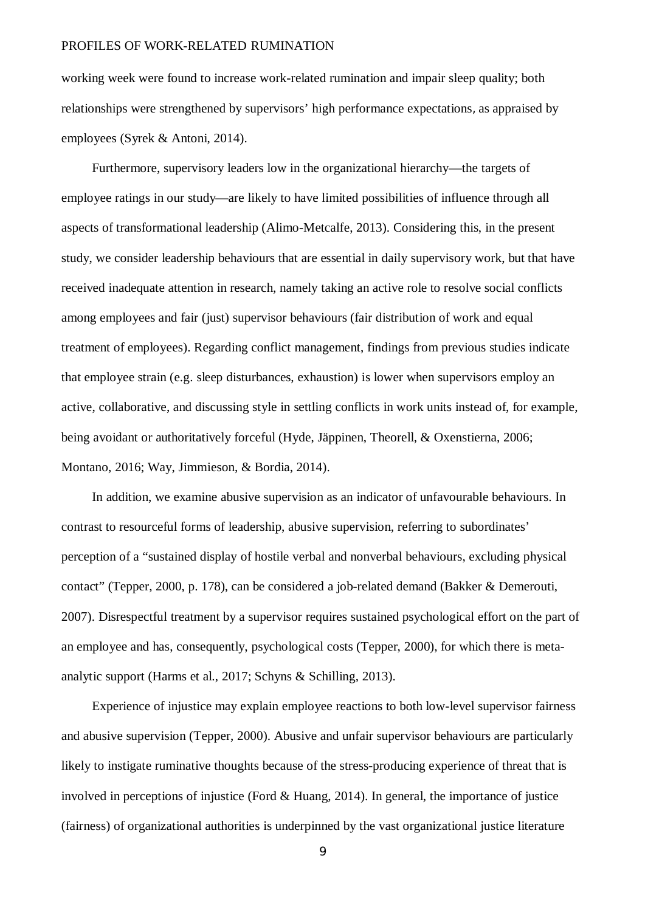working week were found to increase work-related rumination and impair sleep quality; both relationships were strengthened by supervisors' high performance expectations, as appraised by employees (Syrek & Antoni, 2014).

Furthermore, supervisory leaders low in the organizational hierarchy—the targets of employee ratings in our study—are likely to have limited possibilities of influence through all aspects of transformational leadership (Alimo-Metcalfe, 2013). Considering this, in the present study, we consider leadership behaviours that are essential in daily supervisory work, but that have received inadequate attention in research, namely taking an active role to resolve social conflicts among employees and fair (just) supervisor behaviours (fair distribution of work and equal treatment of employees). Regarding conflict management, findings from previous studies indicate that employee strain (e.g. sleep disturbances, exhaustion) is lower when supervisors employ an active, collaborative, and discussing style in settling conflicts in work units instead of, for example, being avoidant or authoritatively forceful (Hyde, Jäppinen, Theorell, & Oxenstierna, 2006; Montano, 2016; Way, Jimmieson, & Bordia, 2014).

In addition, we examine abusive supervision as an indicator of unfavourable behaviours. In contrast to resourceful forms of leadership, abusive supervision, referring to subordinates' perception of a "sustained display of hostile verbal and nonverbal behaviours, excluding physical contact" (Tepper, 2000, p. 178), can be considered a job-related demand (Bakker & Demerouti, 2007). Disrespectful treatment by a supervisor requires sustained psychological effort on the part of an employee and has, consequently, psychological costs (Tepper, 2000), for which there is meta-analytic support (Harms et al., 2017; Schyns & Schilling, 2013).

Experience of injustice may explain employee reactions to both low-level supervisor fairness and abusive supervision (Tepper, 2000). Abusive and unfair supervisor behaviours are particularly likely to instigate ruminative thoughts because of the stress-producing experience of threat that is involved in perceptions of injustice (Ford & Huang, 2014). In general, the importance of justice (fairness) of organizational authorities is underpinned by the vast organizational justice literature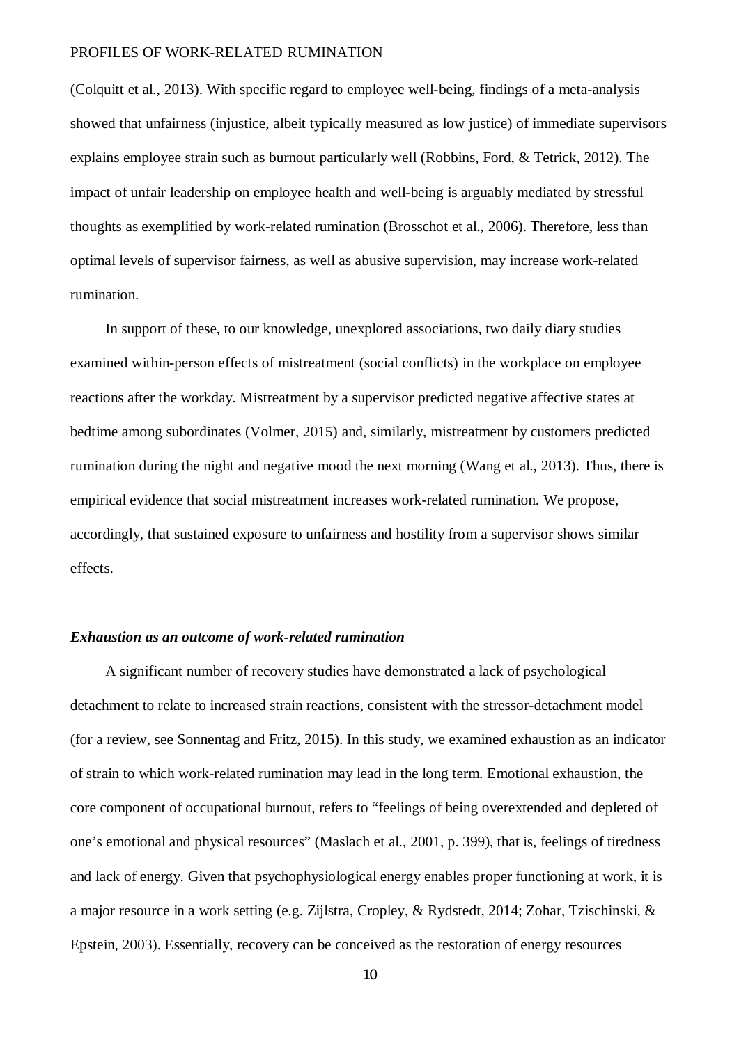(Colquitt et al., 2013). With specific regard to employee well-being, findings of a meta-analysis showed that unfairness (injustice, albeit typically measured as low justice) of immediate supervisors explains employee strain such as burnout particularly well (Robbins, Ford, & Tetrick, 2012). The impact of unfair leadership on employee health and well-being is arguably mediated by stressful thoughts as exemplified by work-related rumination (Brosschot et al., 2006). Therefore, less than optimal levels of supervisor fairness, as well as abusive supervision, may increase work-related rumination.

In support of these, to our knowledge, unexplored associations, two daily diary studies examined within-person effects of mistreatment (social conflicts) in the workplace on employee reactions after the workday. Mistreatment by a supervisor predicted negative affective states at bedtime among subordinates (Volmer, 2015) and, similarly, mistreatment by customers predicted rumination during the night and negative mood the next morning (Wang et al., 2013). Thus, there is empirical evidence that social mistreatment increases work-related rumination. We propose, accordingly, that sustained exposure to unfairness and hostility from a supervisor shows similar effects.

### *Exhaustion as an outcome of work-related rumination*

A significant number of recovery studies have demonstrated a lack of psychological detachment to relate to increased strain reactions, consistent with the stressor-detachment model (for a review, see Sonnentag and Fritz, 2015). In this study, we examined exhaustion as an indicator of strain to which work-related rumination may lead in the long term. Emotional exhaustion, the core component of occupational burnout, refers to "feelings of being overextended and depleted of one's emotional and physical resources" (Maslach et al., 2001, p. 399), that is, feelings of tiredness and lack of energy. Given that psychophysiological energy enables proper functioning at work, it is a major resource in a work setting (e.g. Zijlstra, Cropley, & Rydstedt, 2014; Zohar, Tzischinski, & Epstein, 2003). Essentially, recovery can be conceived as the restoration of energy resources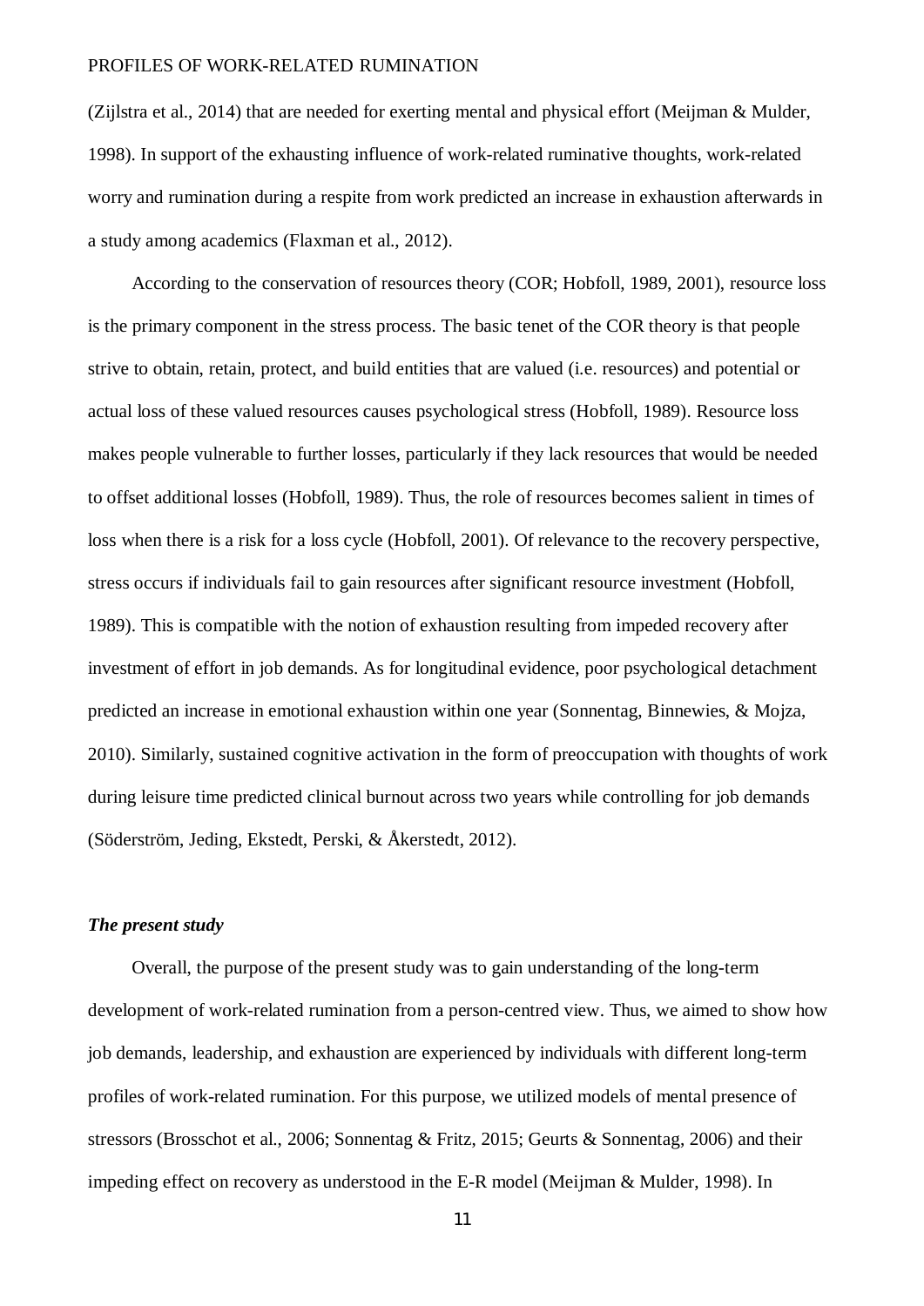(Zijlstra et al., 2014) that are needed for exerting mental and physical effort (Meijman & Mulder, 1998). In support of the exhausting influence of work-related ruminative thoughts, work-related worry and rumination during a respite from work predicted an increase in exhaustion afterwards in a study among academics (Flaxman et al., 2012).

According to the conservation of resources theory (COR; Hobfoll, 1989, 2001), resource loss is the primary component in the stress process. The basic tenet of the COR theory is that people strive to obtain, retain, protect, and build entities that are valued (i.e. resources) and potential or actual loss of these valued resources causes psychological stress (Hobfoll, 1989). Resource loss makes people vulnerable to further losses, particularly if they lack resources that would be needed to offset additional losses (Hobfoll, 1989). Thus, the role of resources becomes salient in times of loss when there is a risk for a loss cycle (Hobfoll, 2001). Of relevance to the recovery perspective, stress occurs if individuals fail to gain resources after significant resource investment (Hobfoll, 1989). This is compatible with the notion of exhaustion resulting from impeded recovery after investment of effort in job demands. As for longitudinal evidence, poor psychological detachment predicted an increase in emotional exhaustion within one year (Sonnentag, Binnewies, & Mojza, 2010). Similarly, sustained cognitive activation in the form of preoccupation with thoughts of work during leisure time predicted clinical burnout across two years while controlling for job demands (Söderström, Jeding, Ekstedt, Perski, & Åkerstedt, 2012).

### *The present study*

Overall, the purpose of the present study was to gain understanding of the long-term development of work-related rumination from a person-centred view. Thus, we aimed to show how job demands, leadership, and exhaustion are experienced by individuals with different long-term profiles of work-related rumination. For this purpose, we utilized models of mental presence of stressors (Brosschot et al., 2006; Sonnentag & Fritz, 2015; Geurts & Sonnentag, 2006) and their impeding effect on recovery as understood in the E-R model (Meijman & Mulder, 1998). In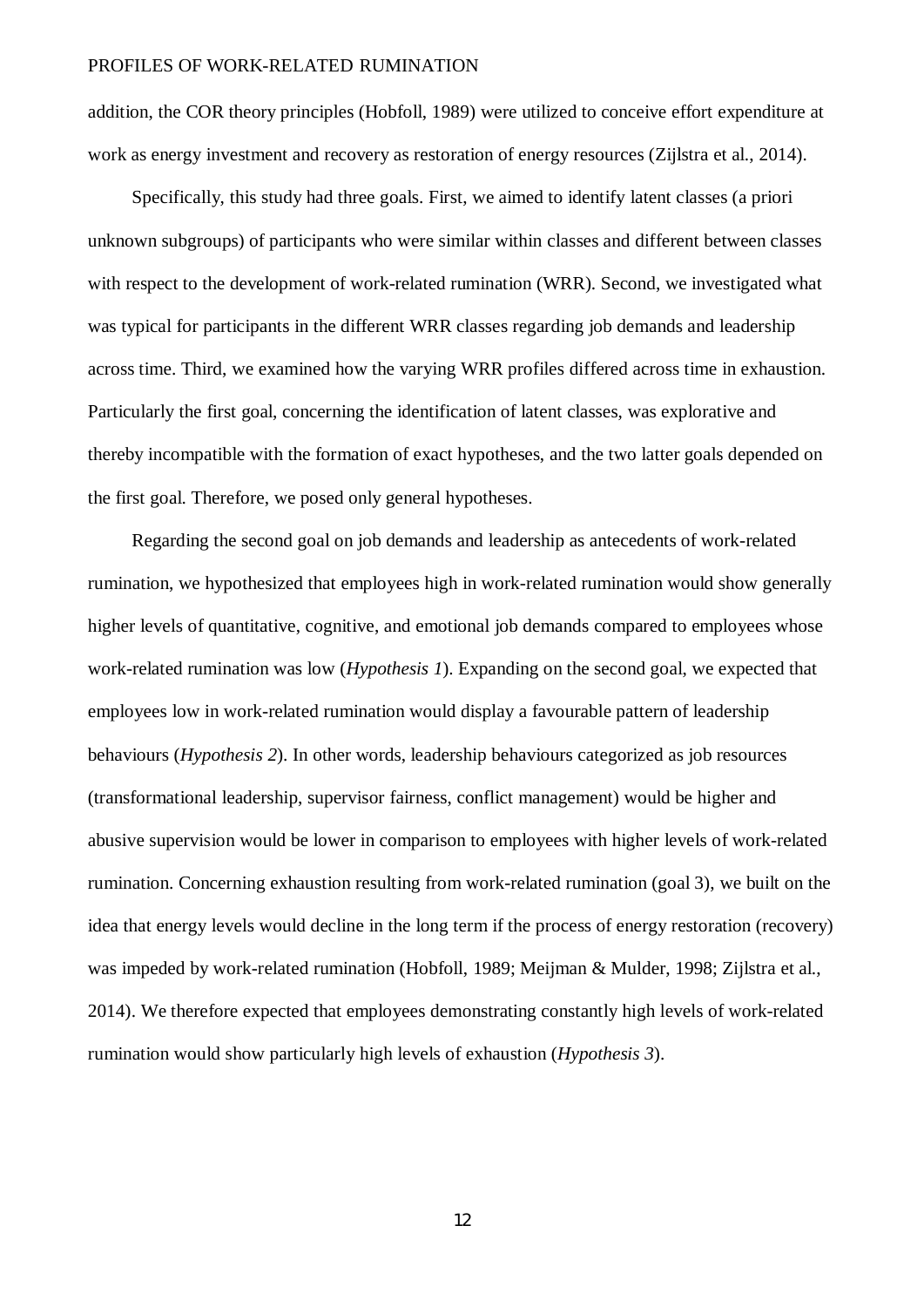addition, the COR theory principles (Hobfoll, 1989) were utilized to conceive effort expenditure at work as energy investment and recovery as restoration of energy resources (Zijlstra et al., 2014).

Specifically, this study had three goals. First, we aimed to identify latent classes (a priori unknown subgroups) of participants who were similar within classes and different between classes with respect to the development of work-related rumination (WRR). Second, we investigated what was typical for participants in the different WRR classes regarding job demands and leadership across time. Third, we examined how the varying WRR profiles differed across time in exhaustion. Particularly the first goal, concerning the identification of latent classes, was explorative and thereby incompatible with the formation of exact hypotheses, and the two latter goals depended on the first goal. Therefore, we posed only general hypotheses.

Regarding the second goal on job demands and leadership as antecedents of work-related rumination, we hypothesized that employees high in work-related rumination would show generally higher levels of quantitative, cognitive, and emotional job demands compared to employees whose work-related rumination was low (*Hypothesis 1*). Expanding on the second goal, we expected that employees low in work-related rumination would display a favourable pattern of leadership behaviours (*Hypothesis 2*). In other words, leadership behaviours categorized as job resources (transformational leadership, supervisor fairness, conflict management) would be higher and abusive supervision would be lower in comparison to employees with higher levels of work-related rumination. Concerning exhaustion resulting from work-related rumination (goal 3), we built on the idea that energy levels would decline in the long term if the process of energy restoration (recovery) was impeded by work-related rumination (Hobfoll, 1989; Meijman & Mulder, 1998; Zijlstra et al., 2014). We therefore expected that employees demonstrating constantly high levels of work-related rumination would show particularly high levels of exhaustion (*Hypothesis 3*).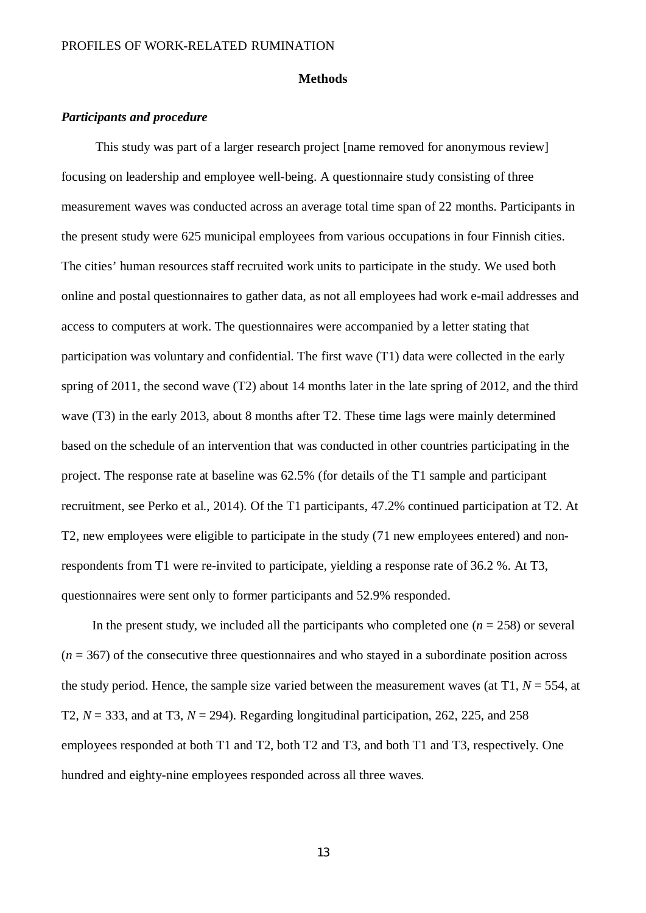## Methods

### *Participants and procedure*

This study was part of a larger research project [name removed for anonymous review] focusing on leadership and employee well-being. A questionnaire study consisting of three measurement waves was conducted across an average total time span of 22 months. Participants in the present study were 625 municipal employees from various occupations in four Finnish cities. The cities' human resources staff recruited work units to participate in the study. We used both online and postal questionnaires to gather data, as not all employees had work e-mail addresses and access to computers at work. The questionnaires were accompanied by a letter stating that participation was voluntary and confidential. The first wave (T1) data were collected in the early spring of 2011, the second wave (T2) about 14 months later in the late spring of 2012, and the third wave (T3) in the early 2013, about 8 months after T2. These time lags were mainly determined based on the schedule of an intervention that was conducted in other countries participating in the project. The response rate at baseline was 62.5% (for details of the T1 sample and participant recruitment, see Perko et al., 2014). Of the T1 participants, 47.2% continued participation at T2. At T2, new employees were eligible to participate in the study (71 new employees entered) and non-respondents from T1 were re-invited to participate, yielding a response rate of 36.2 %. At T3, questionnaires were sent only to former participants and 52.9% responded.

In the present study, we included all the participants who completed one ($n$ = 258) or several ($n$ = 367) of the consecutive three questionnaires and who stayed in a subordinate position across the study period. Hence, the sample size varied between the measurement waves (at T1, $N$ = 554, at T2, $N$ = 333, and at T3, $N$ = 294). Regarding longitudinal participation, 262, 225, and 258 employees responded at both T1 and T2, both T2 and T3, and both T1 and T3, respectively. One hundred and eighty-nine employees responded across all three waves.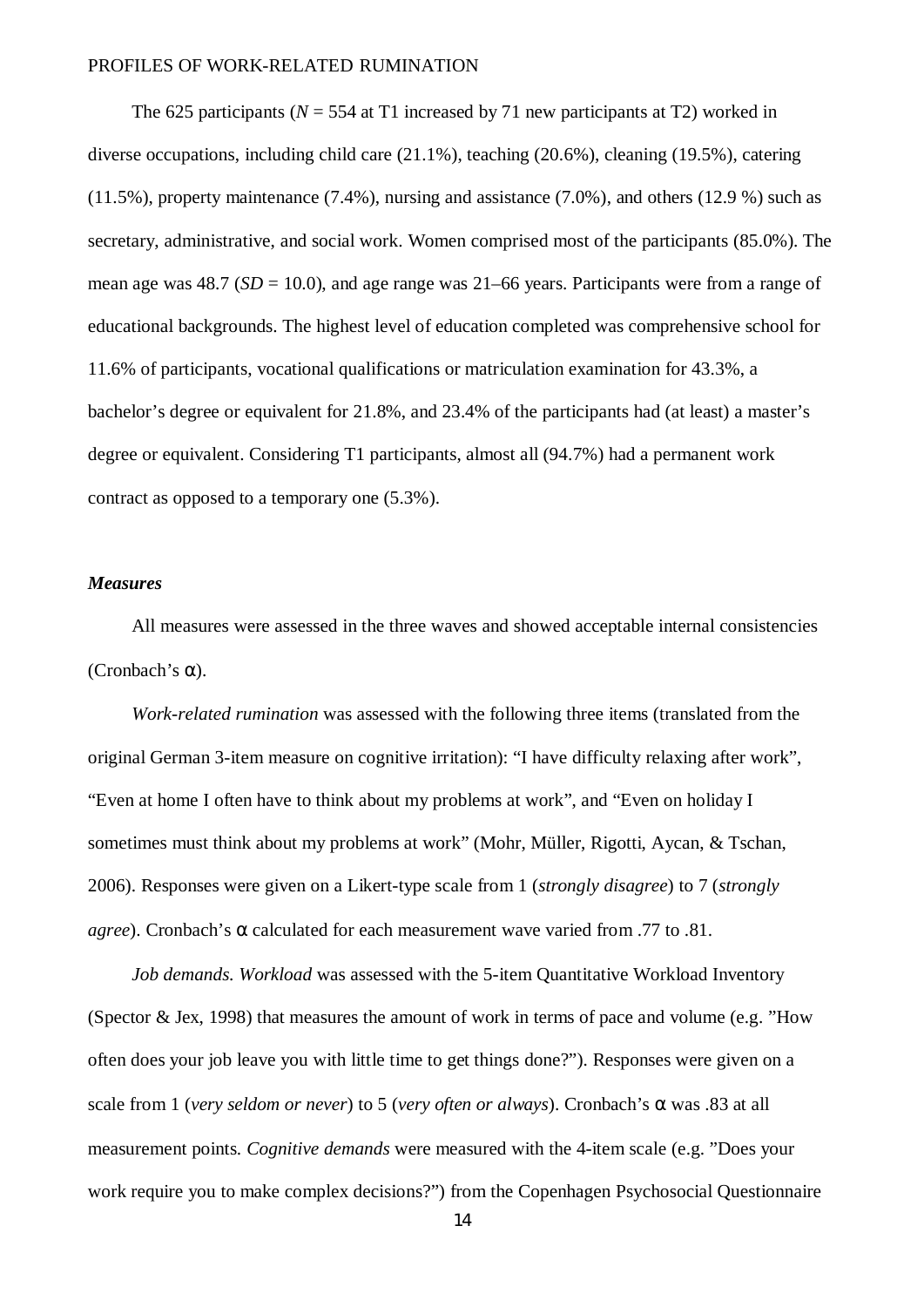The 625 participants ($N = 554$ at T1 increased by 71 new participants at T2) worked in diverse occupations, including child care (21.1%), teaching (20.6%), cleaning (19.5%), catering (11.5%), property maintenance (7.4%), nursing and assistance (7.0%), and others (12.9 %) such as secretary, administrative, and social work. Women comprised most of the participants (85.0%). The mean age was 48.7 ($SD = 10.0$), and age range was 21–66 years. Participants were from a range of educational backgrounds. The highest level of education completed was comprehensive school for 11.6% of participants, vocational qualifications or matriculation examination for 43.3%, a bachelor's degree or equivalent for 21.8%, and 23.4% of the participants had (at least) a master's degree or equivalent. Considering T1 participants, almost all (94.7%) had a permanent work contract as opposed to a temporary one (5.3%).

### *Measures*

All measures were assessed in the three waves and showed acceptable internal consistencies (Cronbach's α).

*Work-related rumination* was assessed with the following three items (translated from the original German 3-item measure on cognitive irritation): "I have difficulty relaxing after work", "Even at home I often have to think about my problems at work", and "Even on holiday I sometimes must think about my problems at work" (Mohr, Müller, Rigotti, Aycan, & Tschan, 2006). Responses were given on a Likert-type scale from 1 (*strongly disagree*) to 7 (*strongly agree*). Cronbach's α calculated for each measurement wave varied from .77 to .81.

*Job demands. Workload* was assessed with the 5-item Quantitative Workload Inventory (Spector & Jex, 1998) that measures the amount of work in terms of pace and volume (e.g. "How often does your job leave you with little time to get things done?"). Responses were given on a scale from 1 (*very seldom or never*) to 5 (*very often or always*). Cronbach's α was .83 at all measurement points. *Cognitive demands* were measured with the 4-item scale (e.g. "Does your work require you to make complex decisions?") from the Copenhagen Psychosocial Questionnaire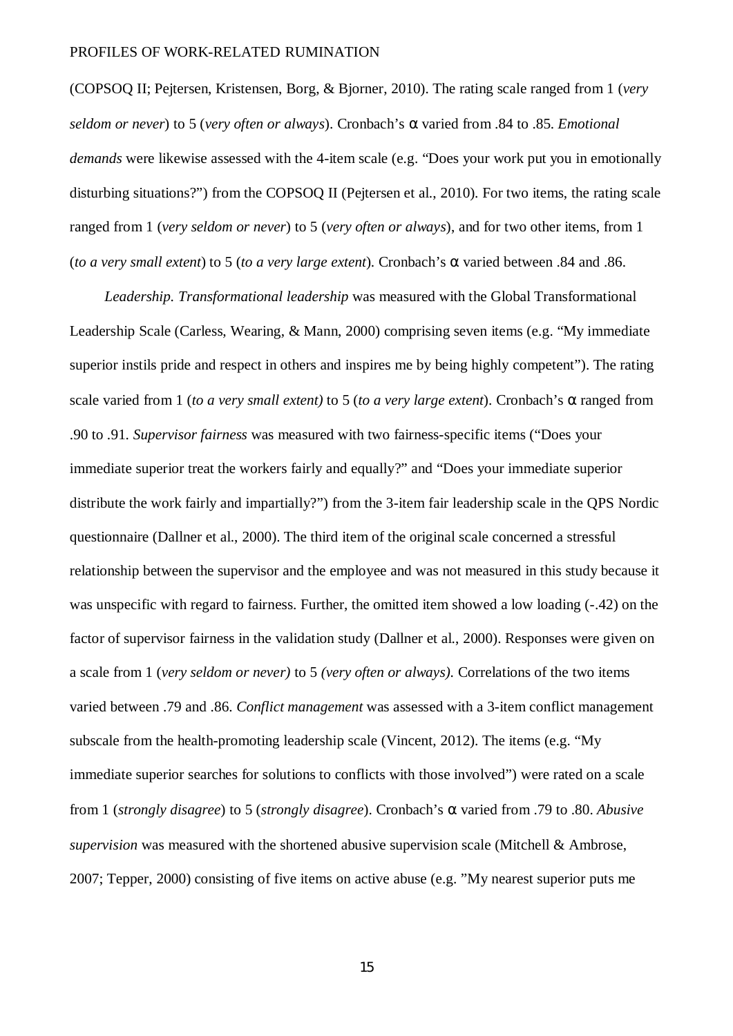(COPSOQ II; Pejtersen, Kristensen, Borg, & Bjorner, 2010). The rating scale ranged from 1 (*very seldom or never*) to 5 (*very often or always*). Cronbach's α varied from .84 to .85. *Emotional demands* were likewise assessed with the 4-item scale (e.g. "Does your work put you in emotionally disturbing situations?") from the COPSOQ II (Pejtersen et al., 2010). For two items, the rating scale ranged from 1 (*very seldom or never*) to 5 (*very often or always*), and for two other items, from 1 (*to a very small extent*) to 5 (*to a very large extent*). Cronbach's α varied between .84 and .86.

*Leadership. Transformational leadership* was measured with the Global Transformational Leadership Scale (Carless, Wearing, & Mann, 2000) comprising seven items (e.g. "My immediate superior instils pride and respect in others and inspires me by being highly competent"). The rating scale varied from 1 (*to a very small extent)* to 5 (*to a very large extent*). Cronbach's α ranged from .90 to .91. *Supervisor fairness* was measured with two fairness-specific items ("Does your immediate superior treat the workers fairly and equally?" and "Does your immediate superior distribute the work fairly and impartially?") from the 3-item fair leadership scale in the QPS Nordic questionnaire (Dallner et al., 2000). The third item of the original scale concerned a stressful relationship between the supervisor and the employee and was not measured in this study because it was unspecific with regard to fairness. Further, the omitted item showed a low loading (-.42) on the factor of supervisor fairness in the validation study (Dallner et al., 2000). Responses were given on a scale from 1 (*very seldom or never)* to 5 *(very often or always)*. Correlations of the two items varied between .79 and .86. *Conflict management* was assessed with a 3-item conflict management subscale from the health-promoting leadership scale (Vincent, 2012). The items (e.g. "My immediate superior searches for solutions to conflicts with those involved") were rated on a scale from 1 (*strongly disagree*) to 5 (*strongly disagree*). Cronbach's α varied from .79 to .80. *Abusive supervision* was measured with the shortened abusive supervision scale (Mitchell & Ambrose, 2007; Tepper, 2000) consisting of five items on active abuse (e.g. "My nearest superior puts me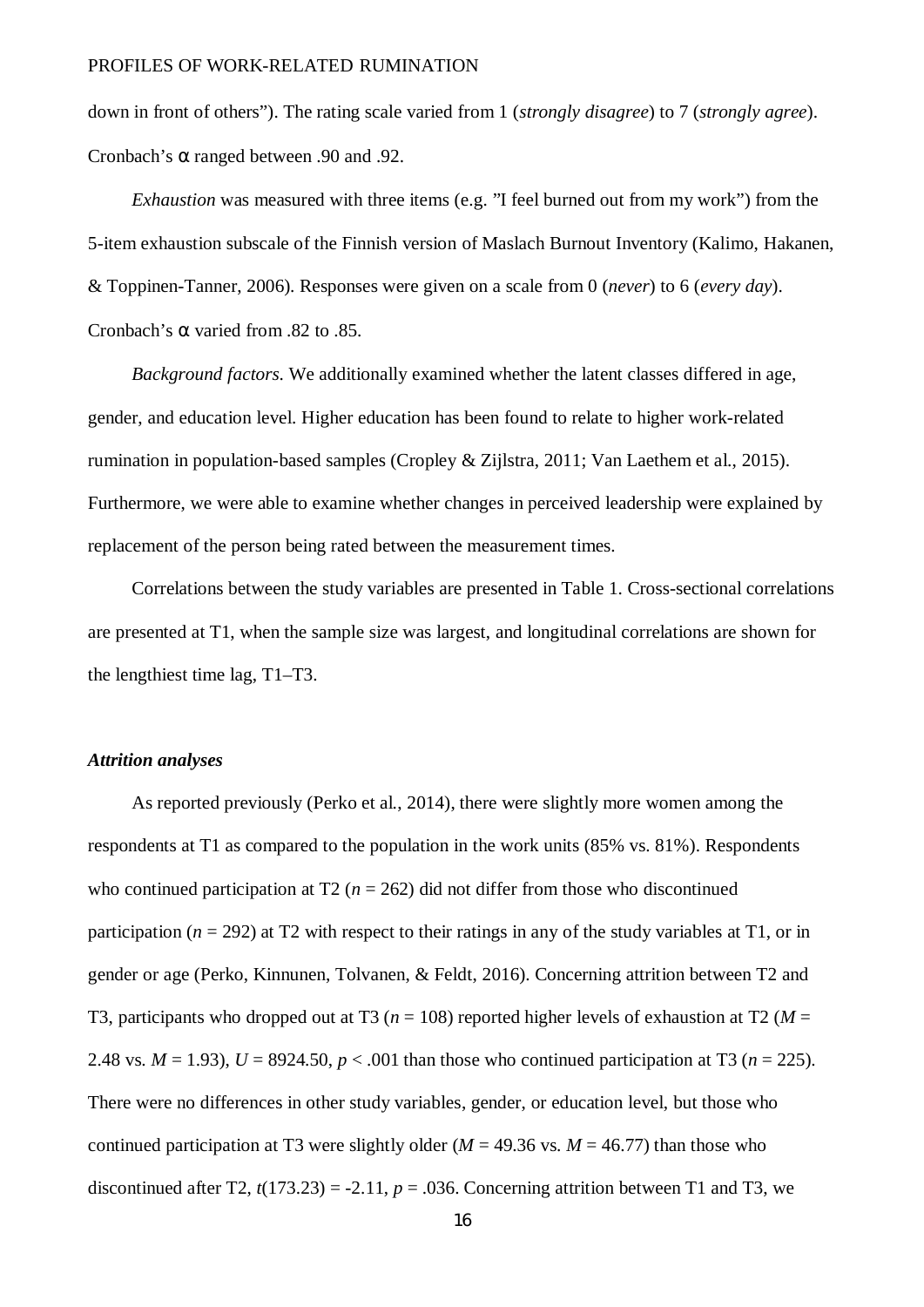down in front of others"). The rating scale varied from 1 (*strongly disagree*) to 7 (*strongly agree*). Cronbach's α ranged between .90 and .92.

*Exhaustion* was measured with three items (e.g. "I feel burned out from my work") from the 5-item exhaustion subscale of the Finnish version of Maslach Burnout Inventory (Kalimo, Hakanen, & Toppinen-Tanner, 2006). Responses were given on a scale from 0 (*never*) to 6 (*every day*). Cronbach's α varied from .82 to .85.

*Background factors.* We additionally examined whether the latent classes differed in age, gender, and education level. Higher education has been found to relate to higher work-related rumination in population-based samples (Cropley & Zijlstra, 2011; Van Laethem et al., 2015). Furthermore, we were able to examine whether changes in perceived leadership were explained by replacement of the person being rated between the measurement times.

Correlations between the study variables are presented in Table 1. Cross-sectional correlations are presented at T1, when the sample size was largest, and longitudinal correlations are shown for the lengthiest time lag, T1–T3.

### *Attrition analyses*

As reported previously (Perko et al., 2014), there were slightly more women among the respondents at T1 as compared to the population in the work units (85% vs. 81%). Respondents who continued participation at T2 ($n$ = 262) did not differ from those who discontinued participation ($n$ = 292) at T2 with respect to their ratings in any of the study variables at T1, or in gender or age (Perko, Kinnunen, Tolvanen, & Feldt, 2016). Concerning attrition between T2 and T3, participants who dropped out at T3 ($n$ = 108) reported higher levels of exhaustion at T2 ($M$ = 2.48 vs. $M$ = 1.93), $U$ = 8924.50, $p$ < .001 than those who continued participation at T3 ($n$ = 225). There were no differences in other study variables, gender, or education level, but those who continued participation at T3 were slightly older ($M$ = 49.36 vs. $M$ = 46.77) than those who discontinued after T2, $t(173.23) = -2.11$, $p$ = .036. Concerning attrition between T1 and T3, we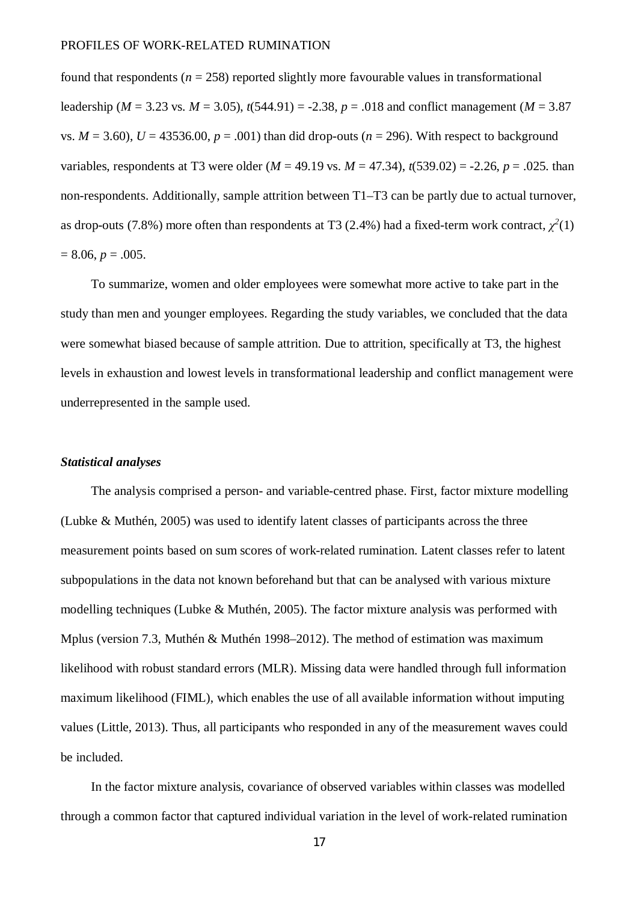found that respondents ($n$ = 258) reported slightly more favourable values in transformational leadership ($M$ = 3.23 vs. $M$ = 3.05), $t$(544.91) = -2.38, $p$ = .018 and conflict management ($M$ = 3.87 vs. $M$ = 3.60), $U$ = 43536.00, $p$ = .001) than did drop-outs ($n$ = 296). With respect to background variables, respondents at T3 were older ($M$ = 49.19 vs. $M$ = 47.34), $t$(539.02) = -2.26, $p$ = .025. than non-respondents. Additionally, sample attrition between T1–T3 can be partly due to actual turnover, as drop-outs (7.8%) more often than respondents at T3 (2.4%) had a fixed-term work contract, $\chi^2(1)$ = 8.06, $p$ = .005.

To summarize, women and older employees were somewhat more active to take part in the study than men and younger employees. Regarding the study variables, we concluded that the data were somewhat biased because of sample attrition. Due to attrition, specifically at T3, the highest levels in exhaustion and lowest levels in transformational leadership and conflict management were underrepresented in the sample used.

### *Statistical analyses*

The analysis comprised a person- and variable-centred phase. First, factor mixture modelling (Lubke & Muthén, 2005) was used to identify latent classes of participants across the three measurement points based on sum scores of work-related rumination. Latent classes refer to latent subpopulations in the data not known beforehand but that can be analysed with various mixture modelling techniques (Lubke & Muthén, 2005). The factor mixture analysis was performed with Mplus (version 7.3, Muthén & Muthén 1998–2012). The method of estimation was maximum likelihood with robust standard errors (MLR). Missing data were handled through full information maximum likelihood (FIML), which enables the use of all available information without imputing values (Little, 2013). Thus, all participants who responded in any of the measurement waves could be included.

In the factor mixture analysis, covariance of observed variables within classes was modelled through a common factor that captured individual variation in the level of work-related rumination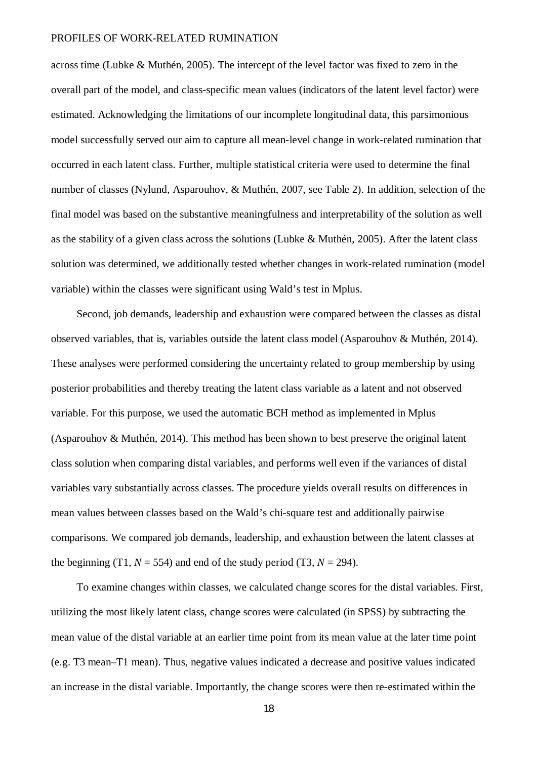across time (Lubke & Muthén, 2005). The intercept of the level factor was fixed to zero in the overall part of the model, and class-specific mean values (indicators of the latent level factor) were estimated. Acknowledging the limitations of our incomplete longitudinal data, this parsimonious model successfully served our aim to capture all mean-level change in work-related rumination that occurred in each latent class. Further, multiple statistical criteria were used to determine the final number of classes (Nylund, Asparouhov, & Muthén, 2007, see Table 2). In addition, selection of the final model was based on the substantive meaningfulness and interpretability of the solution as well as the stability of a given class across the solutions (Lubke & Muthén, 2005). After the latent class solution was determined, we additionally tested whether changes in work-related rumination (model variable) within the classes were significant using Wald's test in Mplus.

Second, job demands, leadership and exhaustion were compared between the classes as distal observed variables, that is, variables outside the latent class model (Asparouhov & Muthén, 2014). These analyses were performed considering the uncertainty related to group membership by using posterior probabilities and thereby treating the latent class variable as a latent and not observed variable. For this purpose, we used the automatic BCH method as implemented in Mplus (Asparouhov & Muthén, 2014). This method has been shown to best preserve the original latent class solution when comparing distal variables, and performs well even if the variances of distal variables vary substantially across classes. The procedure yields overall results on differences in mean values between classes based on the Wald's chi-square test and additionally pairwise comparisons. We compared job demands, leadership, and exhaustion between the latent classes at the beginning (T1, $N = 554$) and end of the study period (T3, $N = 294$).

To examine changes within classes, we calculated change scores for the distal variables. First, utilizing the most likely latent class, change scores were calculated (in SPSS) by subtracting the mean value of the distal variable at an earlier time point from its mean value at the later time point (e.g. T3 mean–T1 mean). Thus, negative values indicated a decrease and positive values indicated an increase in the distal variable. Importantly, the change scores were then re-estimated within the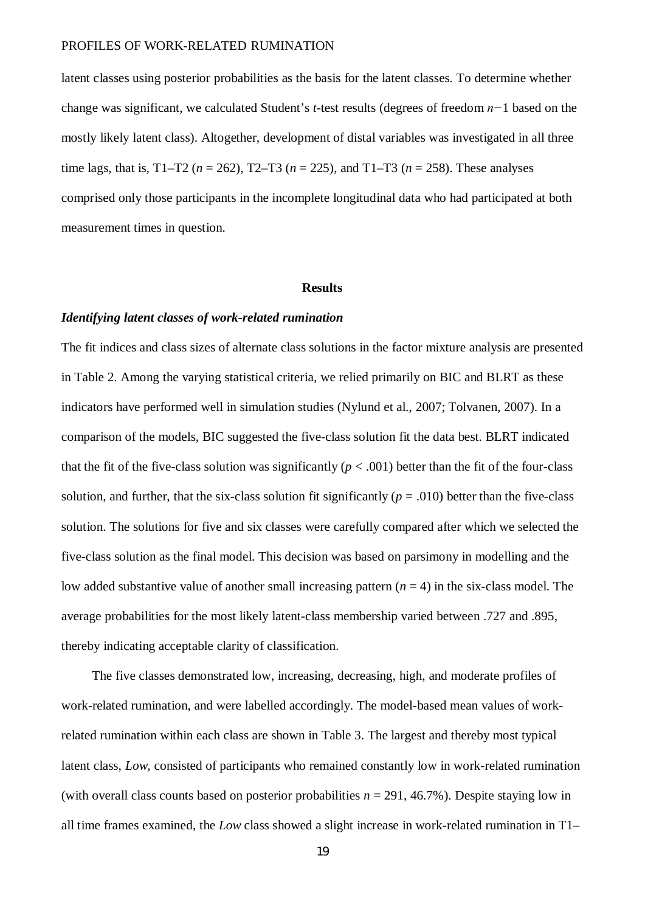latent classes using posterior probabilities as the basis for the latent classes. To determine whether change was significant, we calculated Student's *t*-test results (degrees of freedom $n-1$ based on the mostly likely latent class). Altogether, development of distal variables was investigated in all three time lags, that is, T1–T2 ($n$ = 262), T2–T3 ($n$ = 225), and T1–T3 ($n$ = 258). These analyses comprised only those participants in the incomplete longitudinal data who had participated at both measurement times in question.

## Results

### *Identifying latent classes of work-related rumination*

The fit indices and class sizes of alternate class solutions in the factor mixture analysis are presented in Table 2. Among the varying statistical criteria, we relied primarily on BIC and BLRT as these indicators have performed well in simulation studies (Nylund et al., 2007; Tolvanen, 2007). In a comparison of the models, BIC suggested the five-class solution fit the data best. BLRT indicated that the fit of the five-class solution was significantly ($p$ < .001) better than the fit of the four-class solution, and further, that the six-class solution fit significantly ($p$ = .010) better than the five-class solution. The solutions for five and six classes were carefully compared after which we selected the five-class solution as the final model. This decision was based on parsimony in modelling and the low added substantive value of another small increasing pattern ($n$ = 4) in the six-class model. The average probabilities for the most likely latent-class membership varied between .727 and .895, thereby indicating acceptable clarity of classification.

The five classes demonstrated low, increasing, decreasing, high, and moderate profiles of work-related rumination, and were labelled accordingly. The model-based mean values of work-related rumination within each class are shown in Table 3. The largest and thereby most typical latent class, *Low,* consisted of participants who remained constantly low in work-related rumination (with overall class counts based on posterior probabilities $n$ = 291, 46.7%). Despite staying low in all time frames examined, the *Low* class showed a slight increase in work-related rumination in T1–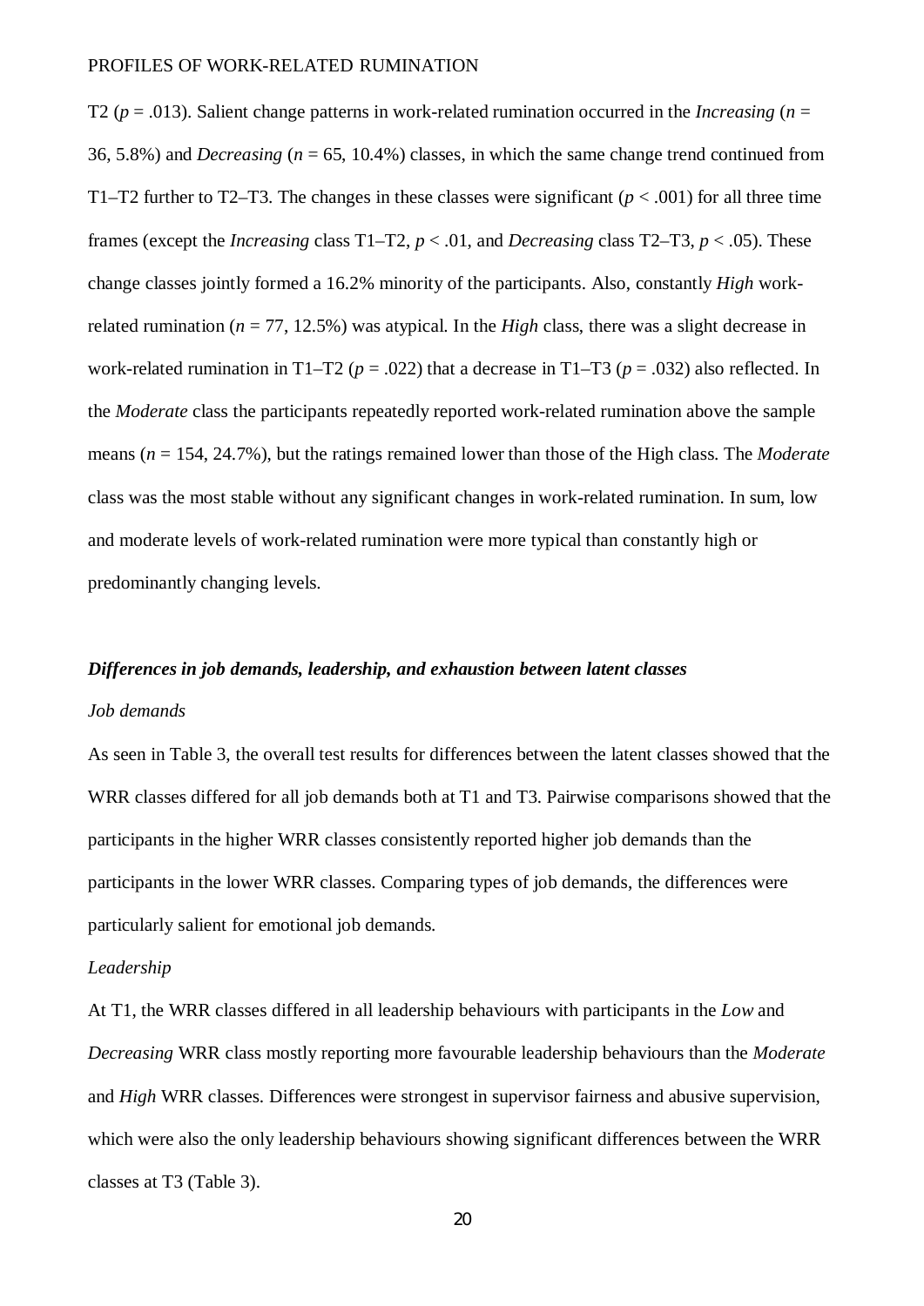T2 ($p$ = .013). Salient change patterns in work-related rumination occurred in the *Increasing* ($n$ = 36, 5.8%) and *Decreasing* ($n$ = 65, 10.4%) classes, in which the same change trend continued from T1–T2 further to T2–T3. The changes in these classes were significant ($p$ < .001) for all three time frames (except the *Increasing* class T1–T2, $p$ < .01, and *Decreasing* class T2–T3, $p$ < .05). These change classes jointly formed a 16.2% minority of the participants. Also, constantly *High* work-related rumination ($n$ = 77, 12.5%) was atypical. In the *High* class, there was a slight decrease in work-related rumination in T1–T2 ($p$ = .022) that a decrease in T1–T3 ($p$ = .032) also reflected. In the *Moderate* class the participants repeatedly reported work-related rumination above the sample means ($n$ = 154, 24.7%), but the ratings remained lower than those of the High class. The *Moderate* class was the most stable without any significant changes in work-related rumination. In sum, low and moderate levels of work-related rumination were more typical than constantly high or predominantly changing levels.

### *Differences in job demands, leadership, and exhaustion between latent classes*

*Job demands*

As seen in Table 3, the overall test results for differences between the latent classes showed that the WRR classes differed for all job demands both at T1 and T3. Pairwise comparisons showed that the participants in the higher WRR classes consistently reported higher job demands than the participants in the lower WRR classes. Comparing types of job demands, the differences were particularly salient for emotional job demands.

*Leadership*

At T1, the WRR classes differed in all leadership behaviours with participants in the *Low* and *Decreasing* WRR class mostly reporting more favourable leadership behaviours than the *Moderate* and *High* WRR classes. Differences were strongest in supervisor fairness and abusive supervision, which were also the only leadership behaviours showing significant differences between the WRR classes at T3 (Table 3).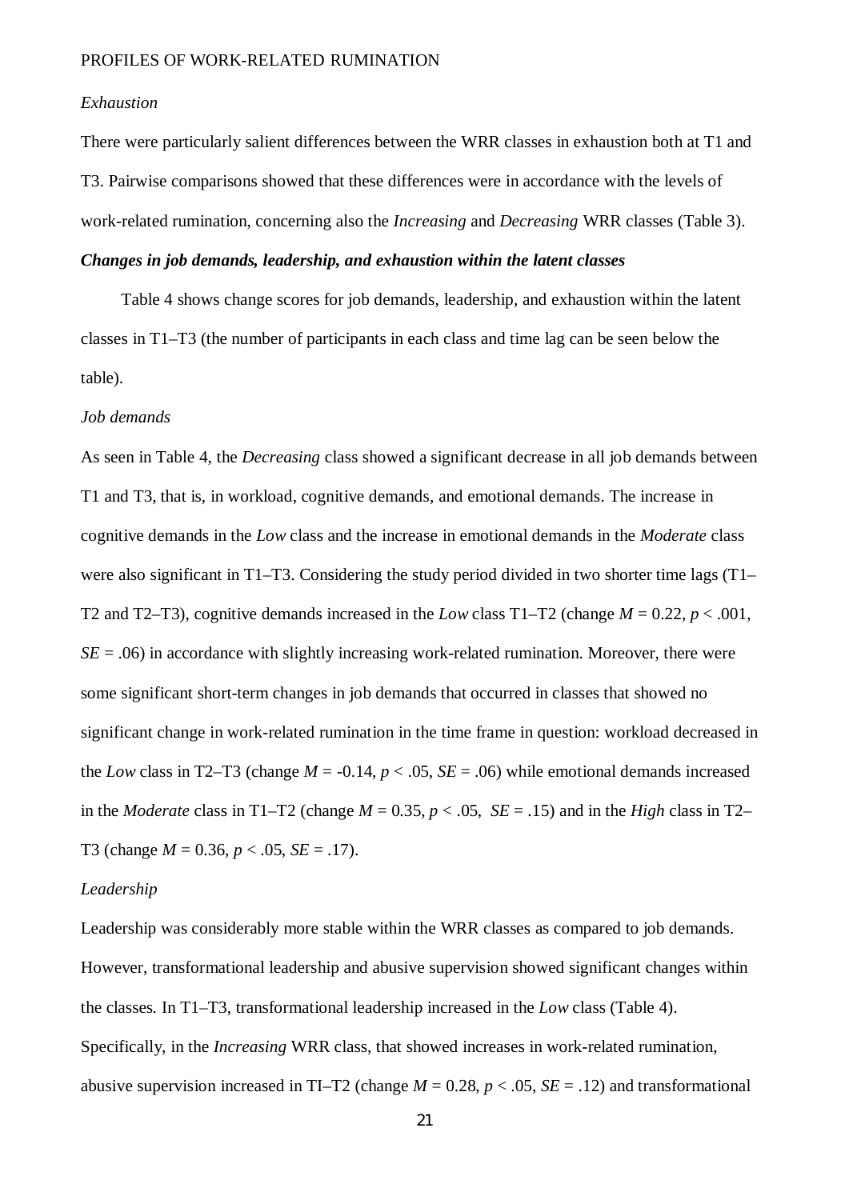*Exhaustion*

There were particularly salient differences between the WRR classes in exhaustion both at T1 and T3. Pairwise comparisons showed that these differences were in accordance with the levels of work-related rumination, concerning also the *Increasing* and *Decreasing* WRR classes (Table 3).

***Changes in job demands, leadership, and exhaustion within the latent classes***

Table 4 shows change scores for job demands, leadership, and exhaustion within the latent classes in T1–T3 (the number of participants in each class and time lag can be seen below the table).

*Job demands*

As seen in Table 4, the *Decreasing* class showed a significant decrease in all job demands between T1 and T3, that is, in workload, cognitive demands, and emotional demands. The increase in cognitive demands in the *Low* class and the increase in emotional demands in the *Moderate* class were also significant in T1–T3. Considering the study period divided in two shorter time lags (T1–T2 and T2–T3), cognitive demands increased in the *Low* class T1–T2 (change $M = 0.22$, $p < .001$, $SE = .06$) in accordance with slightly increasing work-related rumination. Moreover, there were some significant short-term changes in job demands that occurred in classes that showed no significant change in work-related rumination in the time frame in question: workload decreased in the *Low* class in T2–T3 (change $M = -0.14$, $p < .05$, $SE = .06$) while emotional demands increased in the *Moderate* class in T1–T2 (change $M = 0.35$, $p < .05$, $SE = .15$) and in the *High* class in T2–T3 (change $M = 0.36$, $p < .05$, $SE = .17$).

*Leadership*

Leadership was considerably more stable within the WRR classes as compared to job demands. However, transformational leadership and abusive supervision showed significant changes within the classes. In T1–T3, transformational leadership increased in the *Low* class (Table 4). Specifically, in the *Increasing* WRR class, that showed increases in work-related rumination, abusive supervision increased in TI–T2 (change $M = 0.28$, $p < .05$, $SE = .12$) and transformational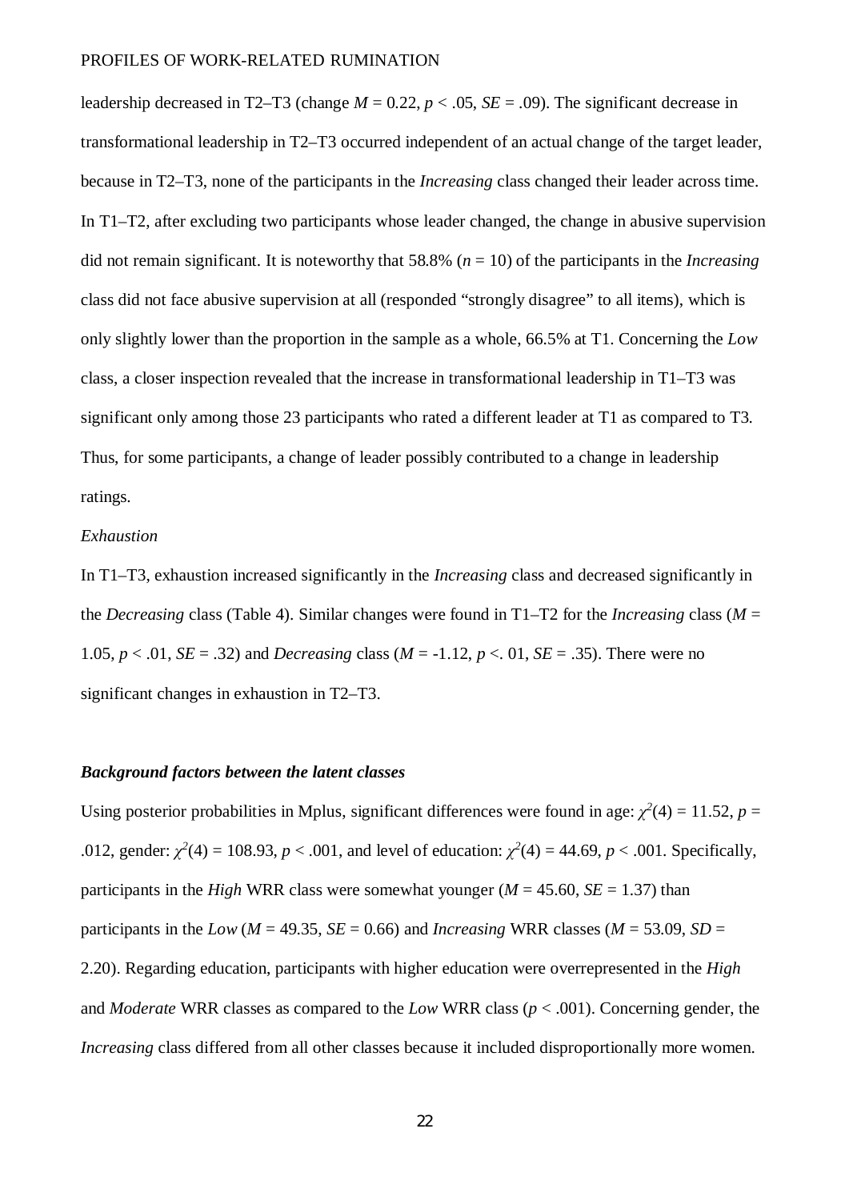leadership decreased in T2–T3 (change $M = 0.22$, $p < .05$, $SE = .09$). The significant decrease in transformational leadership in T2–T3 occurred independent of an actual change of the target leader, because in T2–T3, none of the participants in the *Increasing* class changed their leader across time. In T1–T2, after excluding two participants whose leader changed, the change in abusive supervision did not remain significant. It is noteworthy that 58.8% ($n = 10$) of the participants in the *Increasing* class did not face abusive supervision at all (responded "strongly disagree" to all items), which is only slightly lower than the proportion in the sample as a whole, 66.5% at T1. Concerning the *Low* class, a closer inspection revealed that the increase in transformational leadership in T1–T3 was significant only among those 23 participants who rated a different leader at T1 as compared to T3. Thus, for some participants, a change of leader possibly contributed to a change in leadership ratings.

*Exhaustion*

In T1–T3, exhaustion increased significantly in the *Increasing* class and decreased significantly in the *Decreasing* class (Table 4). Similar changes were found in T1–T2 for the *Increasing* class ($M = 1.05$, $p < .01$, $SE = .32$) and *Decreasing* class ($M = -1.12$, $p <. 01$, $SE = .35$). There were no significant changes in exhaustion in T2–T3.

***Background factors between the latent classes***

Using posterior probabilities in Mplus, significant differences were found in age: $\chi^2(4) = 11.52$, $p = .012$, gender: $\chi^2(4) = 108.93$, $p < .001$, and level of education: $\chi^2(4) = 44.69$, $p < .001$. Specifically, participants in the *High* WRR class were somewhat younger ($M = 45.60$, $SE = 1.37$) than participants in the *Low* ($M = 49.35$, $SE = 0.66$) and *Increasing* WRR classes ($M = 53.09$, $SD = 2.20$). Regarding education, participants with higher education were overrepresented in the *High* and *Moderate* WRR classes as compared to the *Low* WRR class ($p < .001$). Concerning gender, the *Increasing* class differed from all other classes because it included disproportionally more women.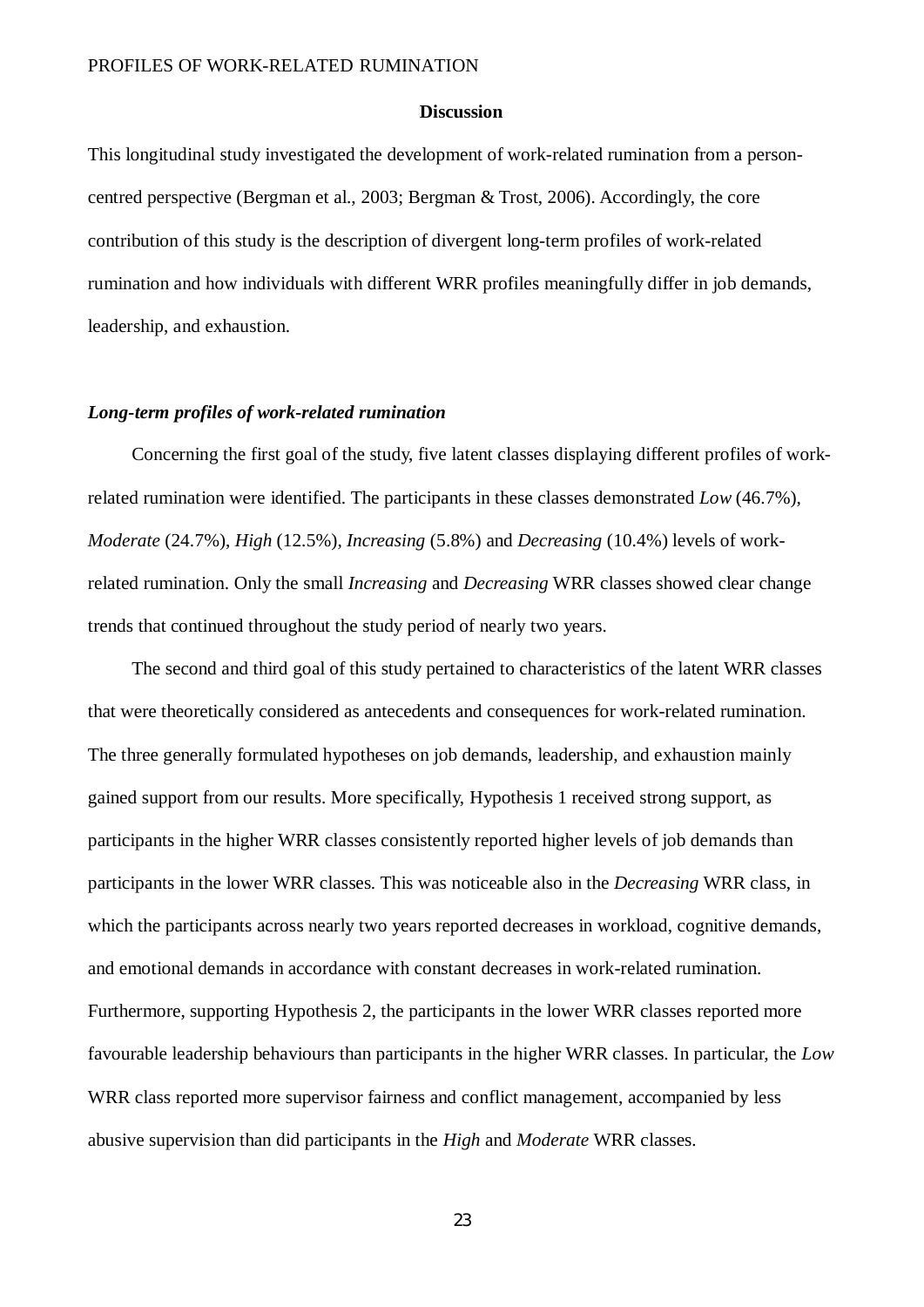## Discussion

This longitudinal study investigated the development of work-related rumination from a person-centred perspective (Bergman et al., 2003; Bergman & Trost, 2006). Accordingly, the core contribution of this study is the description of divergent long-term profiles of work-related rumination and how individuals with different WRR profiles meaningfully differ in job demands, leadership, and exhaustion.

### *Long-term profiles of work-related rumination*

Concerning the first goal of the study, five latent classes displaying different profiles of work-related rumination were identified. The participants in these classes demonstrated *Low* (46.7%), *Moderate* (24.7%), *High* (12.5%), *Increasing* (5.8%) and *Decreasing* (10.4%) levels of work-related rumination. Only the small *Increasing* and *Decreasing* WRR classes showed clear change trends that continued throughout the study period of nearly two years.

The second and third goal of this study pertained to characteristics of the latent WRR classes that were theoretically considered as antecedents and consequences for work-related rumination. The three generally formulated hypotheses on job demands, leadership, and exhaustion mainly gained support from our results. More specifically, Hypothesis 1 received strong support, as participants in the higher WRR classes consistently reported higher levels of job demands than participants in the lower WRR classes. This was noticeable also in the *Decreasing* WRR class, in which the participants across nearly two years reported decreases in workload, cognitive demands, and emotional demands in accordance with constant decreases in work-related rumination. Furthermore, supporting Hypothesis 2, the participants in the lower WRR classes reported more favourable leadership behaviours than participants in the higher WRR classes. In particular, the *Low* WRR class reported more supervisor fairness and conflict management, accompanied by less abusive supervision than did participants in the *High* and *Moderate* WRR classes.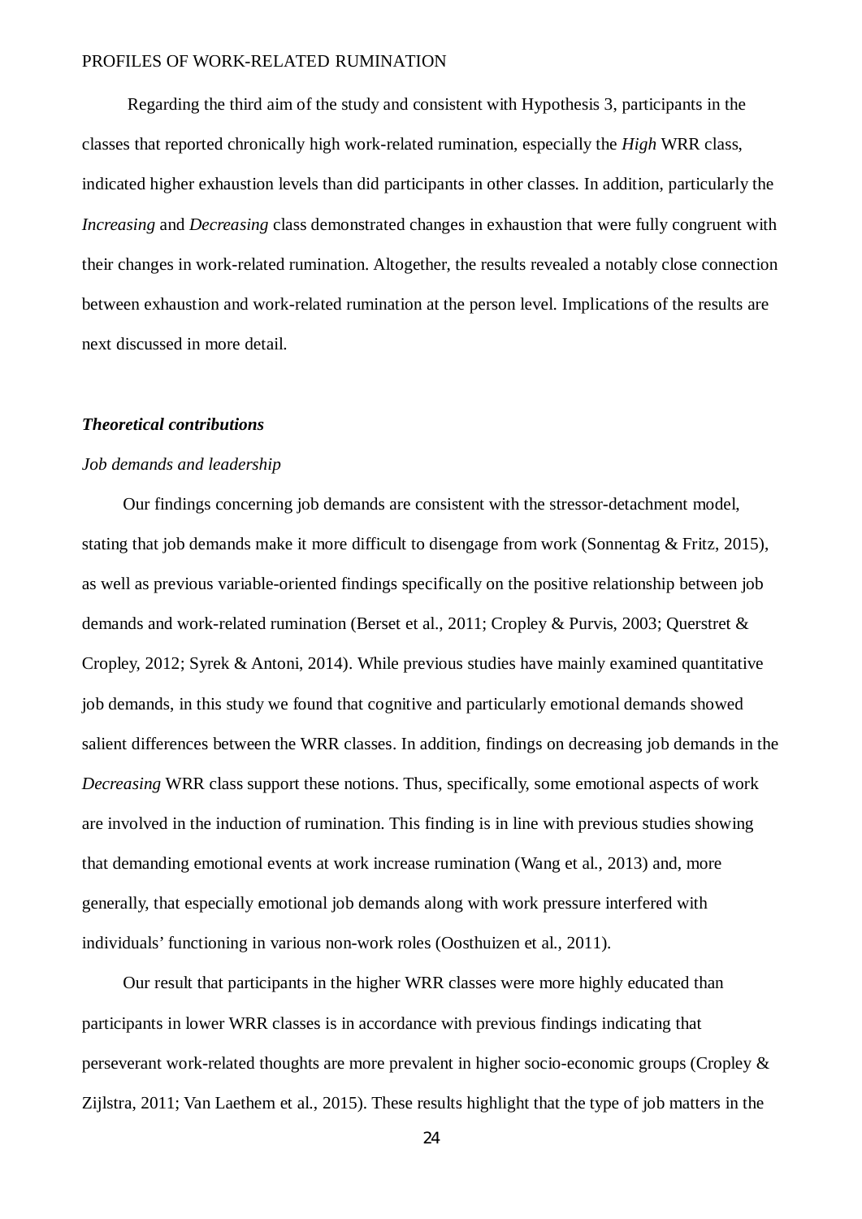Regarding the third aim of the study and consistent with Hypothesis 3, participants in the classes that reported chronically high work-related rumination, especially the *High* WRR class, indicated higher exhaustion levels than did participants in other classes. In addition, particularly the *Increasing* and *Decreasing* class demonstrated changes in exhaustion that were fully congruent with their changes in work-related rumination. Altogether, the results revealed a notably close connection between exhaustion and work-related rumination at the person level. Implications of the results are next discussed in more detail.

### ***Theoretical contributions***

#### *Job demands and leadership*

Our findings concerning job demands are consistent with the stressor-detachment model, stating that job demands make it more difficult to disengage from work (Sonnentag & Fritz, 2015), as well as previous variable-oriented findings specifically on the positive relationship between job demands and work-related rumination (Berset et al., 2011; Cropley & Purvis, 2003; Querstret & Cropley, 2012; Syrek & Antoni, 2014). While previous studies have mainly examined quantitative job demands, in this study we found that cognitive and particularly emotional demands showed salient differences between the WRR classes. In addition, findings on decreasing job demands in the *Decreasing* WRR class support these notions. Thus, specifically, some emotional aspects of work are involved in the induction of rumination. This finding is in line with previous studies showing that demanding emotional events at work increase rumination (Wang et al., 2013) and, more generally, that especially emotional job demands along with work pressure interfered with individuals' functioning in various non-work roles (Oosthuizen et al., 2011).

Our result that participants in the higher WRR classes were more highly educated than participants in lower WRR classes is in accordance with previous findings indicating that perseverant work-related thoughts are more prevalent in higher socio-economic groups (Cropley & Zijlstra, 2011; Van Laethem et al., 2015). These results highlight that the type of job matters in the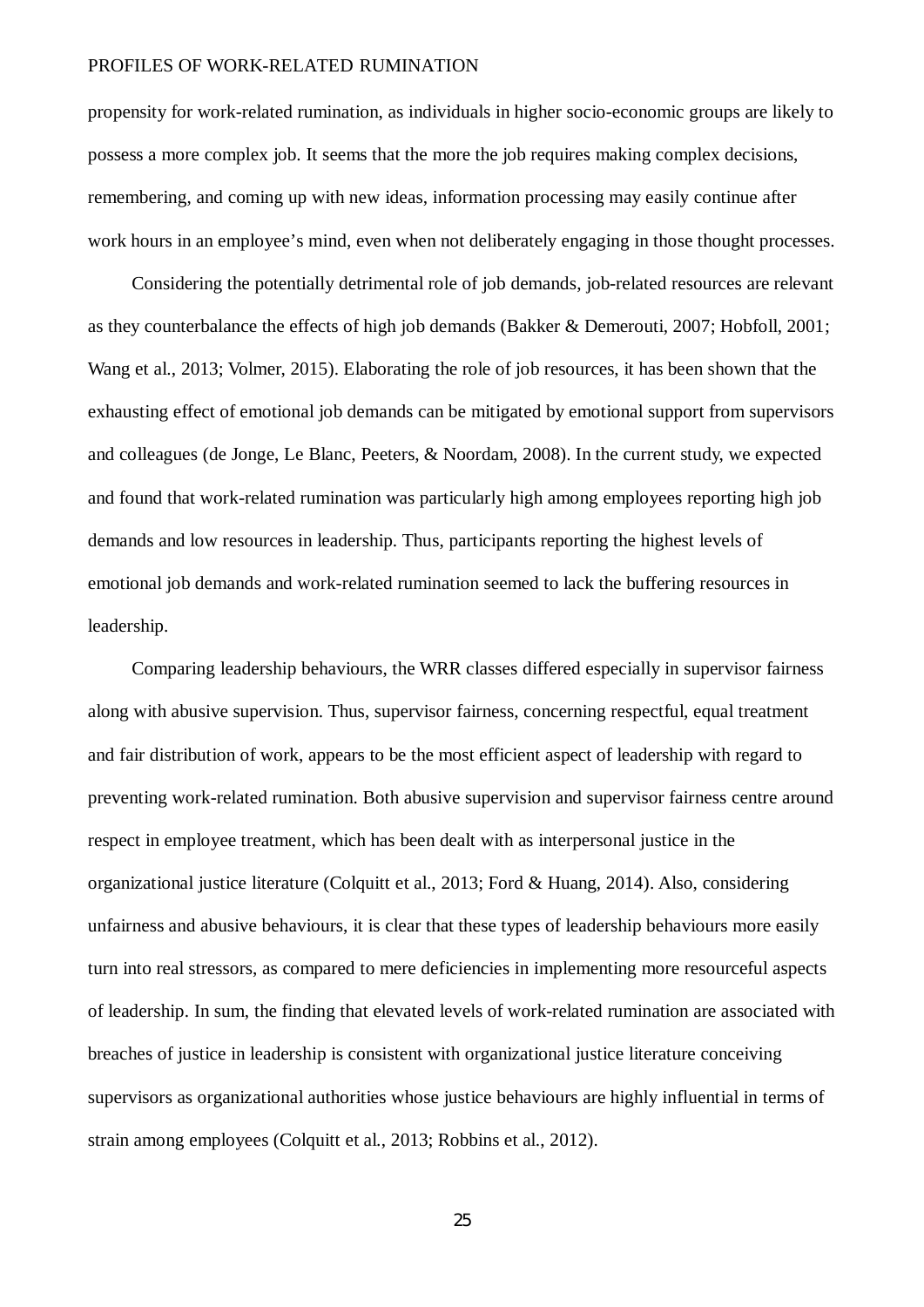propensity for work-related rumination, as individuals in higher socio-economic groups are likely to possess a more complex job. It seems that the more the job requires making complex decisions, remembering, and coming up with new ideas, information processing may easily continue after work hours in an employee's mind, even when not deliberately engaging in those thought processes.

Considering the potentially detrimental role of job demands, job-related resources are relevant as they counterbalance the effects of high job demands (Bakker & Demerouti, 2007; Hobfoll, 2001; Wang et al., 2013; Volmer, 2015). Elaborating the role of job resources, it has been shown that the exhausting effect of emotional job demands can be mitigated by emotional support from supervisors and colleagues (de Jonge, Le Blanc, Peeters, & Noordam, 2008). In the current study, we expected and found that work-related rumination was particularly high among employees reporting high job demands and low resources in leadership. Thus, participants reporting the highest levels of emotional job demands and work-related rumination seemed to lack the buffering resources in leadership.

Comparing leadership behaviours, the WRR classes differed especially in supervisor fairness along with abusive supervision. Thus, supervisor fairness, concerning respectful, equal treatment and fair distribution of work, appears to be the most efficient aspect of leadership with regard to preventing work-related rumination. Both abusive supervision and supervisor fairness centre around respect in employee treatment, which has been dealt with as interpersonal justice in the organizational justice literature (Colquitt et al., 2013; Ford & Huang, 2014). Also, considering unfairness and abusive behaviours, it is clear that these types of leadership behaviours more easily turn into real stressors, as compared to mere deficiencies in implementing more resourceful aspects of leadership. In sum, the finding that elevated levels of work-related rumination are associated with breaches of justice in leadership is consistent with organizational justice literature conceiving supervisors as organizational authorities whose justice behaviours are highly influential in terms of strain among employees (Colquitt et al., 2013; Robbins et al., 2012).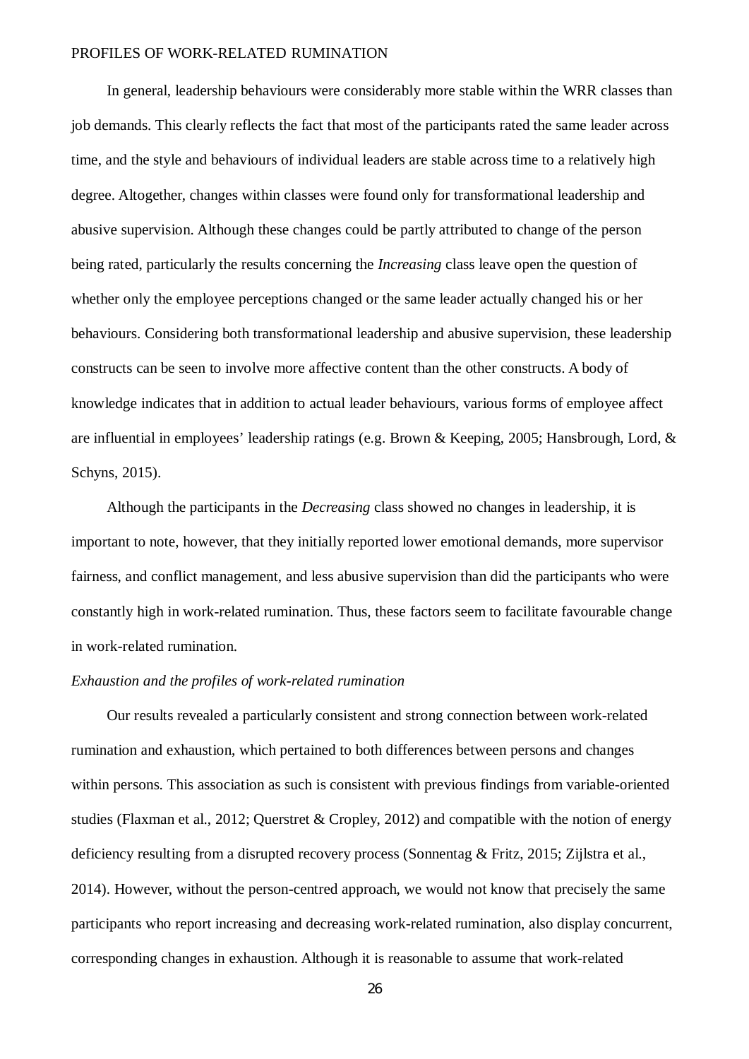In general, leadership behaviours were considerably more stable within the WRR classes than job demands. This clearly reflects the fact that most of the participants rated the same leader across time, and the style and behaviours of individual leaders are stable across time to a relatively high degree. Altogether, changes within classes were found only for transformational leadership and abusive supervision. Although these changes could be partly attributed to change of the person being rated, particularly the results concerning the *Increasing* class leave open the question of whether only the employee perceptions changed or the same leader actually changed his or her behaviours. Considering both transformational leadership and abusive supervision, these leadership constructs can be seen to involve more affective content than the other constructs. A body of knowledge indicates that in addition to actual leader behaviours, various forms of employee affect are influential in employees' leadership ratings (e.g. Brown & Keeping, 2005; Hansbrough, Lord, & Schyns, 2015).

Although the participants in the *Decreasing* class showed no changes in leadership, it is important to note, however, that they initially reported lower emotional demands, more supervisor fairness, and conflict management, and less abusive supervision than did the participants who were constantly high in work-related rumination. Thus, these factors seem to facilitate favourable change in work-related rumination.

*Exhaustion and the profiles of work-related rumination*

Our results revealed a particularly consistent and strong connection between work-related rumination and exhaustion, which pertained to both differences between persons and changes within persons. This association as such is consistent with previous findings from variable-oriented studies (Flaxman et al., 2012; Querstret & Cropley, 2012) and compatible with the notion of energy deficiency resulting from a disrupted recovery process (Sonnentag & Fritz, 2015; Zijlstra et al., 2014). However, without the person-centred approach, we would not know that precisely the same participants who report increasing and decreasing work-related rumination, also display concurrent, corresponding changes in exhaustion. Although it is reasonable to assume that work-related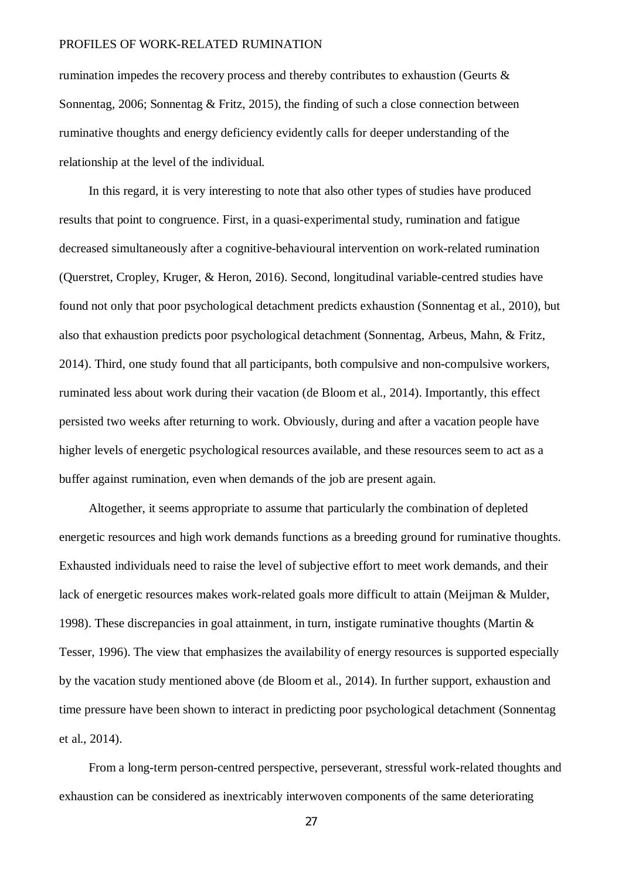rumination impedes the recovery process and thereby contributes to exhaustion (Geurts & Sonnentag, 2006; Sonnentag & Fritz, 2015), the finding of such a close connection between ruminative thoughts and energy deficiency evidently calls for deeper understanding of the relationship at the level of the individual.

In this regard, it is very interesting to note that also other types of studies have produced results that point to congruence. First, in a quasi-experimental study, rumination and fatigue decreased simultaneously after a cognitive-behavioural intervention on work-related rumination (Querstret, Cropley, Kruger, & Heron, 2016). Second, longitudinal variable-centred studies have found not only that poor psychological detachment predicts exhaustion (Sonnentag et al., 2010), but also that exhaustion predicts poor psychological detachment (Sonnentag, Arbeus, Mahn, & Fritz, 2014). Third, one study found that all participants, both compulsive and non-compulsive workers, ruminated less about work during their vacation (de Bloom et al., 2014). Importantly, this effect persisted two weeks after returning to work. Obviously, during and after a vacation people have higher levels of energetic psychological resources available, and these resources seem to act as a buffer against rumination, even when demands of the job are present again.

Altogether, it seems appropriate to assume that particularly the combination of depleted energetic resources and high work demands functions as a breeding ground for ruminative thoughts. Exhausted individuals need to raise the level of subjective effort to meet work demands, and their lack of energetic resources makes work-related goals more difficult to attain (Meijman & Mulder, 1998). These discrepancies in goal attainment, in turn, instigate ruminative thoughts (Martin & Tesser, 1996). The view that emphasizes the availability of energy resources is supported especially by the vacation study mentioned above (de Bloom et al., 2014). In further support, exhaustion and time pressure have been shown to interact in predicting poor psychological detachment (Sonnentag et al., 2014).

From a long-term person-centred perspective, perseverant, stressful work-related thoughts and exhaustion can be considered as inextricably interwoven components of the same deteriorating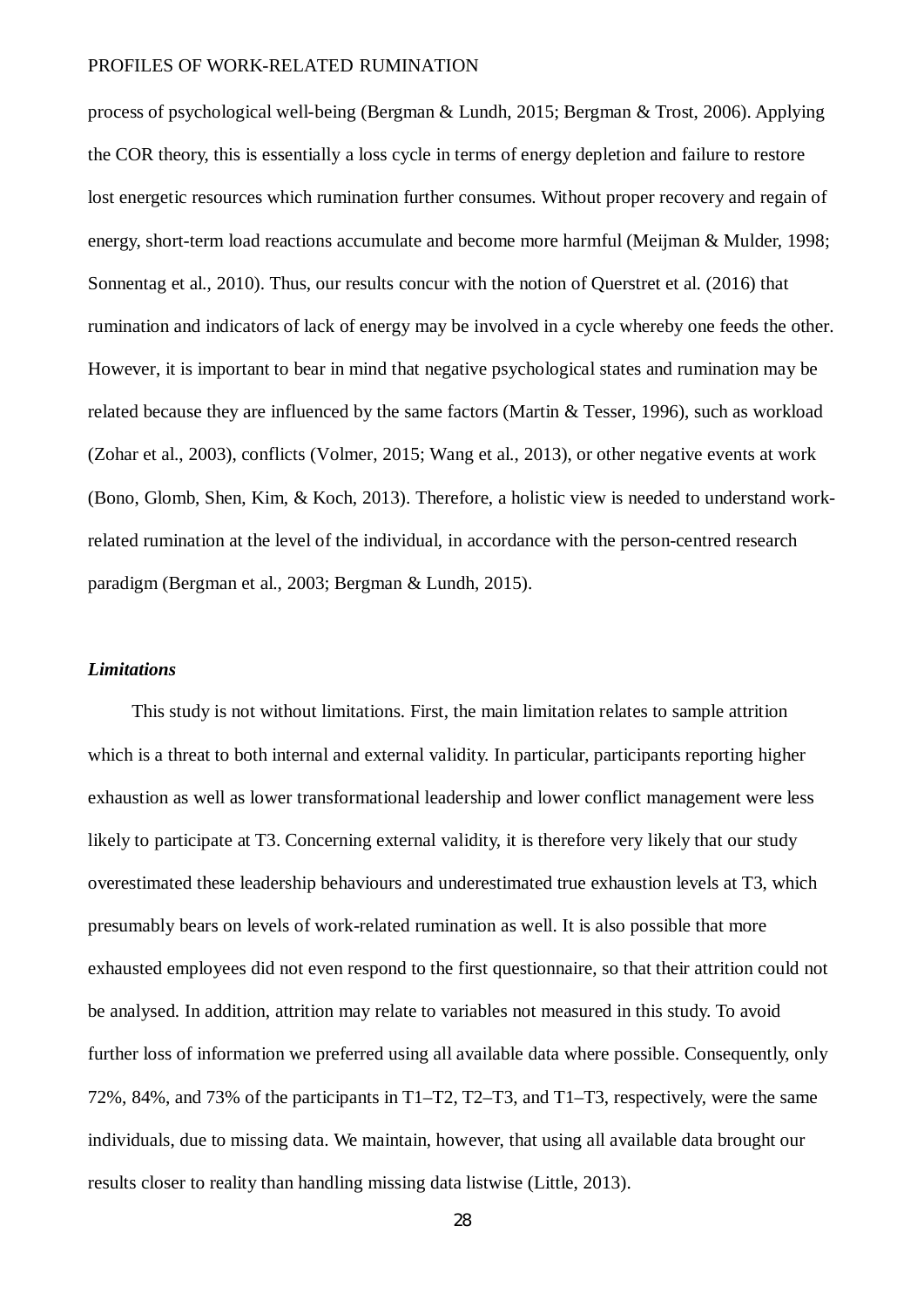process of psychological well-being (Bergman & Lundh, 2015; Bergman & Trost, 2006). Applying the COR theory, this is essentially a loss cycle in terms of energy depletion and failure to restore lost energetic resources which rumination further consumes. Without proper recovery and regain of energy, short-term load reactions accumulate and become more harmful (Meijman & Mulder, 1998; Sonnentag et al., 2010). Thus, our results concur with the notion of Querstret et al. (2016) that rumination and indicators of lack of energy may be involved in a cycle whereby one feeds the other. However, it is important to bear in mind that negative psychological states and rumination may be related because they are influenced by the same factors (Martin & Tesser, 1996), such as workload (Zohar et al., 2003), conflicts (Volmer, 2015; Wang et al., 2013), or other negative events at work (Bono, Glomb, Shen, Kim, & Koch, 2013). Therefore, a holistic view is needed to understand work-related rumination at the level of the individual, in accordance with the person-centred research paradigm (Bergman et al., 2003; Bergman & Lundh, 2015).

### *Limitations*

This study is not without limitations. First, the main limitation relates to sample attrition which is a threat to both internal and external validity. In particular, participants reporting higher exhaustion as well as lower transformational leadership and lower conflict management were less likely to participate at T3. Concerning external validity, it is therefore very likely that our study overestimated these leadership behaviours and underestimated true exhaustion levels at T3, which presumably bears on levels of work-related rumination as well. It is also possible that more exhausted employees did not even respond to the first questionnaire, so that their attrition could not be analysed. In addition, attrition may relate to variables not measured in this study. To avoid further loss of information we preferred using all available data where possible. Consequently, only 72%, 84%, and 73% of the participants in T1–T2, T2–T3, and T1–T3, respectively, were the same individuals, due to missing data. We maintain, however, that using all available data brought our results closer to reality than handling missing data listwise (Little, 2013).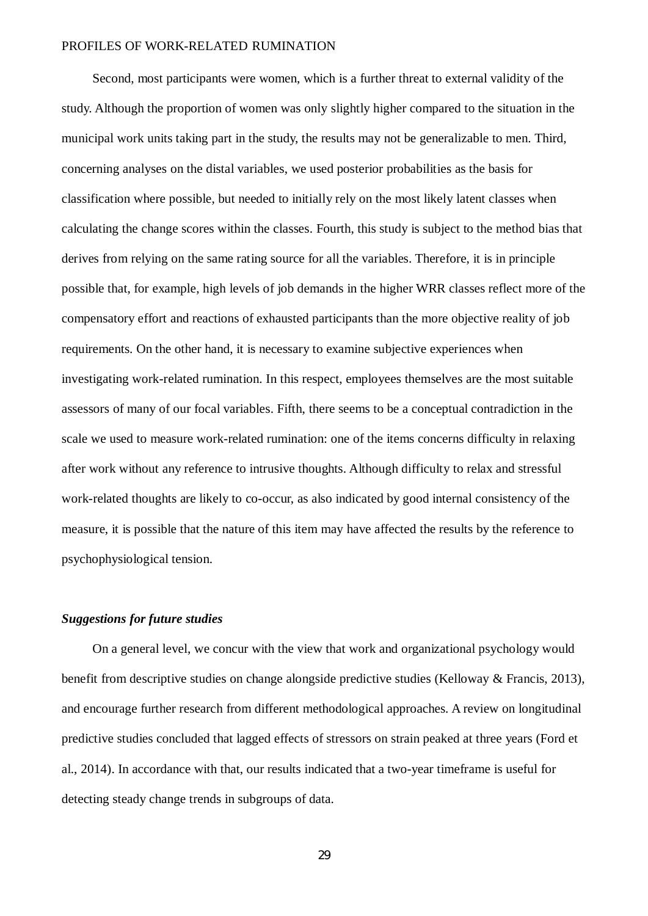Second, most participants were women, which is a further threat to external validity of the study. Although the proportion of women was only slightly higher compared to the situation in the municipal work units taking part in the study, the results may not be generalizable to men. Third, concerning analyses on the distal variables, we used posterior probabilities as the basis for classification where possible, but needed to initially rely on the most likely latent classes when calculating the change scores within the classes. Fourth, this study is subject to the method bias that derives from relying on the same rating source for all the variables. Therefore, it is in principle possible that, for example, high levels of job demands in the higher WRR classes reflect more of the compensatory effort and reactions of exhausted participants than the more objective reality of job requirements. On the other hand, it is necessary to examine subjective experiences when investigating work-related rumination. In this respect, employees themselves are the most suitable assessors of many of our focal variables. Fifth, there seems to be a conceptual contradiction in the scale we used to measure work-related rumination: one of the items concerns difficulty in relaxing after work without any reference to intrusive thoughts. Although difficulty to relax and stressful work-related thoughts are likely to co-occur, as also indicated by good internal consistency of the measure, it is possible that the nature of this item may have affected the results by the reference to psychophysiological tension.

### ***Suggestions for future studies***

On a general level, we concur with the view that work and organizational psychology would benefit from descriptive studies on change alongside predictive studies (Kelloway & Francis, 2013), and encourage further research from different methodological approaches. A review on longitudinal predictive studies concluded that lagged effects of stressors on strain peaked at three years (Ford et al., 2014). In accordance with that, our results indicated that a two-year timeframe is useful for detecting steady change trends in subgroups of data.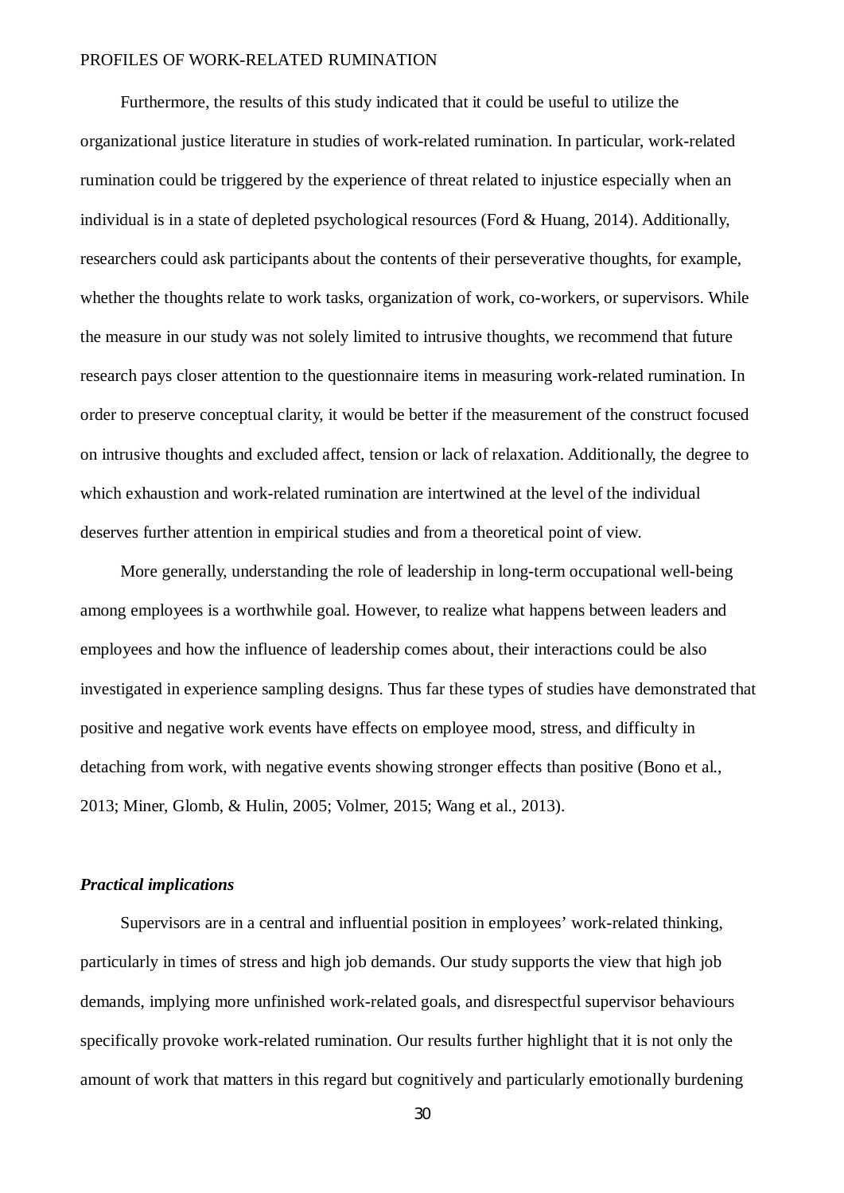Furthermore, the results of this study indicated that it could be useful to utilize the organizational justice literature in studies of work-related rumination. In particular, work-related rumination could be triggered by the experience of threat related to injustice especially when an individual is in a state of depleted psychological resources (Ford & Huang, 2014). Additionally, researchers could ask participants about the contents of their perseverative thoughts, for example, whether the thoughts relate to work tasks, organization of work, co-workers, or supervisors. While the measure in our study was not solely limited to intrusive thoughts, we recommend that future research pays closer attention to the questionnaire items in measuring work-related rumination. In order to preserve conceptual clarity, it would be better if the measurement of the construct focused on intrusive thoughts and excluded affect, tension or lack of relaxation. Additionally, the degree to which exhaustion and work-related rumination are intertwined at the level of the individual deserves further attention in empirical studies and from a theoretical point of view.

More generally, understanding the role of leadership in long-term occupational well-being among employees is a worthwhile goal. However, to realize what happens between leaders and employees and how the influence of leadership comes about, their interactions could be also investigated in experience sampling designs. Thus far these types of studies have demonstrated that positive and negative work events have effects on employee mood, stress, and difficulty in detaching from work, with negative events showing stronger effects than positive (Bono et al., 2013; Miner, Glomb, & Hulin, 2005; Volmer, 2015; Wang et al., 2013).

### *Practical implications*

Supervisors are in a central and influential position in employees' work-related thinking, particularly in times of stress and high job demands. Our study supports the view that high job demands, implying more unfinished work-related goals, and disrespectful supervisor behaviours specifically provoke work-related rumination. Our results further highlight that it is not only the amount of work that matters in this regard but cognitively and particularly emotionally burdening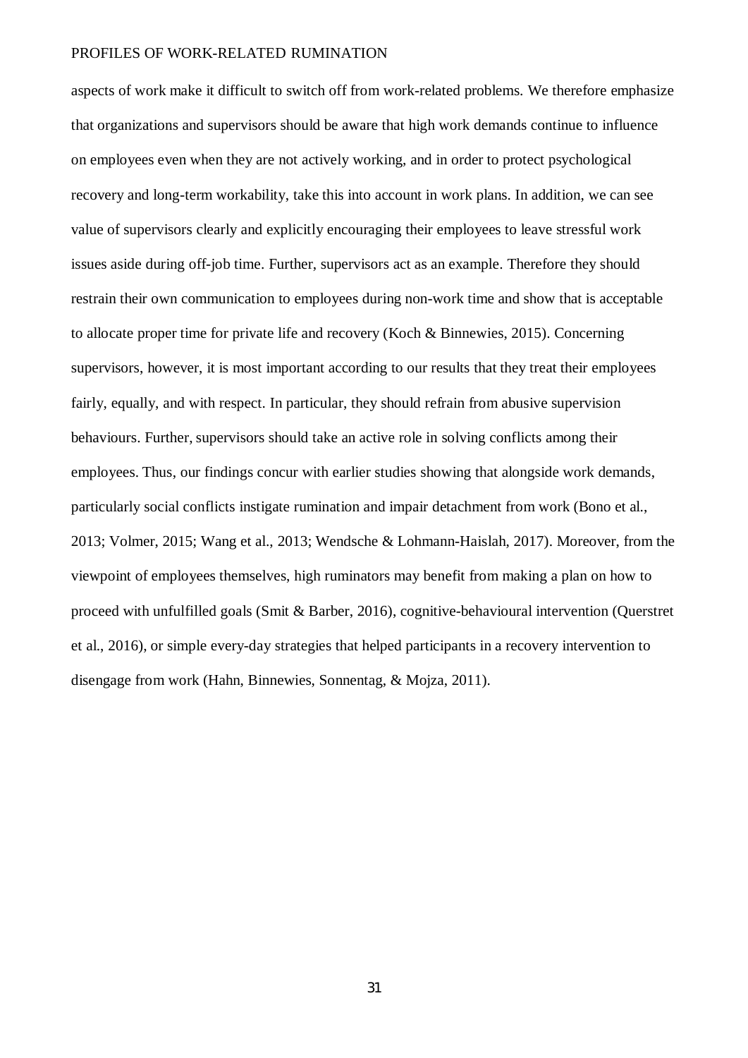aspects of work make it difficult to switch off from work-related problems. We therefore emphasize that organizations and supervisors should be aware that high work demands continue to influence on employees even when they are not actively working, and in order to protect psychological recovery and long-term workability, take this into account in work plans. In addition, we can see value of supervisors clearly and explicitly encouraging their employees to leave stressful work issues aside during off-job time. Further, supervisors act as an example. Therefore they should restrain their own communication to employees during non-work time and show that is acceptable to allocate proper time for private life and recovery (Koch & Binnewies, 2015). Concerning supervisors, however, it is most important according to our results that they treat their employees fairly, equally, and with respect. In particular, they should refrain from abusive supervision behaviours. Further, supervisors should take an active role in solving conflicts among their employees. Thus, our findings concur with earlier studies showing that alongside work demands, particularly social conflicts instigate rumination and impair detachment from work (Bono et al., 2013; Volmer, 2015; Wang et al., 2013; Wendsche & Lohmann-Haislah, 2017). Moreover, from the viewpoint of employees themselves, high ruminators may benefit from making a plan on how to proceed with unfulfilled goals (Smit & Barber, 2016), cognitive-behavioural intervention (Querstret et al., 2016), or simple every-day strategies that helped participants in a recovery intervention to disengage from work (Hahn, Binnewies, Sonnentag, & Mojza, 2011).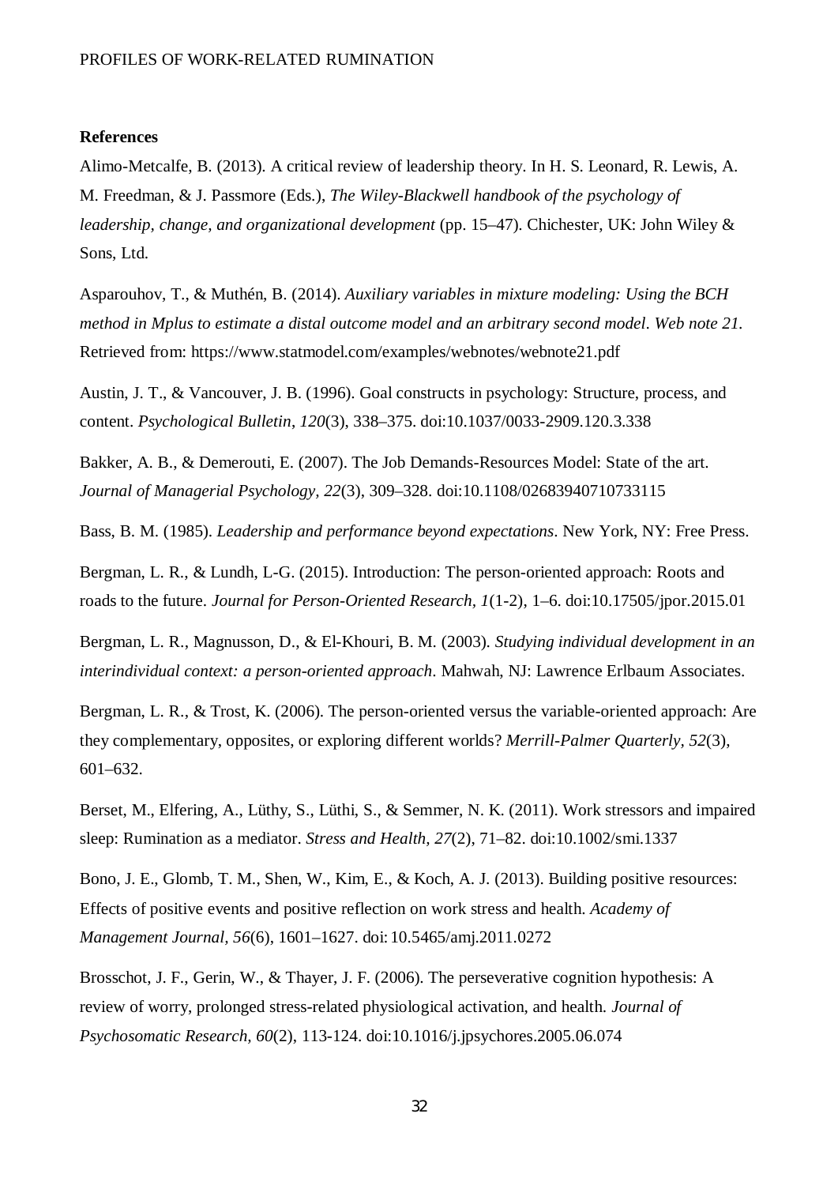**References**

Alimo-Metcalfe, B. (2013). A critical review of leadership theory. In H. S. Leonard, R. Lewis, A. M. Freedman, & J. Passmore (Eds.), *The Wiley-Blackwell handbook of the psychology of leadership, change, and organizational development* (pp. 15–47). Chichester, UK: John Wiley & Sons, Ltd.

Asparouhov, T., & Muthén, B. (2014). *Auxiliary variables in mixture modeling: Using the BCH method in Mplus to estimate a distal outcome model and an arbitrary second model. Web note 21.* Retrieved from: https://www.statmodel.com/examples/webnotes/webnote21.pdf

Austin, J. T., & Vancouver, J. B. (1996). Goal constructs in psychology: Structure, process, and content. *Psychological Bulletin*, *120*(3), 338–375. doi:10.1037/0033-2909.120.3.338

Bakker, A. B., & Demerouti, E. (2007). The Job Demands-Resources Model: State of the art. *Journal of Managerial Psychology, 22*(3), 309–328. doi:10.1108/02683940710733115

Bass, B. M. (1985). *Leadership and performance beyond expectations*. New York, NY: Free Press.

Bergman, L. R., & Lundh, L-G. (2015). Introduction: The person-oriented approach: Roots and roads to the future. *Journal for Person-Oriented Research, 1*(1-2), 1–6. doi:10.17505/jpor.2015.01

Bergman, L. R., Magnusson, D., & El-Khouri, B. M. (2003). *Studying individual development in an interindividual context: a person-oriented approach*. Mahwah, NJ: Lawrence Erlbaum Associates.

Bergman, L. R., & Trost, K. (2006). The person-oriented versus the variable-oriented approach: Are they complementary, opposites, or exploring different worlds? *Merrill-Palmer Quarterly, 52*(3), 601–632.

Berset, M., Elfering, A., Lüthy, S., Lüthi, S., & Semmer, N. K. (2011). Work stressors and impaired sleep: Rumination as a mediator. *Stress and Health, 27*(2), 71–82. doi:10.1002/smi.1337

Bono, J. E., Glomb, T. M., Shen, W., Kim, E., & Koch, A. J. (2013). Building positive resources: Effects of positive events and positive reflection on work stress and health. *Academy of Management Journal, 56*(6), 1601–1627. doi: 10.5465/amj.2011.0272

Brosschot, J. F., Gerin, W., & Thayer, J. F. (2006). The perseverative cognition hypothesis: A review of worry, prolonged stress-related physiological activation, and health. *Journal of Psychosomatic Research, 60*(2), 113-124. doi:10.1016/j.jpsychores.2005.06.074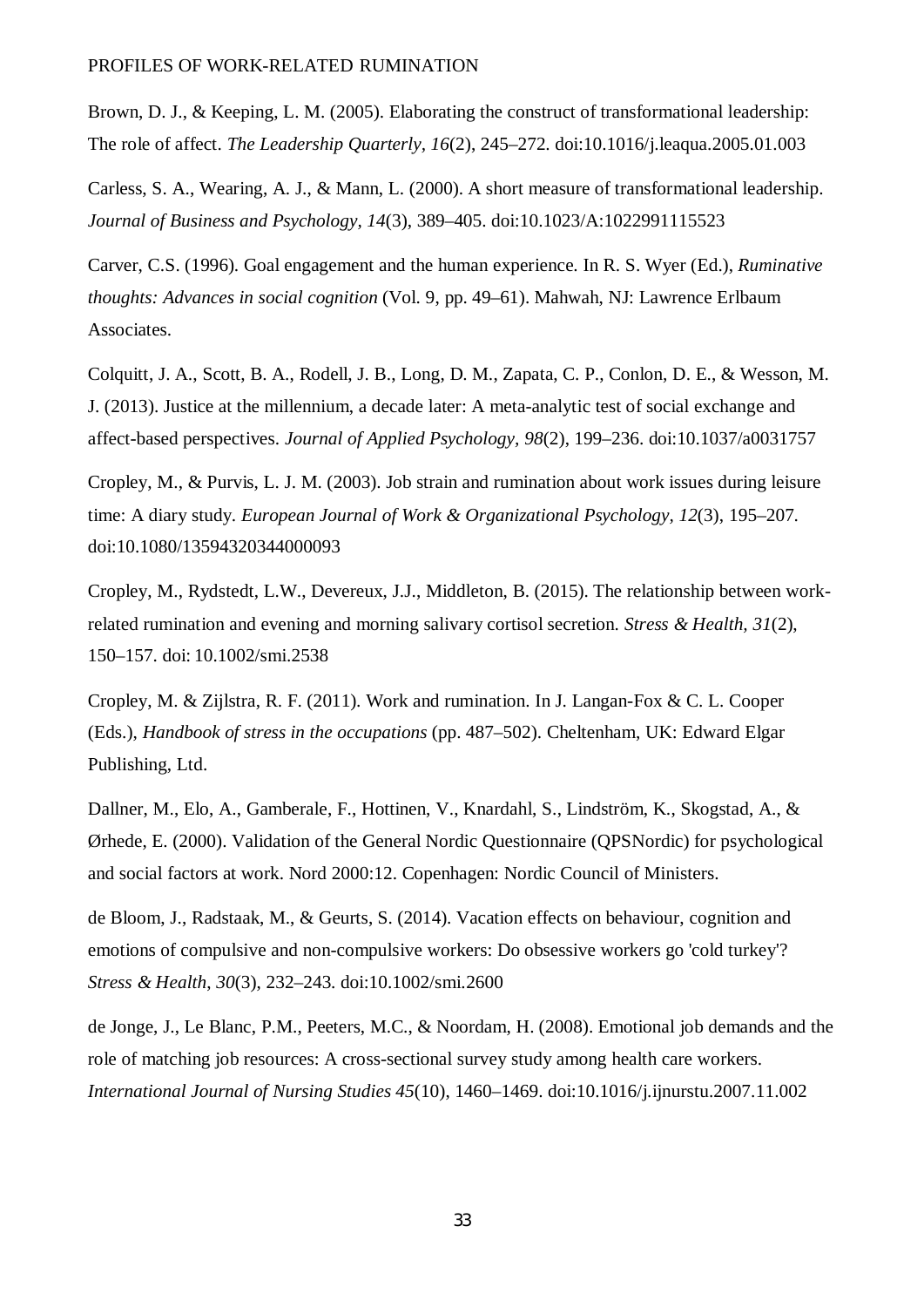Brown, D. J., & Keeping, L. M. (2005). Elaborating the construct of transformational leadership: The role of affect. *The Leadership Quarterly, 16*(2), 245–272. doi:10.1016/j.leaqua.2005.01.003

Carless, S. A., Wearing, A. J., & Mann, L. (2000). A short measure of transformational leadership. *Journal of Business and Psychology, 14*(3), 389–405. doi:10.1023/A:1022991115523

Carver, C.S. (1996). Goal engagement and the human experience. In R. S. Wyer (Ed.), *Ruminative thoughts: Advances in social cognition* (Vol. 9, pp. 49–61). Mahwah, NJ: Lawrence Erlbaum Associates.

Colquitt, J. A., Scott, B. A., Rodell, J. B., Long, D. M., Zapata, C. P., Conlon, D. E., & Wesson, M. J. (2013). Justice at the millennium, a decade later: A meta-analytic test of social exchange and affect-based perspectives. *Journal of Applied Psychology, 98*(2), 199–236. doi:10.1037/a0031757

Cropley, M., & Purvis, L. J. M. (2003). Job strain and rumination about work issues during leisure time: A diary study. *European Journal of Work & Organizational Psychology, 12*(3), 195–207. doi:10.1080/13594320344000093

Cropley, M., Rydstedt, L.W., Devereux, J.J., Middleton, B. (2015). The relationship between work-related rumination and evening and morning salivary cortisol secretion. *Stress & Health, 31*(2), 150–157. doi: 10.1002/smi.2538

Cropley, M. & Zijlstra, R. F. (2011). Work and rumination. In J. Langan-Fox & C. L. Cooper (Eds.), *Handbook of stress in the occupations* (pp. 487–502). Cheltenham, UK: Edward Elgar Publishing, Ltd.

Dallner, M., Elo, A., Gamberale, F., Hottinen, V., Knardahl, S., Lindström, K., Skogstad, A., & Ørhede, E. (2000). Validation of the General Nordic Questionnaire (QPSNordic) for psychological and social factors at work. Nord 2000:12. Copenhagen: Nordic Council of Ministers.

de Bloom, J., Radstaak, M., & Geurts, S. (2014). Vacation effects on behaviour, cognition and emotions of compulsive and non-compulsive workers: Do obsessive workers go 'cold turkey'? *Stress & Health, 30*(3), 232–243. doi:10.1002/smi.2600

de Jonge, J., Le Blanc, P.M., Peeters, M.C., & Noordam, H. (2008). Emotional job demands and the role of matching job resources: A cross-sectional survey study among health care workers. *International Journal of Nursing Studies 45*(10), 1460–1469. doi:10.1016/j.ijnurstu.2007.11.002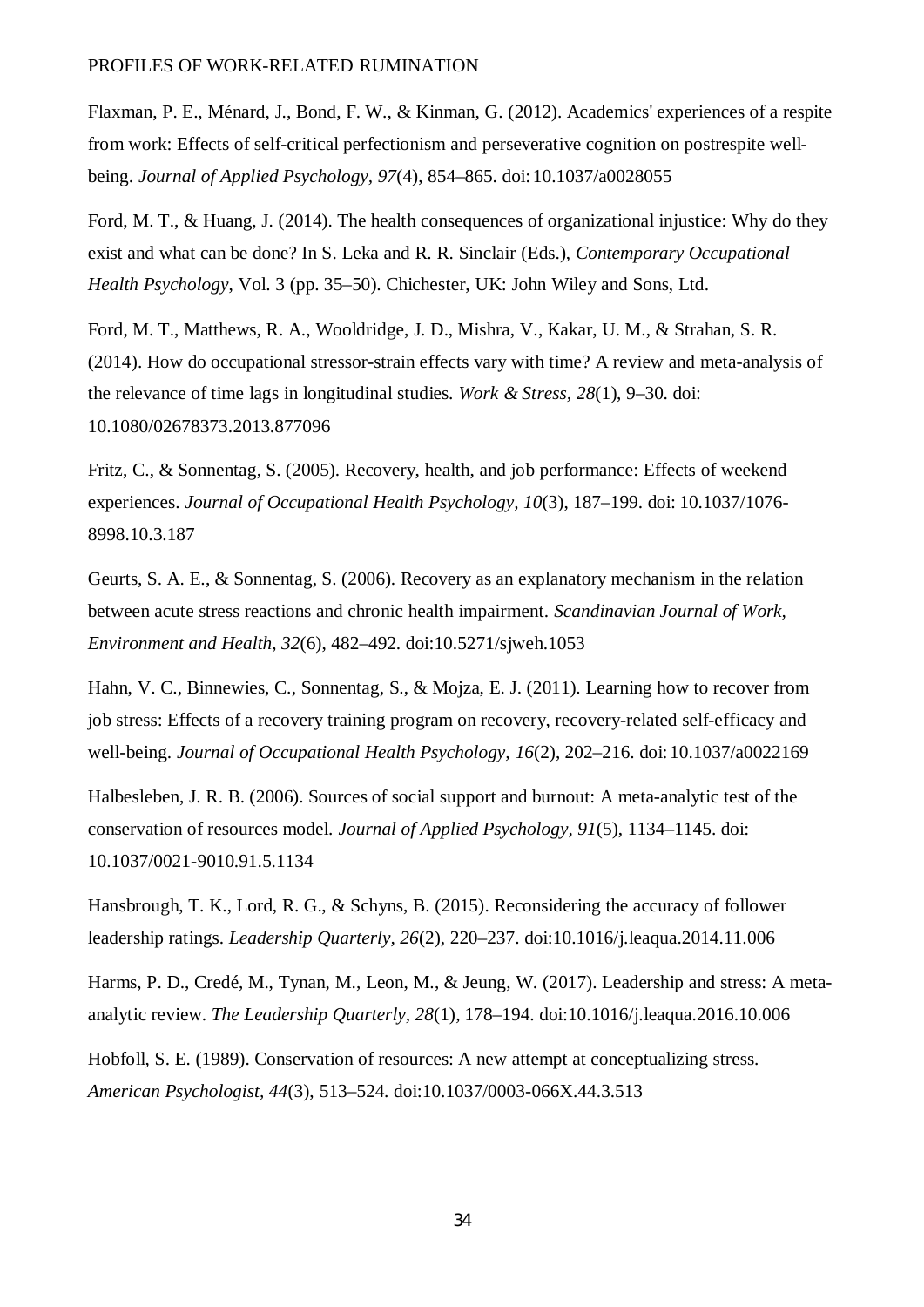Flaxman, P. E., Ménard, J., Bond, F. W., & Kinman, G. (2012). Academics' experiences of a respite from work: Effects of self-critical perfectionism and perseverative cognition on postrespite well-being. *Journal of Applied Psychology, 97*(4), 854–865. doi:10.1037/a0028055

Ford, M. T., & Huang, J. (2014). The health consequences of organizational injustice: Why do they exist and what can be done? In S. Leka and R. R. Sinclair (Eds.), *Contemporary Occupational Health Psychology,* Vol. 3 (pp. 35–50). Chichester, UK: John Wiley and Sons, Ltd.

Ford, M. T., Matthews, R. A., Wooldridge, J. D., Mishra, V., Kakar, U. M., & Strahan, S. R. (2014). How do occupational stressor-strain effects vary with time? A review and meta-analysis of the relevance of time lags in longitudinal studies. *Work & Stress, 28*(1), 9–30. doi: 10.1080/02678373.2013.877096

Fritz, C., & Sonnentag, S. (2005). Recovery, health, and job performance: Effects of weekend experiences. *Journal of Occupational Health Psychology, 10*(3), 187–199. doi: 10.1037/1076-8998.10.3.187

Geurts, S. A. E., & Sonnentag, S. (2006). Recovery as an explanatory mechanism in the relation between acute stress reactions and chronic health impairment. *Scandinavian Journal of Work, Environment and Health, 32*(6), 482–492. doi:10.5271/sjweh.1053

Hahn, V. C., Binnewies, C., Sonnentag, S., & Mojza, E. J. (2011). Learning how to recover from job stress: Effects of a recovery training program on recovery, recovery-related self-efficacy and well-being. *Journal of Occupational Health Psychology, 16*(2), 202–216. doi:10.1037/a0022169

Halbesleben, J. R. B. (2006). Sources of social support and burnout: A meta-analytic test of the conservation of resources model. *Journal of Applied Psychology, 91*(5), 1134–1145. doi: 10.1037/0021-9010.91.5.1134

Hansbrough, T. K., Lord, R. G., & Schyns, B. (2015). Reconsidering the accuracy of follower leadership ratings. *Leadership Quarterly, 26*(2), 220–237. doi:10.1016/j.leaqua.2014.11.006

Harms, P. D., Credé, M., Tynan, M., Leon, M., & Jeung, W. (2017). Leadership and stress: A meta-analytic review. *The Leadership Quarterly, 28*(1), 178–194. doi:10.1016/j.leaqua.2016.10.006

Hobfoll, S. E. (1989). Conservation of resources: A new attempt at conceptualizing stress. *American Psychologist, 44*(3), 513–524. doi:10.1037/0003-066X.44.3.513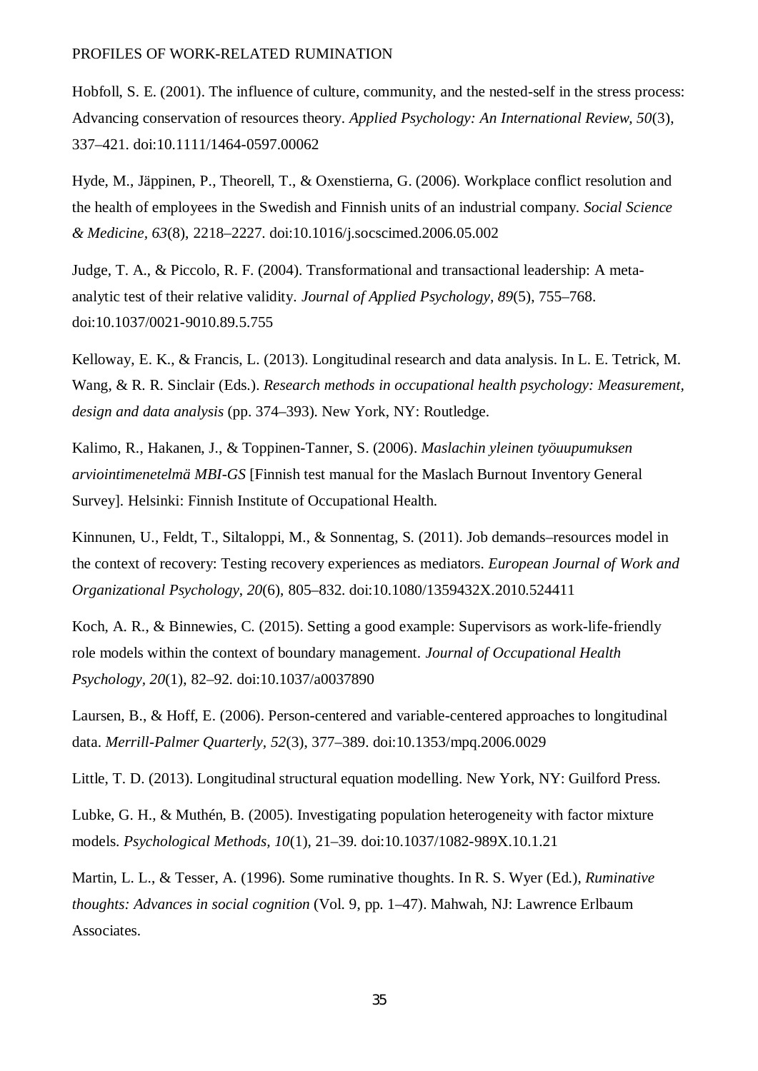Hobfoll, S. E. (2001). The influence of culture, community, and the nested-self in the stress process: Advancing conservation of resources theory. *Applied Psychology: An International Review, 50*(3), 337–421. doi:10.1111/1464-0597.00062

Hyde, M., Jäppinen, P., Theorell, T., & Oxenstierna, G. (2006). Workplace conflict resolution and the health of employees in the Swedish and Finnish units of an industrial company. *Social Science & Medicine*, *63*(8), 2218–2227. doi:10.1016/j.socscimed.2006.05.002

Judge, T. A., & Piccolo, R. F. (2004). Transformational and transactional leadership: A meta-analytic test of their relative validity. *Journal of Applied Psychology*, *89*(5), 755–768. doi:10.1037/0021-9010.89.5.755

Kelloway, E. K., & Francis, L. (2013). Longitudinal research and data analysis. In L. E. Tetrick, M. Wang, & R. R. Sinclair (Eds.). *Research methods in occupational health psychology: Measurement, design and data analysis* (pp. 374–393). New York, NY: Routledge.

Kalimo, R., Hakanen, J., & Toppinen-Tanner, S. (2006). *Maslachin yleinen työuupumuksen arviointimenetelmä MBI-GS* [Finnish test manual for the Maslach Burnout Inventory General Survey]. Helsinki: Finnish Institute of Occupational Health.

Kinnunen, U., Feldt, T., Siltaloppi, M., & Sonnentag, S. (2011). Job demands–resources model in the context of recovery: Testing recovery experiences as mediators. *European Journal of Work and Organizational Psychology*, *20*(6), 805–832. doi:10.1080/1359432X.2010.524411

Koch, A. R., & Binnewies, C. (2015). Setting a good example: Supervisors as work-life-friendly role models within the context of boundary management. *Journal of Occupational Health Psychology, 20*(1), 82–92. doi:10.1037/a0037890

Laursen, B., & Hoff, E. (2006). Person-centered and variable-centered approaches to longitudinal data. *Merrill-Palmer Quarterly*, *52*(3), 377–389. doi:10.1353/mpq.2006.0029

Little, T. D. (2013). Longitudinal structural equation modelling. New York, NY: Guilford Press.

Lubke, G. H., & Muthén, B. (2005). Investigating population heterogeneity with factor mixture models. *Psychological Methods, 10*(1), 21–39. doi:10.1037/1082-989X.10.1.21

Martin, L. L., & Tesser, A. (1996). Some ruminative thoughts. In R. S. Wyer (Ed.), *Ruminative thoughts: Advances in social cognition* (Vol. 9, pp. 1–47). Mahwah, NJ: Lawrence Erlbaum Associates.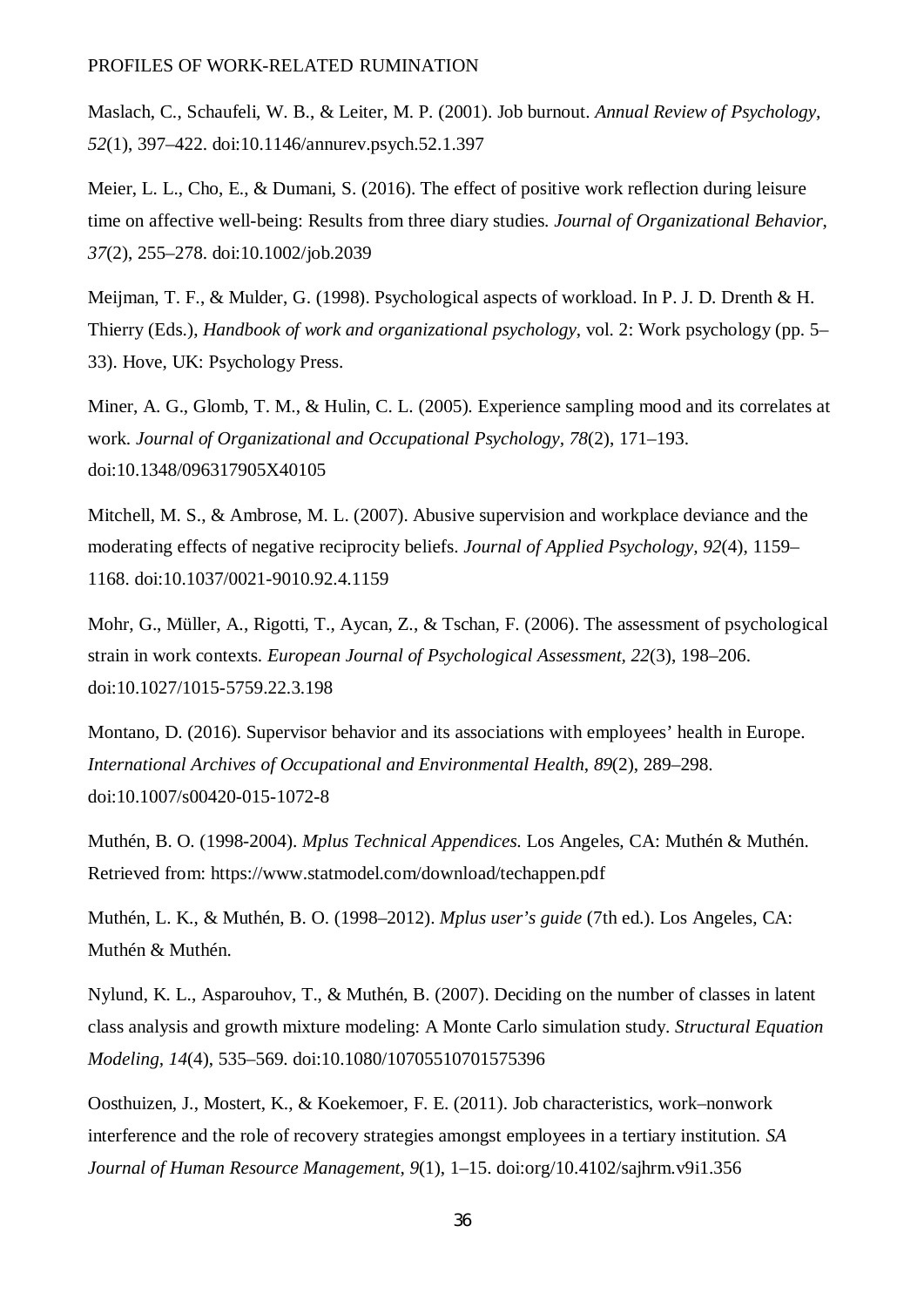Maslach, C., Schaufeli, W. B., & Leiter, M. P. (2001). Job burnout. *Annual Review of Psychology, 52*(1), 397–422. doi:10.1146/annurev.psych.52.1.397

Meier, L. L., Cho, E., & Dumani, S. (2016). The effect of positive work reflection during leisure time on affective well-being: Results from three diary studies. *Journal of Organizational Behavior, 37*(2), 255–278. doi:10.1002/job.2039

Meijman, T. F., & Mulder, G. (1998). Psychological aspects of workload. In P. J. D. Drenth & H. Thierry (Eds.), *Handbook of work and organizational psychology*, vol. 2: Work psychology (pp. 5–33). Hove, UK: Psychology Press.

Miner, A. G., Glomb, T. M., & Hulin, C. L. (2005). Experience sampling mood and its correlates at work. *Journal of Organizational and Occupational Psychology*, *78*(2), 171–193. doi:10.1348/096317905X40105

Mitchell, M. S., & Ambrose, M. L. (2007). Abusive supervision and workplace deviance and the moderating effects of negative reciprocity beliefs. *Journal of Applied Psychology, 92*(4), 1159–1168. doi:10.1037/0021-9010.92.4.1159

Mohr, G., Müller, A., Rigotti, T., Aycan, Z., & Tschan, F. (2006). The assessment of psychological strain in work contexts. *European Journal of Psychological Assessment, 22*(3), 198–206. doi:10.1027/1015-5759.22.3.198

Montano, D. (2016). Supervisor behavior and its associations with employees' health in Europe. *International Archives of Occupational and Environmental Health*, *89*(2), 289–298. doi:10.1007/s00420-015-1072-8

Muthén, B. O. (1998-2004). *Mplus Technical Appendices*. Los Angeles, CA: Muthén & Muthén. Retrieved from: https://www.statmodel.com/download/techappen.pdf

Muthén, L. K., & Muthén, B. O. (1998–2012). *Mplus user's guide* (7th ed.). Los Angeles, CA: Muthén & Muthén.

Nylund, K. L., Asparouhov, T., & Muthén, B. (2007). Deciding on the number of classes in latent class analysis and growth mixture modeling: A Monte Carlo simulation study. *Structural Equation Modeling*, *14*(4), 535–569. doi:10.1080/10705510701575396

Oosthuizen, J., Mostert, K., & Koekemoer, F. E. (2011). Job characteristics, work–nonwork interference and the role of recovery strategies amongst employees in a tertiary institution. *SA Journal of Human Resource Management*, *9*(1), 1–15. doi:org/10.4102/sajhrm.v9i1.356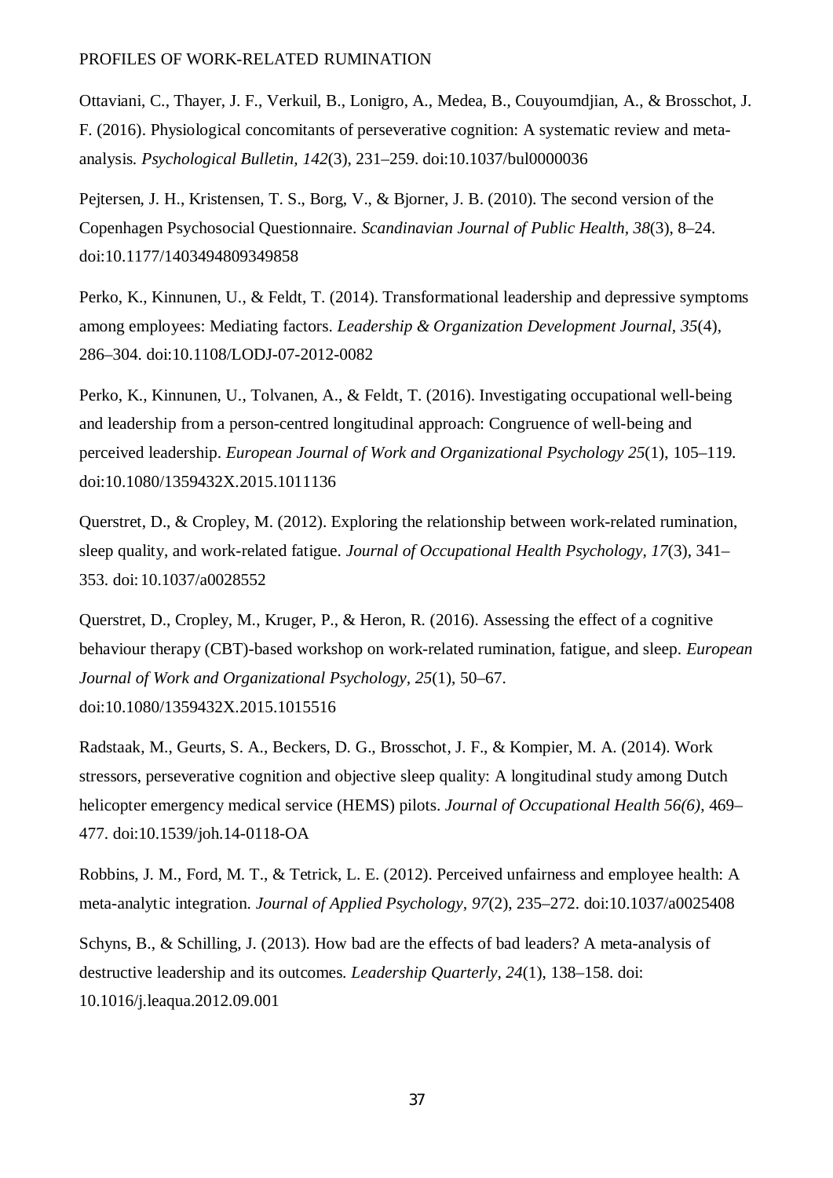Ottaviani, C., Thayer, J. F., Verkuil, B., Lonigro, A., Medea, B., Couyoumdjian, A., & Brosschot, J. F. (2016). Physiological concomitants of perseverative cognition: A systematic review and meta-analysis. *Psychological Bulletin, 142*(3), 231–259. doi:10.1037/bul0000036

Pejtersen, J. H., Kristensen, T. S., Borg, V., & Bjorner, J. B. (2010). The second version of the Copenhagen Psychosocial Questionnaire. *Scandinavian Journal of Public Health, 38*(3), 8–24. doi:10.1177/1403494809349858

Perko, K., Kinnunen, U., & Feldt, T. (2014). Transformational leadership and depressive symptoms among employees: Mediating factors. *Leadership & Organization Development Journal, 35*(4), 286–304. doi:10.1108/LODJ-07-2012-0082

Perko, K., Kinnunen, U., Tolvanen, A., & Feldt, T. (2016). Investigating occupational well-being and leadership from a person-centred longitudinal approach: Congruence of well-being and perceived leadership. *European Journal of Work and Organizational Psychology 25*(1), 105–119. doi:10.1080/1359432X.2015.1011136

Querstret, D., & Cropley, M. (2012). Exploring the relationship between work-related rumination, sleep quality, and work-related fatigue. *Journal of Occupational Health Psychology, 17*(3), 341–353. doi: 10.1037/a0028552

Querstret, D., Cropley, M., Kruger, P., & Heron, R. (2016). Assessing the effect of a cognitive behaviour therapy (CBT)-based workshop on work-related rumination, fatigue, and sleep. *European Journal of Work and Organizational Psychology*, *25*(1), 50–67. doi:10.1080/1359432X.2015.1015516

Radstaak, M., Geurts, S. A., Beckers, D. G., Brosschot, J. F., & Kompier, M. A. (2014). Work stressors, perseverative cognition and objective sleep quality: A longitudinal study among Dutch helicopter emergency medical service (HEMS) pilots. *Journal of Occupational Health 56(6)*, 469–477. doi:10.1539/joh.14-0118-OA

Robbins, J. M., Ford, M. T., & Tetrick, L. E. (2012). Perceived unfairness and employee health: A meta-analytic integration. *Journal of Applied Psychology, 97*(2), 235–272. doi:10.1037/a0025408

Schyns, B., & Schilling, J. (2013). How bad are the effects of bad leaders? A meta-analysis of destructive leadership and its outcomes. *Leadership Quarterly, 24*(1), 138–158. doi: 10.1016/j.leaqua.2012.09.001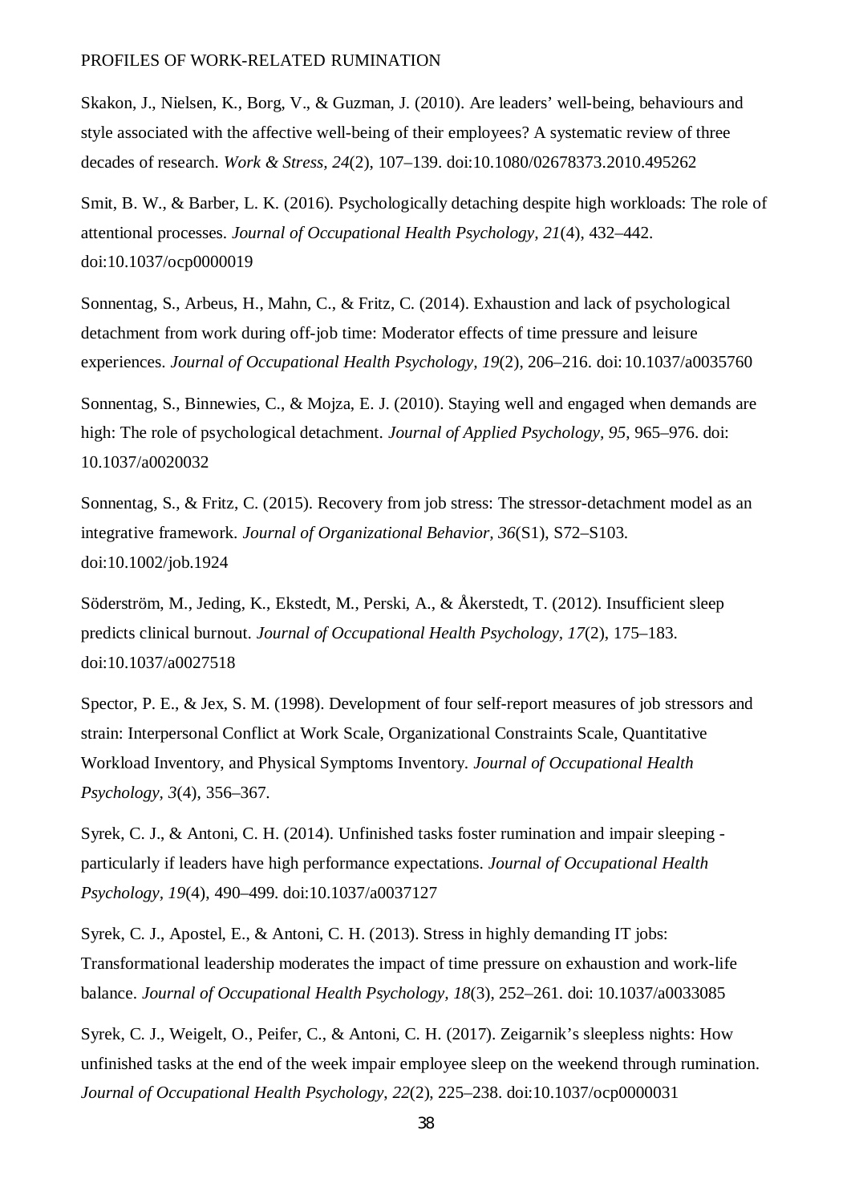Skakon, J., Nielsen, K., Borg, V., & Guzman, J. (2010). Are leaders' well-being, behaviours and style associated with the affective well-being of their employees? A systematic review of three decades of research. *Work & Stress, 24*(2), 107–139. doi:10.1080/02678373.2010.495262

Smit, B. W., & Barber, L. K. (2016). Psychologically detaching despite high workloads: The role of attentional processes. *Journal of Occupational Health Psychology, 21*(4), 432–442. doi:10.1037/ocp0000019

Sonnentag, S., Arbeus, H., Mahn, C., & Fritz, C. (2014). Exhaustion and lack of psychological detachment from work during off-job time: Moderator effects of time pressure and leisure experiences. *Journal of Occupational Health Psychology, 19*(2), 206–216. doi: 10.1037/a0035760

Sonnentag, S., Binnewies, C., & Mojza, E. J. (2010). Staying well and engaged when demands are high: The role of psychological detachment. *Journal of Applied Psychology, 95*, 965–976. doi: 10.1037/a0020032

Sonnentag, S., & Fritz, C. (2015). Recovery from job stress: The stressor-detachment model as an integrative framework. *Journal of Organizational Behavior, 36*(S1), S72–S103. doi:10.1002/job.1924

Söderström, M., Jeding, K., Ekstedt, M., Perski, A., & Åkerstedt, T. (2012). Insufficient sleep predicts clinical burnout. *Journal of Occupational Health Psychology, 17*(2), 175–183. doi:10.1037/a0027518

Spector, P. E., & Jex, S. M. (1998). Development of four self-report measures of job stressors and strain: Interpersonal Conflict at Work Scale, Organizational Constraints Scale, Quantitative Workload Inventory, and Physical Symptoms Inventory. *Journal of Occupational Health Psychology, 3*(4), 356–367.

Syrek, C. J., & Antoni, C. H. (2014). Unfinished tasks foster rumination and impair sleeping - particularly if leaders have high performance expectations. *Journal of Occupational Health Psychology, 19*(4), 490–499. doi:10.1037/a0037127

Syrek, C. J., Apostel, E., & Antoni, C. H. (2013). Stress in highly demanding IT jobs: Transformational leadership moderates the impact of time pressure on exhaustion and work-life balance. *Journal of Occupational Health Psychology, 18*(3), 252–261. doi: 10.1037/a0033085

Syrek, C. J., Weigelt, O., Peifer, C., & Antoni, C. H. (2017). Zeigarnik's sleepless nights: How unfinished tasks at the end of the week impair employee sleep on the weekend through rumination. *Journal of Occupational Health Psychology, 22*(2), 225–238. doi:10.1037/ocp0000031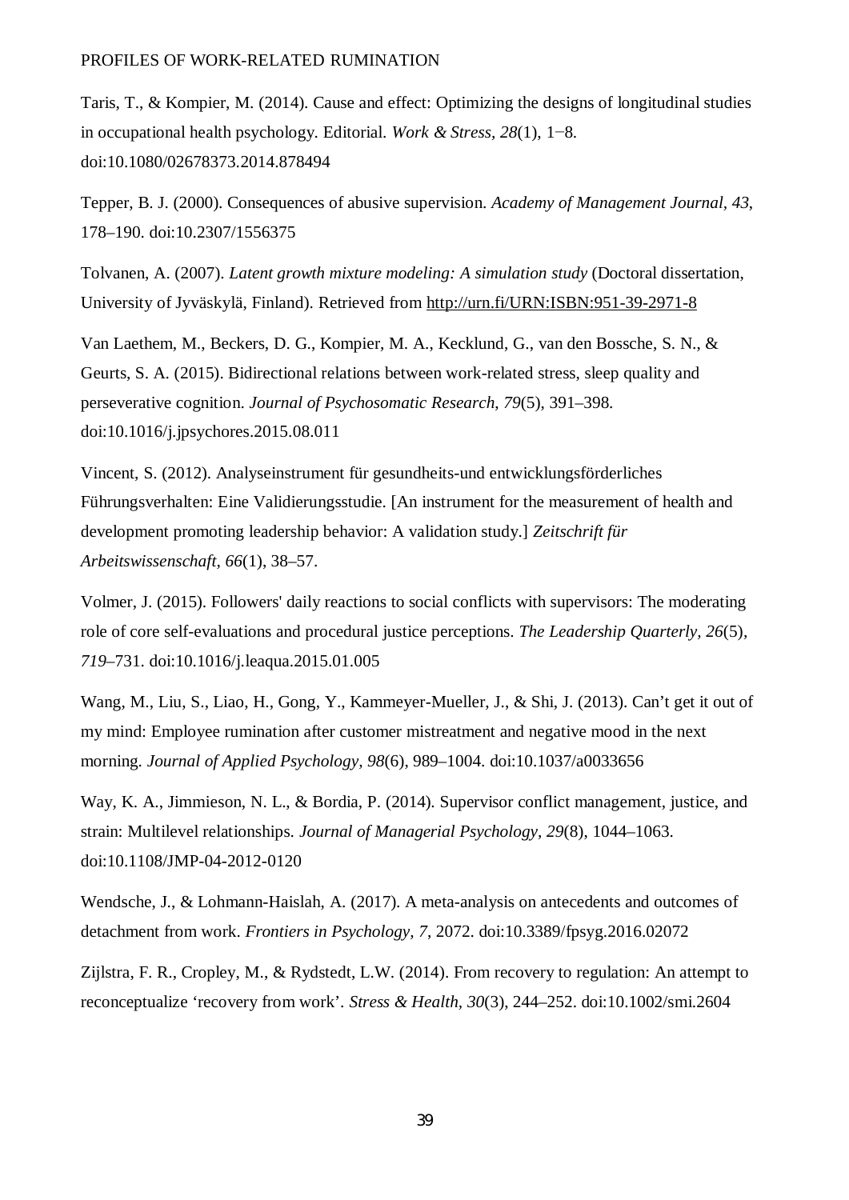Taris, T., & Kompier, M. (2014). Cause and effect: Optimizing the designs of longitudinal studies in occupational health psychology. Editorial. *Work & Stress, 28*(1), 1−8. doi:10.1080/02678373.2014.878494

Tepper, B. J. (2000). Consequences of abusive supervision. *Academy of Management Journal, 43*, 178–190. doi:10.2307/1556375

Tolvanen, A. (2007). *Latent growth mixture modeling: A simulation study* (Doctoral dissertation, University of Jyväskylä, Finland). Retrieved from http://urn.fi/URN:ISBN:951-39-2971-8

Van Laethem, M., Beckers, D. G., Kompier, M. A., Kecklund, G., van den Bossche, S. N., & Geurts, S. A. (2015). Bidirectional relations between work-related stress, sleep quality and perseverative cognition. *Journal of Psychosomatic Research*, *79*(5), 391–398. doi:10.1016/j.jpsychores.2015.08.011

Vincent, S. (2012). Analyseinstrument für gesundheits-und entwicklungsförderliches Führungsverhalten: Eine Validierungsstudie. [An instrument for the measurement of health and development promoting leadership behavior: A validation study.] *Zeitschrift für Arbeitswissenschaft, 66*(1), 38–57.

Volmer, J. (2015). Followers' daily reactions to social conflicts with supervisors: The moderating role of core self-evaluations and procedural justice perceptions. *The Leadership Quarterly, 26*(5), *719*–731. doi:10.1016/j.leaqua.2015.01.005

Wang, M., Liu, S., Liao, H., Gong, Y., Kammeyer-Mueller, J., & Shi, J. (2013). Can't get it out of my mind: Employee rumination after customer mistreatment and negative mood in the next morning. *Journal of Applied Psychology*, *98*(6), 989–1004. doi:10.1037/a0033656

Way, K. A., Jimmieson, N. L., & Bordia, P. (2014). Supervisor conflict management, justice, and strain: Multilevel relationships. *Journal of Managerial Psychology, 29*(8), 1044–1063. doi:10.1108/JMP-04-2012-0120

Wendsche, J., & Lohmann-Haislah, A. (2017). A meta-analysis on antecedents and outcomes of detachment from work. *Frontiers in Psychology, 7*, 2072. doi:10.3389/fpsyg.2016.02072

Zijlstra, F. R., Cropley, M., & Rydstedt, L.W. (2014). From recovery to regulation: An attempt to reconceptualize 'recovery from work'. *Stress & Health, 30*(3), 244–252. doi:10.1002/smi.2604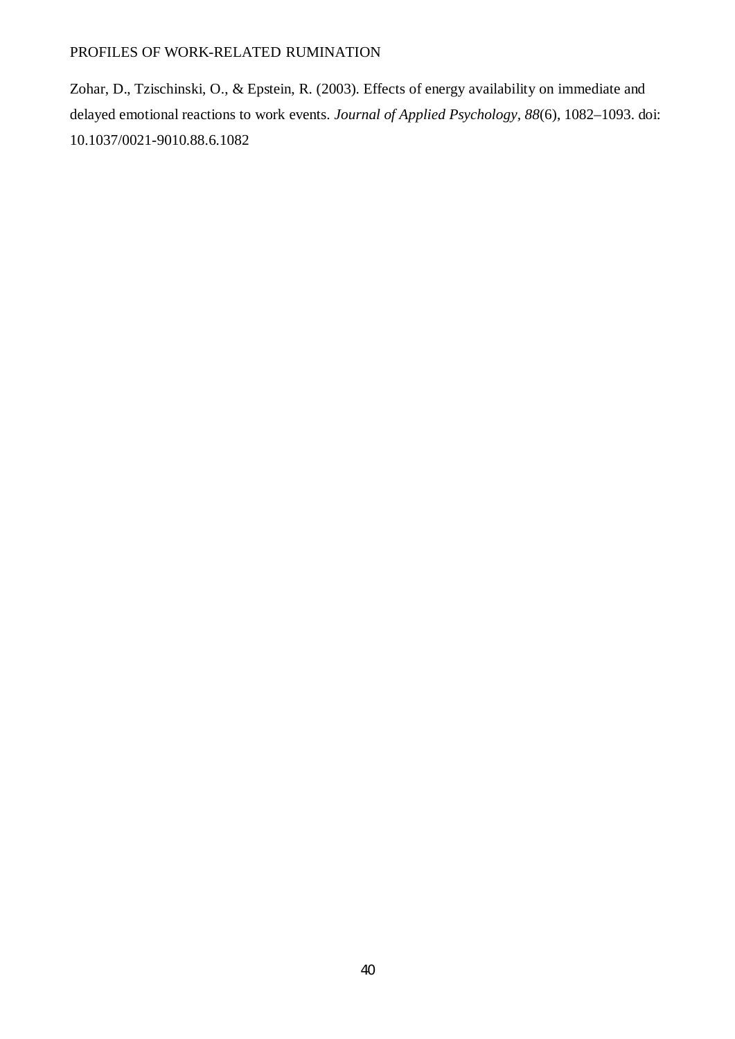Zohar, D., Tzischinski, O., & Epstein, R. (2003). Effects of energy availability on immediate and delayed emotional reactions to work events. *Journal of Applied Psychology, 88*(6), 1082–1093. doi: 10.1037/0021-9010.88.6.1082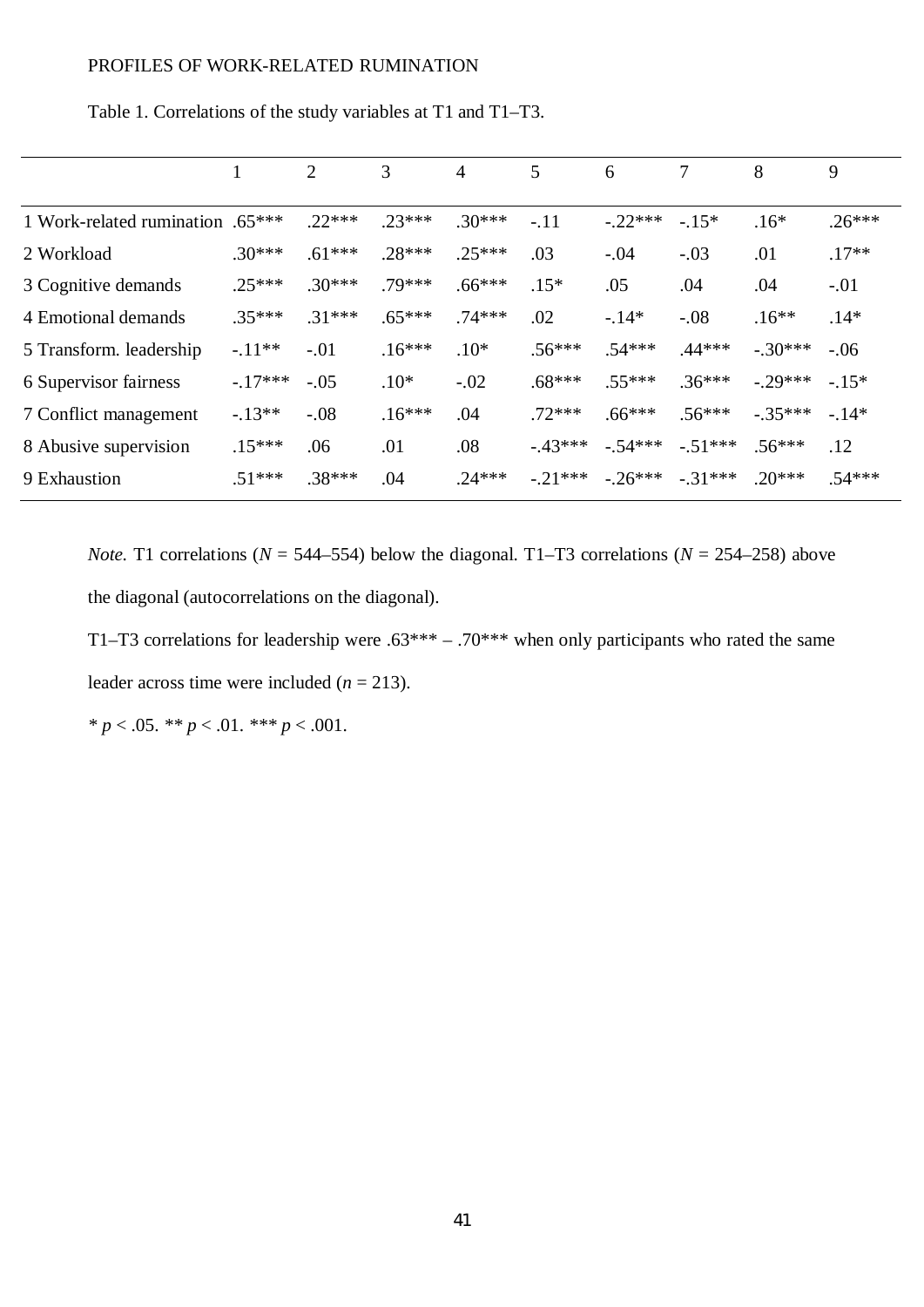Table 1. Correlations of the study variables at T1 and T1–T3.

| | 1 | 2 | 3 | 4 | 5 | 6 | 7 | 8 | 9 |
|---|---|---|---|---|---|---|---|---|---|
| 1 Work-related rumination | .65*** | .22*** | .23*** | .30*** | -.11 | -.22*** | -.15* | .16* | .26*** |
| 2 Workload | .30*** | .61*** | .28*** | .25*** | .03 | -.04 | -.03 | .01 | .17** |
| 3 Cognitive demands | .25*** | .30*** | .79*** | .66*** | .15* | .05 | .04 | .04 | -.01 |
| 4 Emotional demands | .35*** | .31*** | .65*** | .74*** | .02 | -.14* | -.08 | .16** | .14* |
| 5 Transform. leadership | -.11** | -.01 | .16*** | .10* | .56*** | .54*** | .44*** | -.30*** | -.06 |
| 6 Supervisor fairness | -.17*** | -.05 | .10* | -.02 | .68*** | .55*** | .36*** | -.29*** | -.15* |
| 7 Conflict management | -.13** | -.08 | .16*** | .04 | .72*** | .66*** | .56*** | -.35*** | -.14* |
| 8 Abusive supervision | .15*** | .06 | .01 | .08 | -.43*** | -.54*** | -.51*** | .56*** | .12 |
| 9 Exhaustion | .51*** | .38*** | .04 | .24*** | -.21*** | -.26*** | -.31*** | .20*** | .54*** |

*Note.* T1 correlations ($N$ = 544–554) below the diagonal. T1–T3 correlations ($N$ = 254–258) above the diagonal (autocorrelations on the diagonal).

T1–T3 correlations for leadership were .63*** – .70*** when only participants who rated the same leader across time were included ($n$ = 213).

* $p < .05$. ** $p < .01$. *** $p < .001$.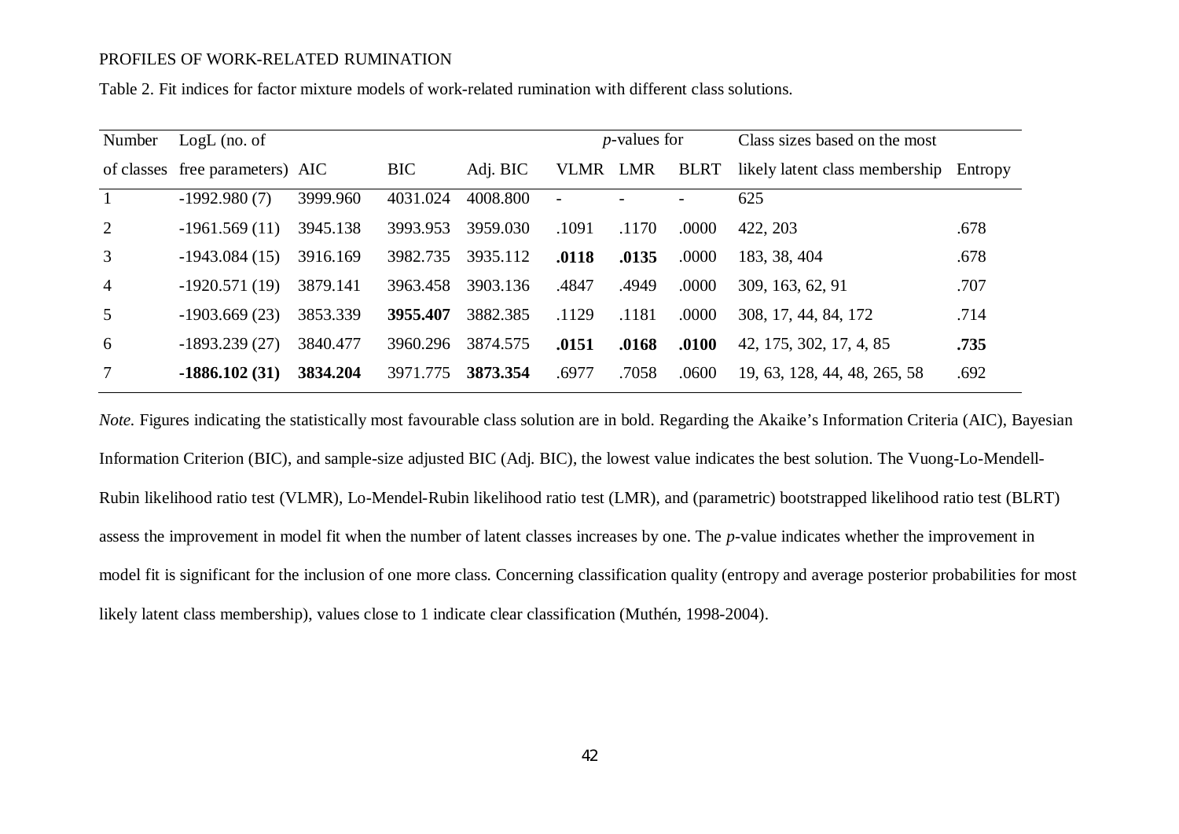Table 2. Fit indices for factor mixture models of work-related rumination with different class solutions.

| Number of classes | LogL (no. of free parameters) | AIC | BIC | Adj. BIC | *p*-values for VLMR | LMR | BLRT | Class sizes based on the most likely latent class membership | Entropy |
|---|---|---|---|---|---|---|---|---|---|
| 1 | -1992.980 (7) | 3999.960 | 4031.024 | 4008.800 | - | - | - | 625 | |
| 2 | -1961.569 (11) | 3945.138 | 3993.953 | 3959.030 | .1091 | .1170 | .0000 | 422, 203 | .678 |
| 3 | -1943.084 (15) | 3916.169 | 3982.735 | 3935.112 | **.0118** | **.0135** | .0000 | 183, 38, 404 | .678 |
| 4 | -1920.571 (19) | 3879.141 | 3963.458 | 3903.136 | .4847 | .4949 | .0000 | 309, 163, 62, 91 | .707 |
| 5 | -1903.669 (23) | 3853.339 | **3955.407** | 3882.385 | .1129 | .1181 | .0000 | 308, 17, 44, 84, 172 | .714 |
| 6 | -1893.239 (27) | 3840.477 | 3960.296 | 3874.575 | **.0151** | **.0168** | **.0100** | 42, 175, 302, 17, 4, 85 | **.735** |
| 7 | **-1886.102 (31)** | **3834.204** | 3971.775 | **3873.354** | .6977 | .7058 | .0600 | 19, 63, 128, 44, 48, 265, 58 | .692 |

*Note.* Figures indicating the statistically most favourable class solution are in bold. Regarding the Akaike's Information Criteria (AIC), Bayesian Information Criterion (BIC), and sample-size adjusted BIC (Adj. BIC), the lowest value indicates the best solution. The Vuong-Lo-Mendell-Rubin likelihood ratio test (VLMR), Lo-Mendel-Rubin likelihood ratio test (LMR), and (parametric) bootstrapped likelihood ratio test (BLRT) assess the improvement in model fit when the number of latent classes increases by one. The *p*-value indicates whether the improvement in model fit is significant for the inclusion of one more class. Concerning classification quality (entropy and average posterior probabilities for most likely latent class membership), values close to 1 indicate clear classification (Muthén, 1998-2004).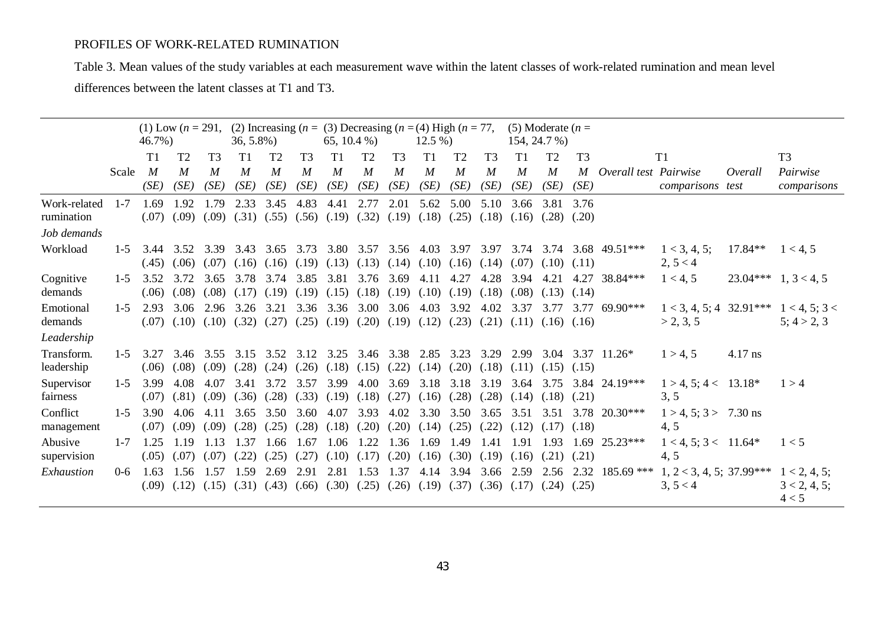Table 3. Mean values of the study variables at each measurement wave within the latent classes of work-related rumination and mean level differences between the latent classes at T1 and T3.

| | | (1) Low ($n$ = 291, 46.7%) | | | (2) Increasing ($n$ = 36, 5.8%) | | | (3) Decreasing ($n$ = 65, 10.4 %) | | | (4) High ($n$ = 77, 12.5 %) | | | (5) Moderate ($n$ = 154, 24.7 %) | | | T1 | | T3 | |
|---|---|---|---|---|---|---|---|---|---|---|---|---|---|---|---|---|---|---|---|---|
| | Scale | T1 *M* *(SE)* | T2 *M* *(SE)* | T3 *M* *(SE)* | T1 *M* *(SE)* | T2 *M* *(SE)* | T3 *M* *(SE)* | T1 *M* *(SE)* | T2 *M* *(SE)* | T3 *M* *(SE)* | T1 *M* *(SE)* | T2 *M* *(SE)* | T3 *M* *(SE)* | T1 *M* *(SE)* | T2 *M* *(SE)* | T3 *M* *(SE)* | *Overall test* | *Pairwise comparisons* | *Overall test* | *Pairwise comparisons* |
| Work-related rumination | 1-7 | 1.69 (.07) | 1.92 (.09) | 1.79 (.09) | 2.33 (.31) | 3.45 (.55) | 4.83 (.56) | 4.41 (.19) | 2.77 (.32) | 2.01 (.19) | 5.62 (.18) | 5.00 (.25) | 5.10 (.18) | 3.66 (.16) | 3.81 (.28) | 3.76 (.20) | | | | |
| *Job demands* | | | | | | | | | | | | | | | | | | | | |
| Workload | 1-5 | 3.44 (.45) | 3.52 (.06) | 3.39 (.07) | 3.43 (.16) | 3.65 (.16) | 3.73 (.19) | 3.80 (.13) | 3.57 (.13) | 3.56 (.14) | 4.03 (.10) | 3.97 (.16) | 3.97 (.14) | 3.74 (.07) | 3.74 (.10) | 3.68 (.11) | 49.51*** | 1 < 3, 4, 5; 2, 5 < 4 | 17.84** | 1 < 4, 5 |
| Cognitive demands | 1-5 | 3.52 (.06) | 3.72 (.08) | 3.65 (.08) | 3.78 (.17) | 3.74 (.19) | 3.85 (.19) | 3.81 (.15) | 3.76 (.18) | 3.69 (.19) | 4.11 (.10) | 4.27 (.19) | 4.28 (.18) | 3.94 (.08) | 4.21 (.13) | 4.27 (.14) | 38.84*** | 1 < 4, 5 | 23.04*** | 1, 3 < 4, 5 |
| Emotional demands | 1-5 | 2.93 (.07) | 3.06 (.10) | 2.96 (.10) | 3.26 (.32) | 3.21 (.27) | 3.36 (.25) | 3.36 (.19) | 3.00 (.20) | 3.06 (.19) | 4.03 (.12) | 3.92 (.23) | 4.02 (.21) | 3.37 (.11) | 3.77 (.16) | 3.77 (.16) | 69.90*** | 1 < 3, 4, 5; 4 > 2, 3, 5 | 32.91*** | 1 < 4, 5; 3 < 5; 4 > 2, 3 |
| *Leadership* | | | | | | | | | | | | | | | | | | | | |
| Transform. leadership | 1-5 | 3.27 (.06) | 3.46 (.08) | 3.55 (.09) | 3.15 (.28) | 3.52 (.24) | 3.12 (.26) | 3.25 (.18) | 3.46 (.15) | 3.38 (.22) | 2.85 (.14) | 3.23 (.20) | 3.29 (.18) | 2.99 (.11) | 3.04 (.15) | 3.37 (.15) | 11.26* | 1 > 4, 5 | 4.17 ns | |
| Supervisor fairness | 1-5 | 3.99 (.07) | 4.08 (.81) | 4.07 (.09) | 3.41 (.36) | 3.72 (.28) | 3.57 (.33) | 3.99 (.19) | 4.00 (.18) | 3.69 (.27) | 3.18 (.16) | 3.18 (.28) | 3.19 (.28) | 3.64 (.14) | 3.75 (.18) | 3.84 (.21) | 24.19*** | 1 > 4, 5; 4 < 3, 5 | 13.18* | 1 > 4 |
| Conflict management | 1-5 | 3.90 (.07) | 4.06 (.09) | 4.11 (.09) | 3.65 (.28) | 3.50 (.25) | 3.60 (.28) | 4.07 (.18) | 3.93 (.20) | 4.02 (.20) | 3.30 (.14) | 3.50 (.25) | 3.65 (.22) | 3.51 (.12) | 3.51 (.17) | 3.78 (.18) | 20.30*** | 1 > 4, 5; 3 > 4, 5 | 7.30 ns | |
| Abusive supervision | 1-7 | 1.25 (.05) | 1.19 (.07) | 1.13 (.07) | 1.37 (.22) | 1.66 (.25) | 1.67 (.27) | 1.06 (.10) | 1.22 (.17) | 1.36 (.20) | 1.69 (.16) | 1.49 (.30) | 1.41 (.19) | 1.91 (.16) | 1.93 (.21) | 1.69 (.21) | 25.23*** | 1 < 4, 5; 3 < 4, 5 | 11.64* | 1 < 5 |
| *Exhaustion* | 0-6 | 1.63 (.09) | 1.56 (.12) | 1.57 (.15) | 1.59 (.31) | 2.69 (.43) | 2.91 (.66) | 2.81 (.30) | 1.53 (.25) | 1.37 (.26) | 4.14 (.19) | 3.94 (.37) | 3.66 (.36) | 2.59 (.17) | 2.56 (.24) | 2.32 (.25) | 185.69 *** | 1, 2 < 3, 4, 5; 3, 5 < 4 | 37.99*** | 1 < 2, 4, 5; 3 < 2, 4, 5; 4 < 5 |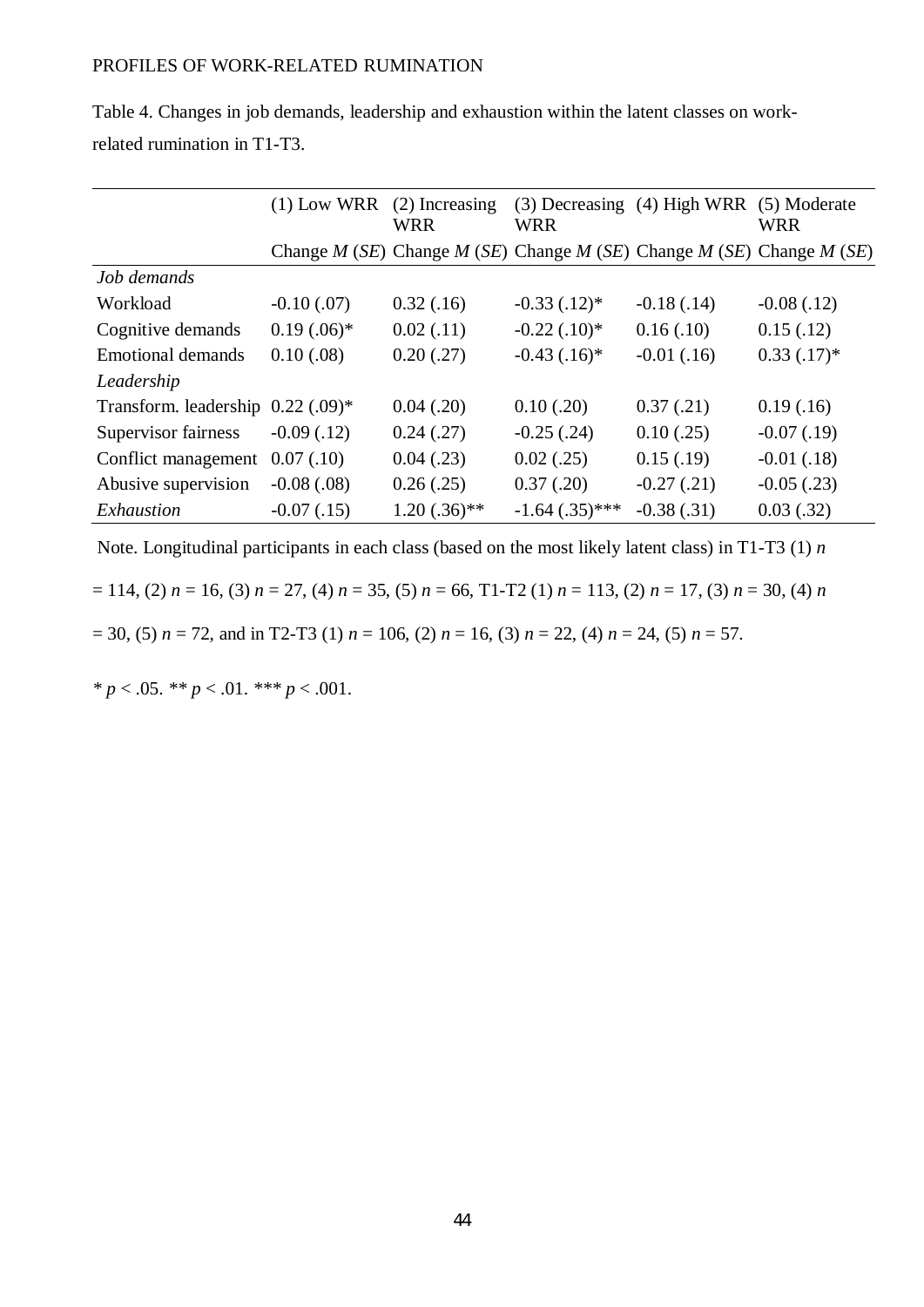Table 4. Changes in job demands, leadership and exhaustion within the latent classes on work-related rumination in T1-T3.

| | (1) Low WRR | (2) Increasing WRR | (3) Decreasing WRR | (4) High WRR | (5) Moderate WRR |
|---|---|---|---|---|---|
| | Change *M* (*SE*) | Change *M* (*SE*) | Change *M* (*SE*) | Change *M* (*SE*) | Change *M* (*SE*) |
| *Job demands* | | | | | |
| Workload | -0.10 (.07) | 0.32 (.16) | -0.33 (.12)* | -0.18 (.14) | -0.08 (.12) |
| Cognitive demands | 0.19 (.06)* | 0.02 (.11) | -0.22 (.10)* | 0.16 (.10) | 0.15 (.12) |
| Emotional demands | 0.10 (.08) | 0.20 (.27) | -0.43 (.16)* | -0.01 (.16) | 0.33 (.17)* |
| *Leadership* | | | | | |
| Transform. leadership | 0.22 (.09)* | 0.04 (.20) | 0.10 (.20) | 0.37 (.21) | 0.19 (.16) |
| Supervisor fairness | -0.09 (.12) | 0.24 (.27) | -0.25 (.24) | 0.10 (.25) | -0.07 (.19) |
| Conflict management | 0.07 (.10) | 0.04 (.23) | 0.02 (.25) | 0.15 (.19) | -0.01 (.18) |
| Abusive supervision | -0.08 (.08) | 0.26 (.25) | 0.37 (.20) | -0.27 (.21) | -0.05 (.23) |
| *Exhaustion* | -0.07 (.15) | 1.20 (.36)** | -1.64 (.35)*** | -0.38 (.31) | 0.03 (.32) |

Note. Longitudinal participants in each class (based on the most likely latent class) in T1-T3 (1) $n$ = 114, (2) $n$ = 16, (3) $n$ = 27, (4) $n$ = 35, (5) $n$ = 66, T1-T2 (1) $n$ = 113, (2) $n$ = 17, (3) $n$ = 30, (4) $n$ = 30, (5) $n$ = 72, and in T2-T3 (1) $n$ = 106, (2) $n$ = 16, (3) $n$ = 22, (4) $n$ = 24, (5) $n$ = 57.

* $p < .05$. ** $p < .01$. *** $p < .001$.